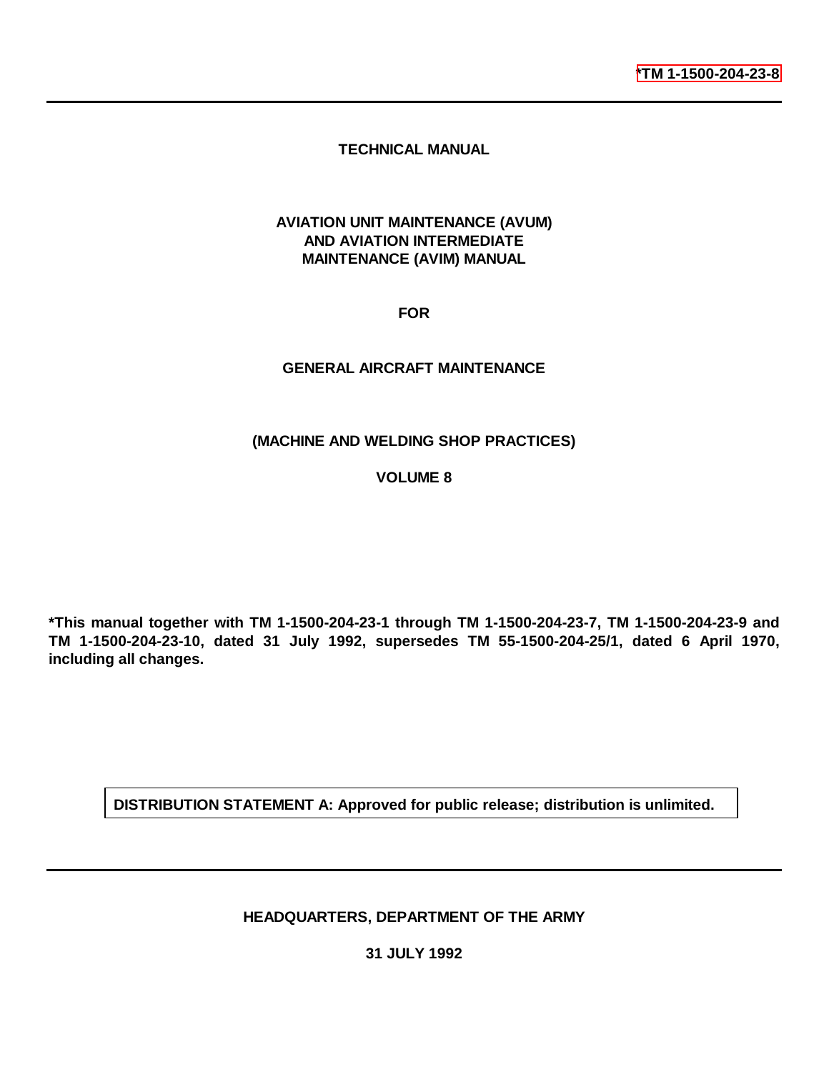*TM 1-1500-204-23-8

# TECHNICAL MANUAL

## AVIATION UNIT MAINTENANCE (AVUM) AND AVIATION INTERMEDIATE MAINTENANCE (AVIM) MANUAL

## FOR

## GENERAL AIRCRAFT MAINTENANCE

## (MACHINE AND WELDING SHOP PRACTICES)

## VOLUME 8

**\*This manual together with TM 1-1500-204-23-1 through TM 1-1500-204-23-7, TM 1-1500-204-23-9 and TM 1-1500-204-23-10, dated 31 July 1992, supersedes TM 55-1500-204-25/1, dated 6 April 1970, including all changes.**

**DISTRIBUTION STATEMENT A: Approved for public release; distribution is unlimited.**

**HEADQUARTERS, DEPARTMENT OF THE ARMY**

**31 JULY 1992**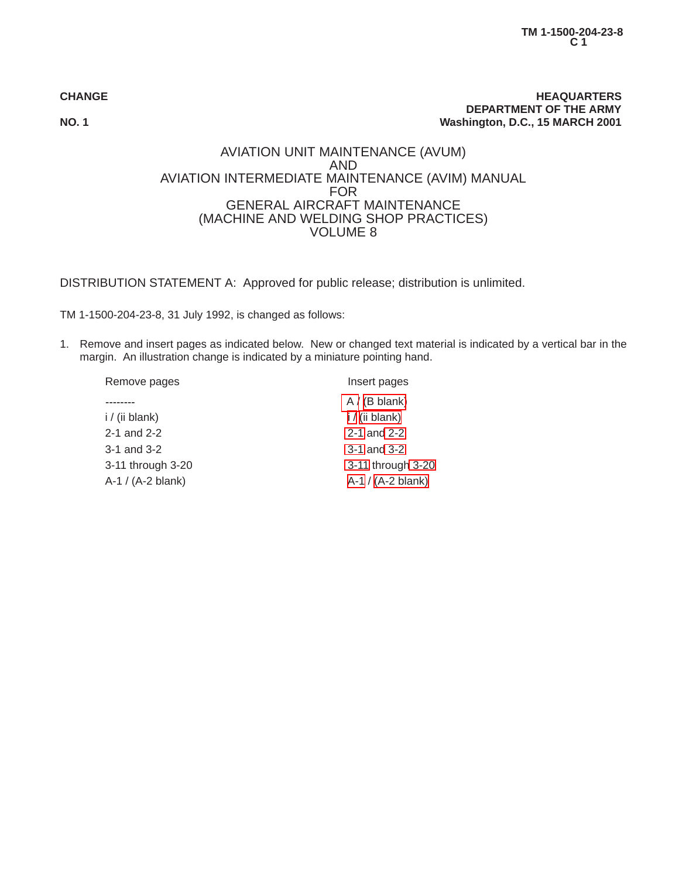TM 1-1500-204-23-8
C 1

**CHANGE** **HEAQUARTERS**
**DEPARTMENT OF THE ARMY**
**NO. 1** **Washington, D.C., 15 MARCH 2001**

# AVIATION UNIT MAINTENANCE (AVUM) AND AVIATION INTERMEDIATE MAINTENANCE (AVIM) MANUAL FOR GENERAL AIRCRAFT MAINTENANCE (MACHINE AND WELDING SHOP PRACTICES) VOLUME 8

DISTRIBUTION STATEMENT A: Approved for public release; distribution is unlimited.

TM 1-1500-204-23-8, 31 July 1992, is changed as follows:

1. Remove and insert pages as indicated below. New or changed text material is indicated by a vertical bar in the margin. An illustration change is indicated by a miniature pointing hand.

| Remove pages | Insert pages |
|---|---|
| -------- | A / (B blank) |
| i / (ii blank) | i / (ii blank) |
| 2-1 and 2-2 | 2-1 and 2-2 |
| 3-1 and 3-2 | 3-1 and 3-2 |
| 3-11 through 3-20 | 3-11 through 3-20 |
| A-1 / (A-2 blank) | A-1 / (A-2 blank) |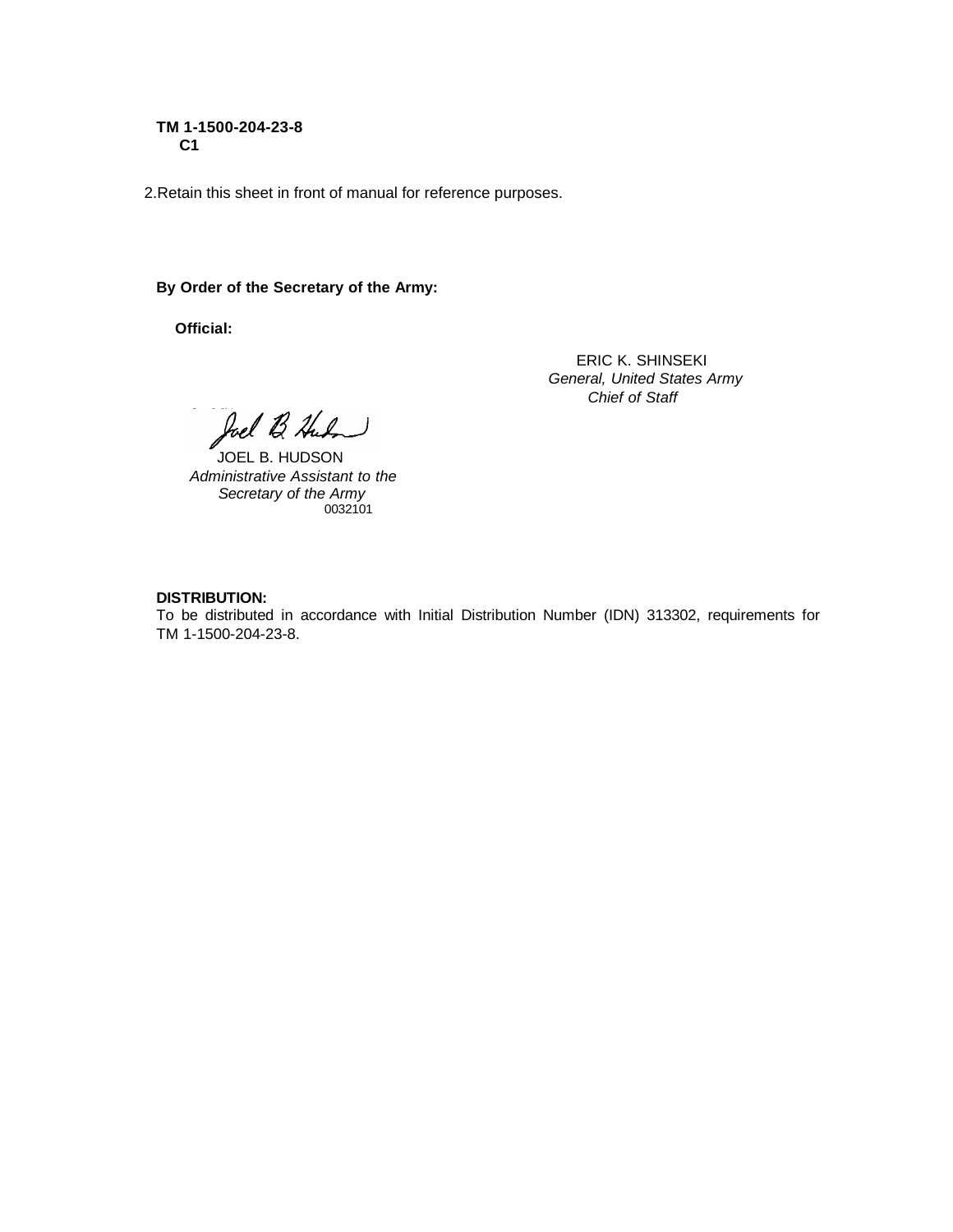**TM 1-1500-204-23-8**
**C1**

2.Retain this sheet in front of manual for reference purposes.

**By Order of the Secretary of the Army:**

**Official:**

ERIC K. SHINSEKI
*General, United States Army*
*Chief of Staff*

JOEL B. HUDSON
*Administrative Assistant to the*
*Secretary of the Army*
0032101

**DISTRIBUTION:**
To be distributed in accordance with Initial Distribution Number (IDN) 313302, requirements for TM 1-1500-204-23-8.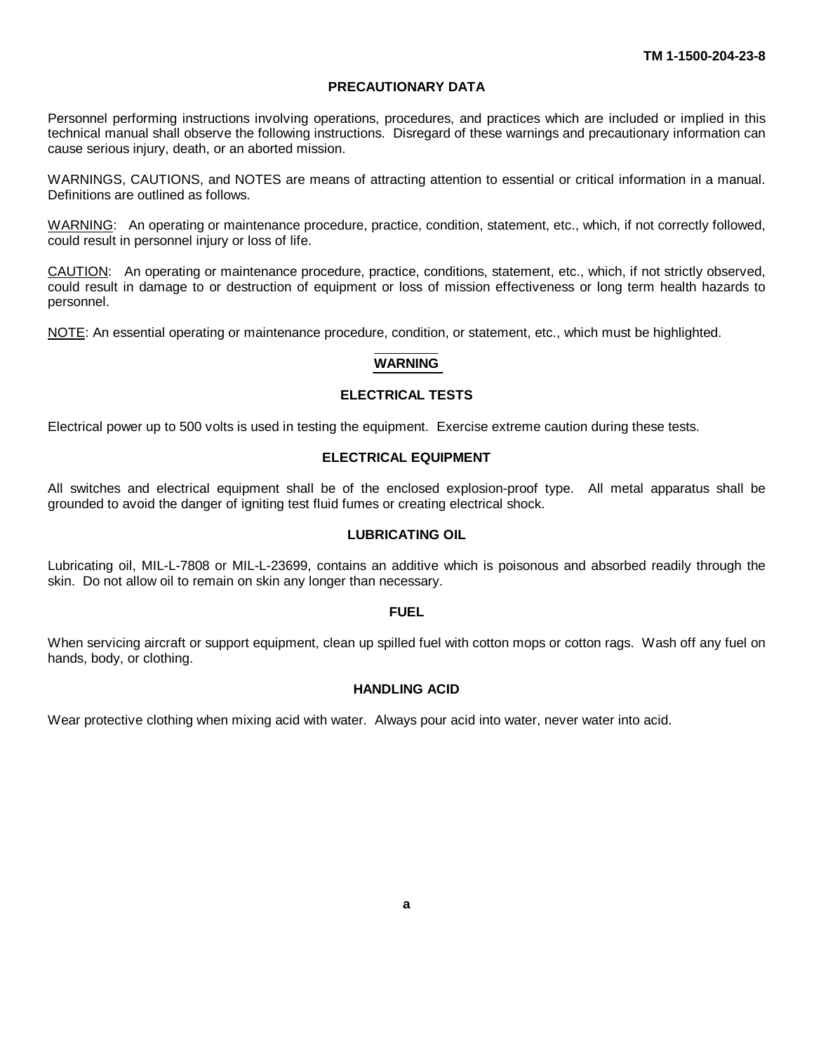## PRECAUTIONARY DATA

Personnel performing instructions involving operations, procedures, and practices which are included or implied in this technical manual shall observe the following instructions. Disregard of these warnings and precautionary information can cause serious injury, death, or an aborted mission.

WARNINGS, CAUTIONS, and NOTES are means of attracting attention to essential or critical information in a manual. Definitions are outlined as follows.

WARNING: An operating or maintenance procedure, practice, condition, statement, etc., which, if not correctly followed, could result in personnel injury or loss of life.

CAUTION: An operating or maintenance procedure, practice, conditions, statement, etc., which, if not strictly observed, could result in damage to or destruction of equipment or loss of mission effectiveness or long term health hazards to personnel.

NOTE: An essential operating or maintenance procedure, condition, or statement, etc., which must be highlighted.

### WARNING

#### ELECTRICAL TESTS

Electrical power up to 500 volts is used in testing the equipment. Exercise extreme caution during these tests.

#### ELECTRICAL EQUIPMENT

All switches and electrical equipment shall be of the enclosed explosion-proof type. All metal apparatus shall be grounded to avoid the danger of igniting test fluid fumes or creating electrical shock.

#### LUBRICATING OIL

Lubricating oil, MIL-L-7808 or MIL-L-23699, contains an additive which is poisonous and absorbed readily through the skin. Do not allow oil to remain on skin any longer than necessary.

#### FUEL

When servicing aircraft or support equipment, clean up spilled fuel with cotton mops or cotton rags. Wash off any fuel on hands, body, or clothing.

#### HANDLING ACID

Wear protective clothing when mixing acid with water. Always pour acid into water, never water into acid.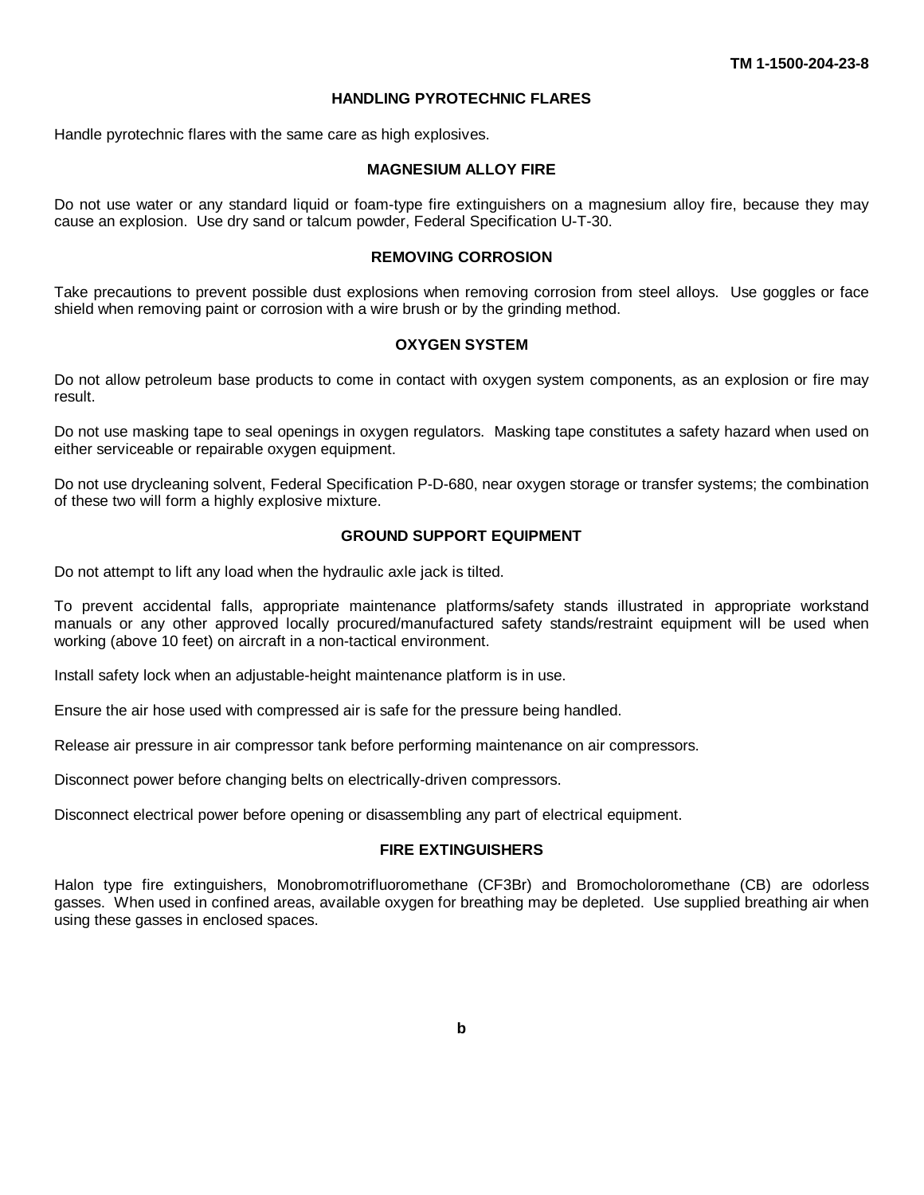## HANDLING PYROTECHNIC FLARES

Handle pyrotechnic flares with the same care as high explosives.

## MAGNESIUM ALLOY FIRE

Do not use water or any standard liquid or foam-type fire extinguishers on a magnesium alloy fire, because they may cause an explosion. Use dry sand or talcum powder, Federal Specification U-T-30.

## REMOVING CORROSION

Take precautions to prevent possible dust explosions when removing corrosion from steel alloys. Use goggles or face shield when removing paint or corrosion with a wire brush or by the grinding method.

## OXYGEN SYSTEM

Do not allow petroleum base products to come in contact with oxygen system components, as an explosion or fire may result.

Do not use masking tape to seal openings in oxygen regulators. Masking tape constitutes a safety hazard when used on either serviceable or repairable oxygen equipment.

Do not use drycleaning solvent, Federal Specification P-D-680, near oxygen storage or transfer systems; the combination of these two will form a highly explosive mixture.

## GROUND SUPPORT EQUIPMENT

Do not attempt to lift any load when the hydraulic axle jack is tilted.

To prevent accidental falls, appropriate maintenance platforms/safety stands illustrated in appropriate workstand manuals or any other approved locally procured/manufactured safety stands/restraint equipment will be used when working (above 10 feet) on aircraft in a non-tactical environment.

Install safety lock when an adjustable-height maintenance platform is in use.

Ensure the air hose used with compressed air is safe for the pressure being handled.

Release air pressure in air compressor tank before performing maintenance on air compressors.

Disconnect power before changing belts on electrically-driven compressors.

Disconnect electrical power before opening or disassembling any part of electrical equipment.

## FIRE EXTINGUISHERS

Halon type fire extinguishers, Monobromotrifluoromethane ($CF_3Br$) and Bromocholoromethane (CB) are odorless gasses. When used in confined areas, available oxygen for breathing may be depleted. Use supplied breathing air when using these gasses in enclosed spaces.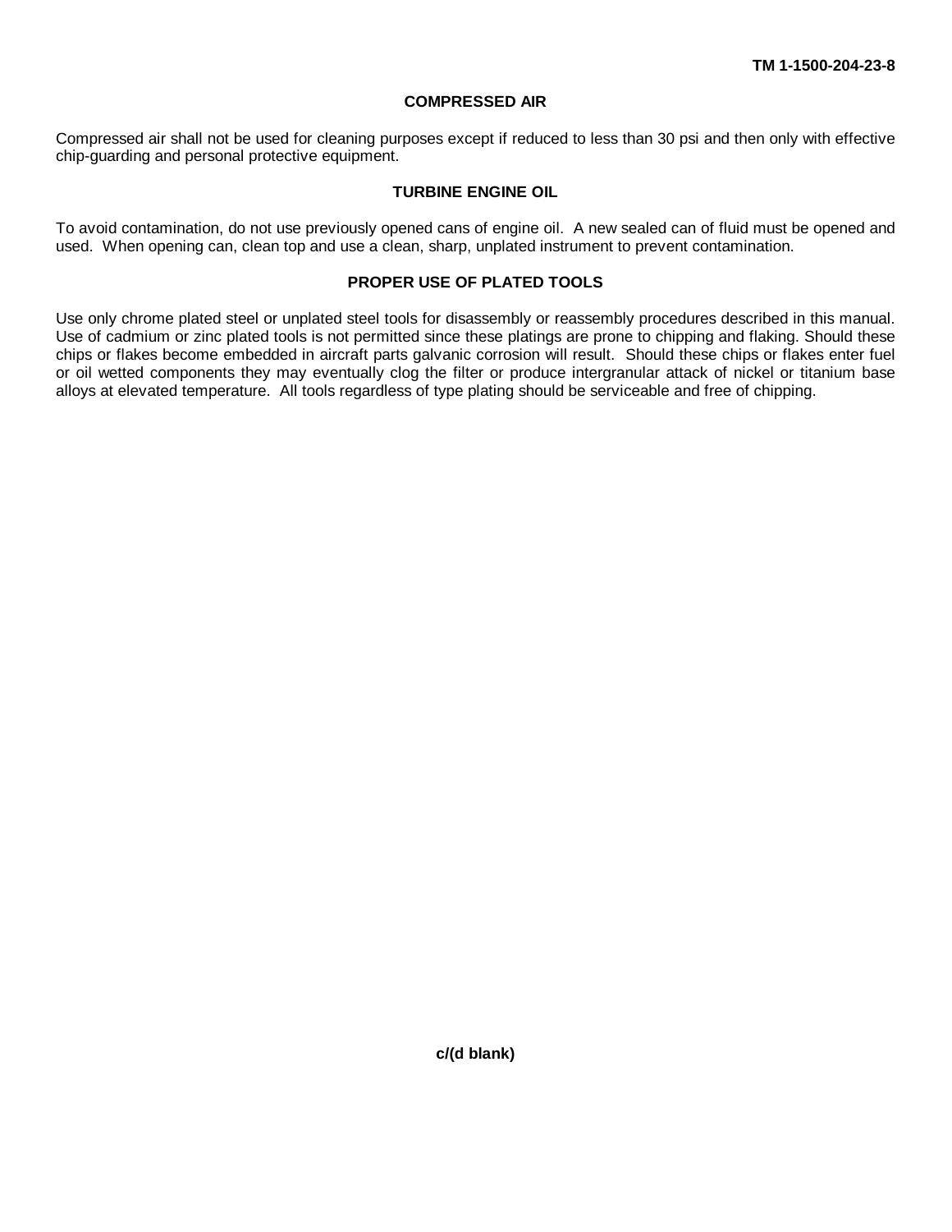## COMPRESSED AIR

Compressed air shall not be used for cleaning purposes except if reduced to less than 30 psi and then only with effective chip-guarding and personal protective equipment.

## TURBINE ENGINE OIL

To avoid contamination, do not use previously opened cans of engine oil. A new sealed can of fluid must be opened and used. When opening can, clean top and use a clean, sharp, unplated instrument to prevent contamination.

## PROPER USE OF PLATED TOOLS

Use only chrome plated steel or unplated steel tools for disassembly or reassembly procedures described in this manual. Use of cadmium or zinc plated tools is not permitted since these platings are prone to chipping and flaking. Should these chips or flakes become embedded in aircraft parts galvanic corrosion will result. Should these chips or flakes enter fuel or oil wetted components they may eventually clog the filter or produce intergranular attack of nickel or titanium base alloys at elevated temperature. All tools regardless of type plating should be serviceable and free of chipping.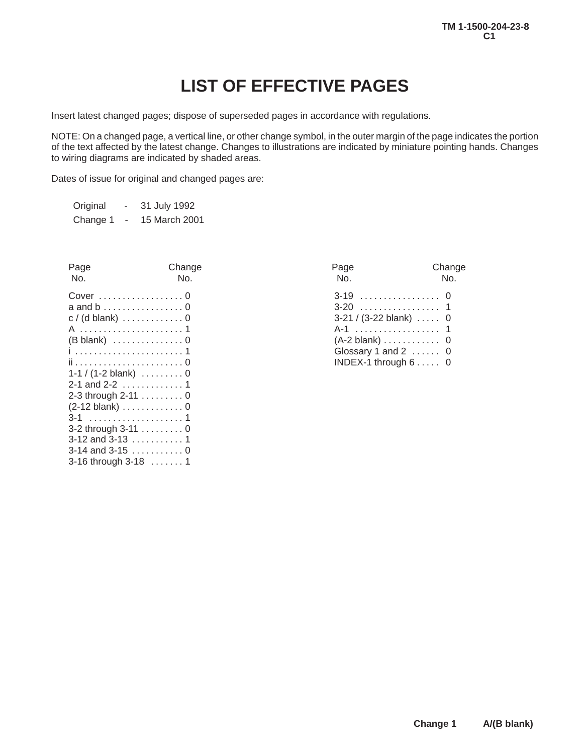# LIST OF EFFECTIVE PAGES

Insert latest changed pages; dispose of superseded pages in accordance with regulations.

NOTE: On a changed page, a vertical line, or other change symbol, in the outer margin of the page indicates the portion of the text affected by the latest change. Changes to illustrations are indicated by miniature pointing hands. Changes to wiring diagrams are indicated by shaded areas.

Dates of issue for original and changed pages are:

Original - 31 July 1992
Change 1 - 15 March 2001

| Page No. | Change No. |
|---|---|
| Cover | 0 |
| a and b | 0 |
| c / (d blank) | 0 |
| A | 1 |
| (B blank) | 0 |
| i | 1 |
| ii | 0 |
| 1-1 / (1-2 blank) | 0 |
| 2-1 and 2-2 | 1 |
| 2-3 through 2-11 | 0 |
| (2-12 blank) | 0 |
| 3-1 | 1 |
| 3-2 through 3-11 | 0 |
| 3-12 and 3-13 | 1 |
| 3-14 and 3-15 | 0 |
| 3-16 through 3-18 | 1 |
| 3-19 | 0 |
| 3-20 | 1 |
| 3-21 / (3-22 blank) | 0 |
| A-1 | 1 |
| (A-2 blank) | 0 |
| Glossary 1 and 2 | 0 |
| INDEX-1 through 6 | 0 |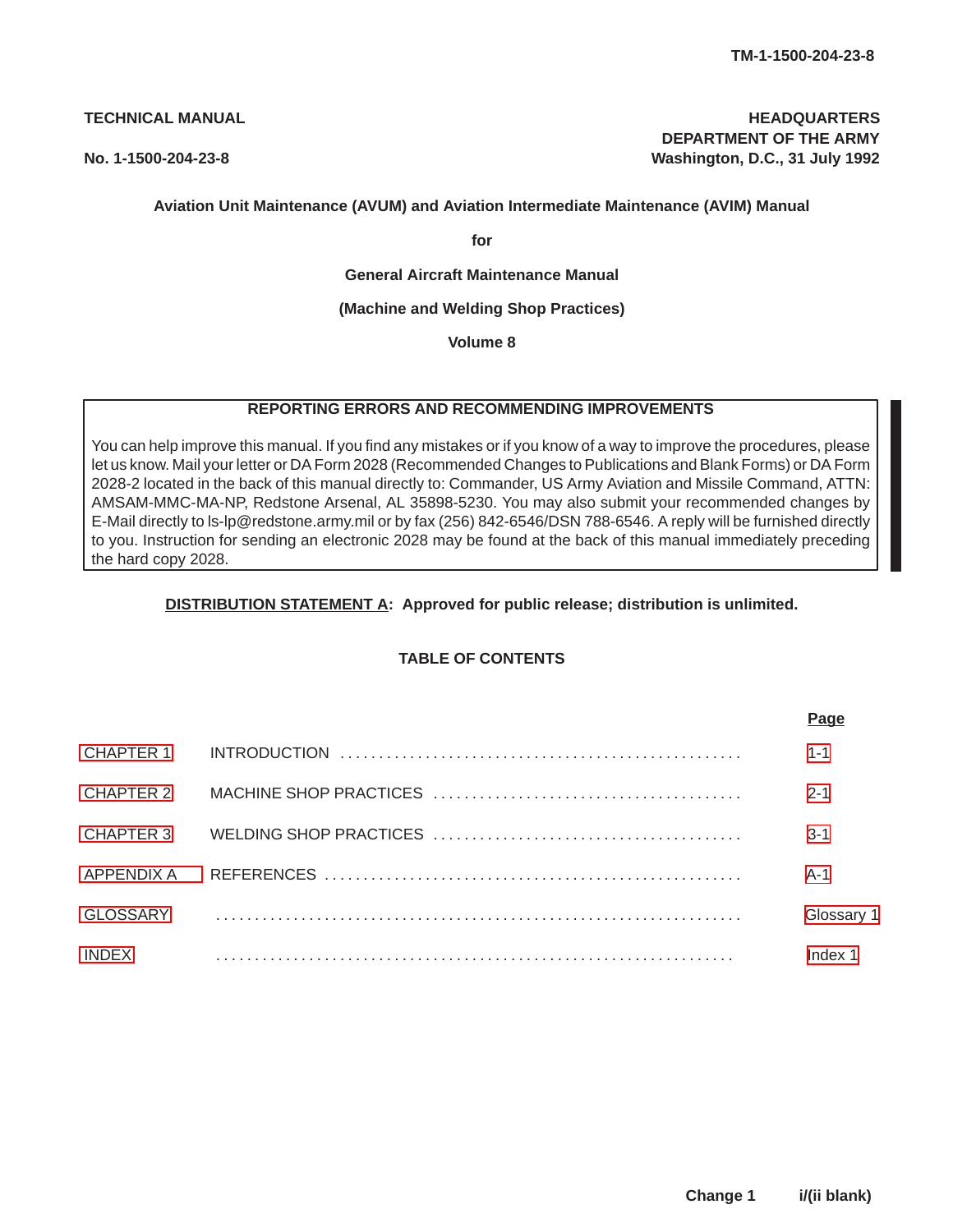TECHNICAL MANUAL

No. 1-1500-204-23-8

HEADQUARTERS
DEPARTMENT OF THE ARMY
Washington, D.C., 31 July 1992

**Aviation Unit Maintenance (AVUM) and Aviation Intermediate Maintenance (AVIM) Manual**

**for**

**General Aircraft Maintenance Manual**

**(Machine and Welding Shop Practices)**

**Volume 8**

**REPORTING ERRORS AND RECOMMENDING IMPROVEMENTS**

You can help improve this manual. If you find any mistakes or if you know of a way to improve the procedures, please let us know. Mail your letter or DA Form 2028 (Recommended Changes to Publications and Blank Forms) or DA Form 2028-2 located in the back of this manual directly to: Commander, US Army Aviation and Missile Command, ATTN: AMSAM-MMC-MA-NP, Redstone Arsenal, AL 35898-5230. You may also submit your recommended changes by E-Mail directly to ls-lp@redstone.army.mil or by fax (256) 842-6546/DSN 788-6546. A reply will be furnished directly to you. Instruction for sending an electronic 2028 may be found at the back of this manual immediately preceding the hard copy 2028.

**DISTRIBUTION STATEMENT A: Approved for public release; distribution is unlimited.**

**TABLE OF CONTENTS**

| | | Page |
|---|---|---|
| CHAPTER 1 | INTRODUCTION | 1-1 |
| CHAPTER 2 | MACHINE SHOP PRACTICES | 2-1 |
| CHAPTER 3 | WELDING SHOP PRACTICES | 3-1 |
| APPENDIX A | REFERENCES | A-1 |
| GLOSSARY | | Glossary 1 |
| INDEX | | Index 1 |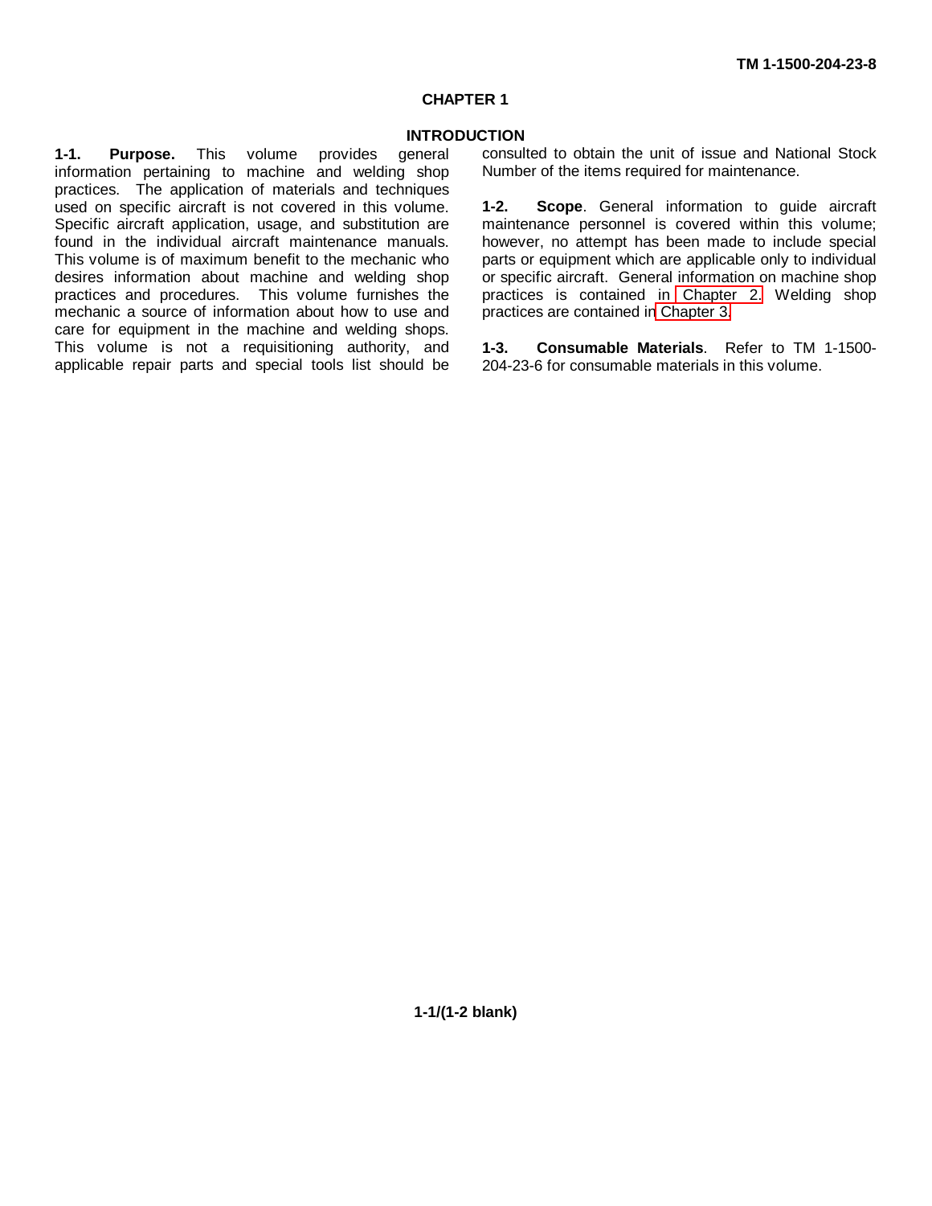# CHAPTER 1

## INTRODUCTION

**1-1. Purpose.** This volume provides general information pertaining to machine and welding shop practices. The application of materials and techniques used on specific aircraft is not covered in this volume. Specific aircraft application, usage, and substitution are found in the individual aircraft maintenance manuals. This volume is of maximum benefit to the mechanic who desires information about machine and welding shop practices and procedures. This volume furnishes the mechanic a source of information about how to use and care for equipment in the machine and welding shops. This volume is not a requisitioning authority, and applicable repair parts and special tools list should be consulted to obtain the unit of issue and National Stock Number of the items required for maintenance.

**1-2. Scope**. General information to guide aircraft maintenance personnel is covered within this volume; however, no attempt has been made to include special parts or equipment which are applicable only to individual or specific aircraft. General information on machine shop practices is contained in Chapter 2. Welding shop practices are contained in Chapter 3.

**1-3. Consumable Materials**. Refer to TM 1-1500-204-23-6 for consumable materials in this volume.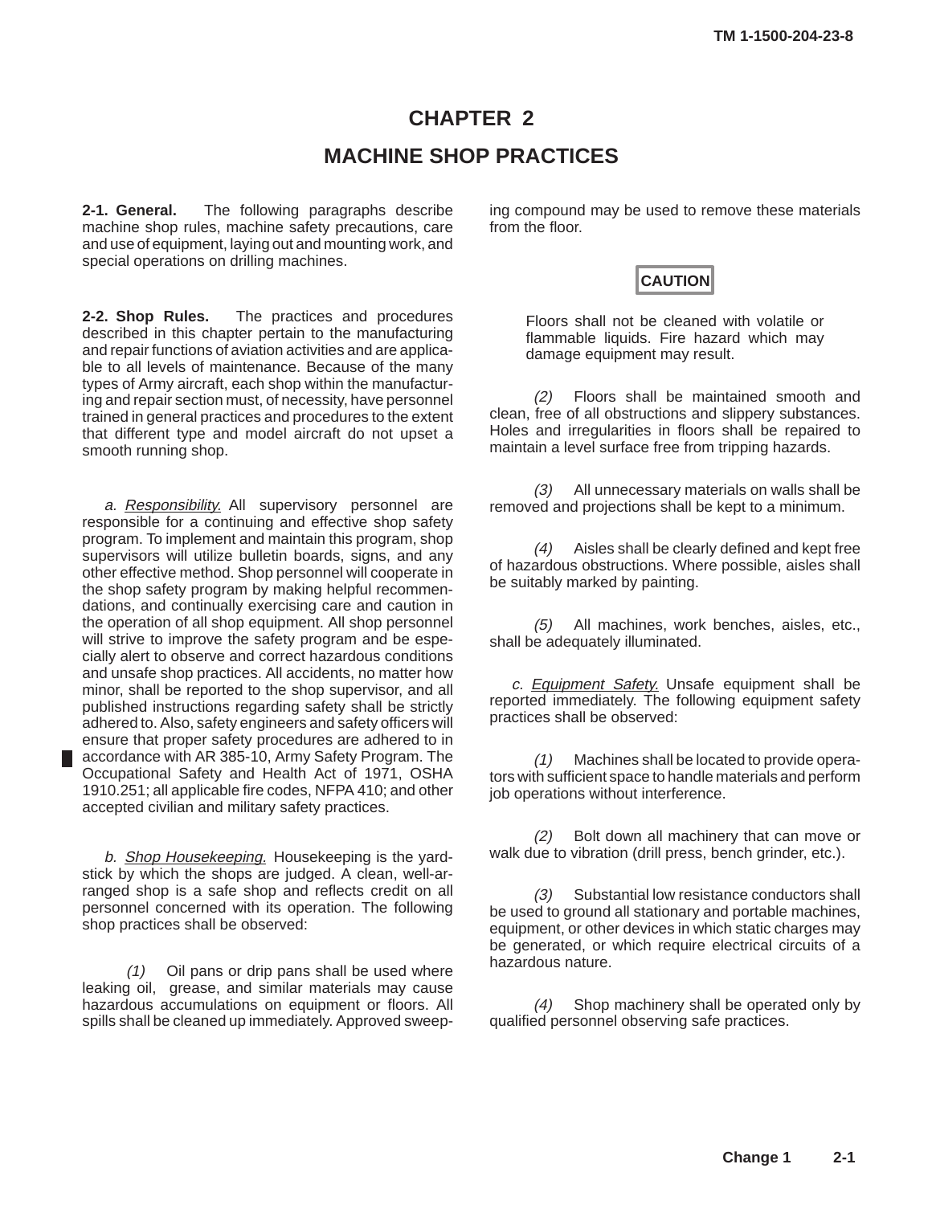# CHAPTER 2

# MACHINE SHOP PRACTICES

**2-1. General.** The following paragraphs describe machine shop rules, machine safety precautions, care and use of equipment, laying out and mounting work, and special operations on drilling machines.

**2-2. Shop Rules.** The practices and procedures described in this chapter pertain to the manufacturing and repair functions of aviation activities and are applicable to all levels of maintenance. Because of the many types of Army aircraft, each shop within the manufacturing and repair section must, of necessity, have personnel trained in general practices and procedures to the extent that different type and model aircraft do not upset a smooth running shop.

*a.* *Responsibility.* All supervisory personnel are responsible for a continuing and effective shop safety program. To implement and maintain this program, shop supervisors will utilize bulletin boards, signs, and any other effective method. Shop personnel will cooperate in the shop safety program by making helpful recommendations, and continually exercising care and caution in the operation of all shop equipment. All shop personnel will strive to improve the safety program and be especially alert to observe and correct hazardous conditions and unsafe shop practices. All accidents, no matter how minor, shall be reported to the shop supervisor, and all published instructions regarding safety shall be strictly adhered to. Also, safety engineers and safety officers will ensure that proper safety procedures are adhered to in accordance with AR 385-10, Army Safety Program. The Occupational Safety and Health Act of 1971, OSHA 1910.251; all applicable fire codes, NFPA 410; and other accepted civilian and military safety practices.

*b.* *Shop Housekeeping.* Housekeeping is the yardstick by which the shops are judged. A clean, well-arranged shop is a safe shop and reflects credit on all personnel concerned with its operation. The following shop practices shall be observed:

*(1)* Oil pans or drip pans shall be used where leaking oil, grease, and similar materials may cause hazardous accumulations on equipment or floors. All spills shall be cleaned up immediately. Approved sweeping compound may be used to remove these materials from the floor.

**CAUTION**

Floors shall not be cleaned with volatile or flammable liquids. Fire hazard which may damage equipment may result.

*(2)* Floors shall be maintained smooth and clean, free of all obstructions and slippery substances. Holes and irregularities in floors shall be repaired to maintain a level surface free from tripping hazards.

*(3)* All unnecessary materials on walls shall be removed and projections shall be kept to a minimum.

*(4)* Aisles shall be clearly defined and kept free of hazardous obstructions. Where possible, aisles shall be suitably marked by painting.

*(5)* All machines, work benches, aisles, etc., shall be adequately illuminated.

*c.* *Equipment Safety.* Unsafe equipment shall be reported immediately. The following equipment safety practices shall be observed:

*(1)* Machines shall be located to provide operators with sufficient space to handle materials and perform job operations without interference.

*(2)* Bolt down all machinery that can move or walk due to vibration (drill press, bench grinder, etc.).

*(3)* Substantial low resistance conductors shall be used to ground all stationary and portable machines, equipment, or other devices in which static charges may be generated, or which require electrical circuits of a hazardous nature.

*(4)* Shop machinery shall be operated only by qualified personnel observing safe practices.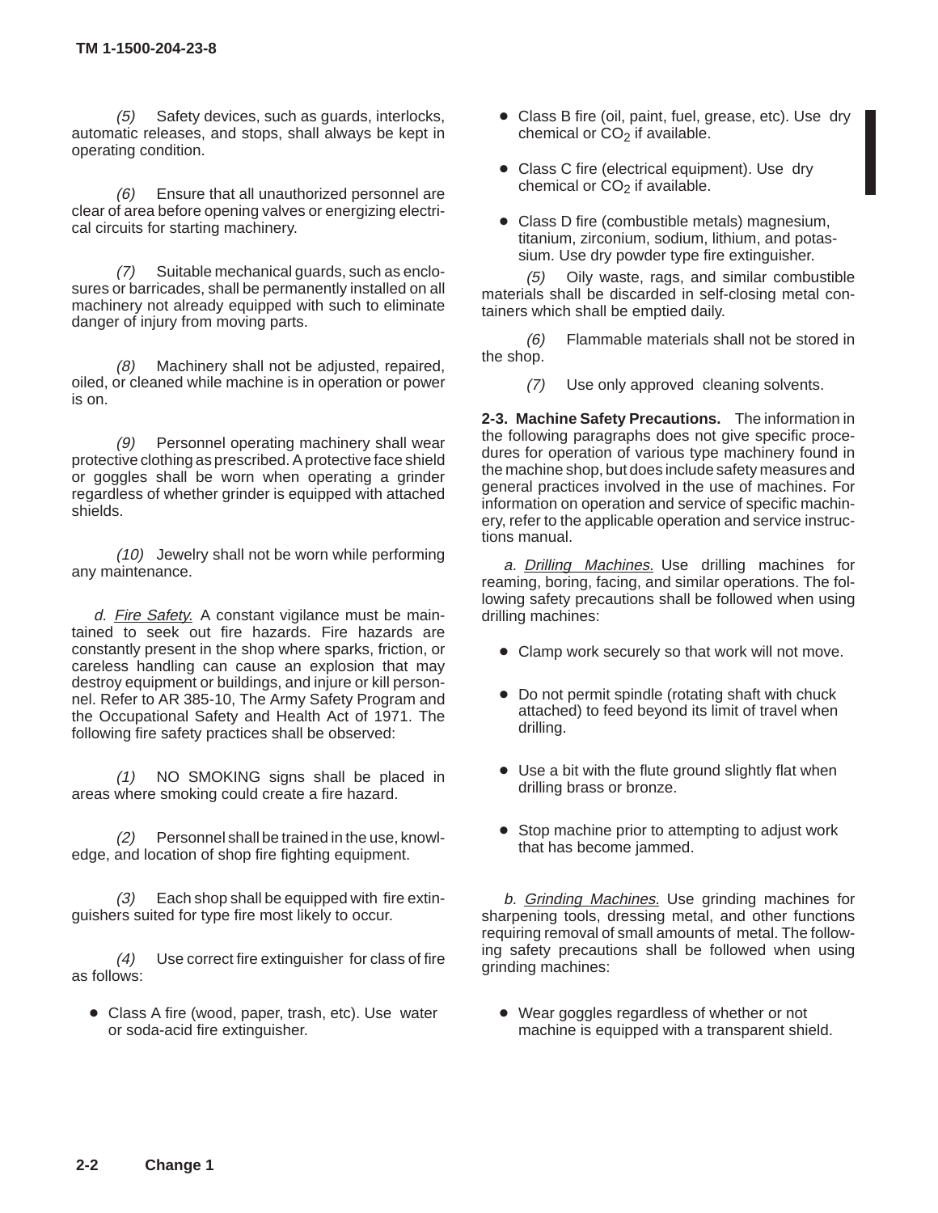*(5)* Safety devices, such as guards, interlocks, automatic releases, and stops, shall always be kept in operating condition.

*(6)* Ensure that all unauthorized personnel are clear of area before opening valves or energizing electrical circuits for starting machinery.

*(7)* Suitable mechanical guards, such as enclosures or barricades, shall be permanently installed on all machinery not already equipped with such to eliminate danger of injury from moving parts.

*(8)* Machinery shall not be adjusted, repaired, oiled, or cleaned while machine is in operation or power is on.

*(9)* Personnel operating machinery shall wear protective clothing as prescribed. A protective face shield or goggles shall be worn when operating a grinder regardless of whether grinder is equipped with attached shields.

*(10)* Jewelry shall not be worn while performing any maintenance.

*d. Fire Safety.* A constant vigilance must be maintained to seek out fire hazards. Fire hazards are constantly present in the shop where sparks, friction, or careless handling can cause an explosion that may destroy equipment or buildings, and injure or kill personnel. Refer to AR 385-10, The Army Safety Program and the Occupational Safety and Health Act of 1971. The following fire safety practices shall be observed:

*(1)* NO SMOKING signs shall be placed in areas where smoking could create a fire hazard.

*(2)* Personnel shall be trained in the use, knowledge, and location of shop fire fighting equipment.

*(3)* Each shop shall be equipped with fire extinguishers suited for type fire most likely to occur.

*(4)* Use correct fire extinguisher for class of fire as follows:

- Class A fire (wood, paper, trash, etc). Use water or soda-acid fire extinguisher.
- Class B fire (oil, paint, fuel, grease, etc). Use dry chemical or $CO_2$ if available.
- Class C fire (electrical equipment). Use dry chemical or $CO_2$ if available.
- Class D fire (combustible metals) magnesium, titanium, zirconium, sodium, lithium, and potassium. Use dry powder type fire extinguisher.

*(5)* Oily waste, rags, and similar combustible materials shall be discarded in self-closing metal containers which shall be emptied daily.

*(6)* Flammable materials shall not be stored in the shop.

*(7)* Use only approved cleaning solvents.

**2-3. Machine Safety Precautions.** The information in the following paragraphs does not give specific procedures for operation of various type machinery found in the machine shop, but does include safety measures and general practices involved in the use of machines. For information on operation and service of specific machinery, refer to the applicable operation and service instructions manual.

*a. Drilling Machines.* Use drilling machines for reaming, boring, facing, and similar operations. The following safety precautions shall be followed when using drilling machines:

- Clamp work securely so that work will not move.
- Do not permit spindle (rotating shaft with chuck attached) to feed beyond its limit of travel when drilling.
- Use a bit with the flute ground slightly flat when drilling brass or bronze.
- Stop machine prior to attempting to adjust work that has become jammed.

*b. Grinding Machines.* Use grinding machines for sharpening tools, dressing metal, and other functions requiring removal of small amounts of metal. The following safety precautions shall be followed when using grinding machines:

- Wear goggles regardless of whether or not machine is equipped with a transparent shield.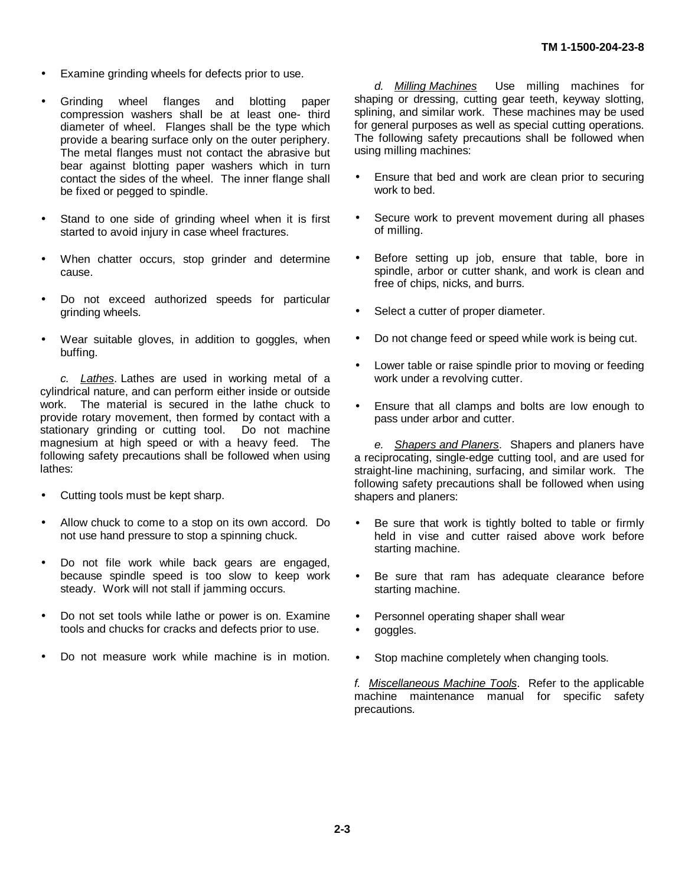- Examine grinding wheels for defects prior to use.
- Grinding wheel flanges and blotting paper compression washers shall be at least one- third diameter of wheel. Flanges shall be the type which provide a bearing surface only on the outer periphery. The metal flanges must not contact the abrasive but bear against blotting paper washers which in turn contact the sides of the wheel. The inner flange shall be fixed or pegged to spindle.
- Stand to one side of grinding wheel when it is first started to avoid injury in case wheel fractures.
- When chatter occurs, stop grinder and determine cause.
- Do not exceed authorized speeds for particular grinding wheels.
- Wear suitable gloves, in addition to goggles, when buffing.

*c.* *Lathes*. Lathes are used in working metal of a cylindrical nature, and can perform either inside or outside work. The material is secured in the lathe chuck to provide rotary movement, then formed by contact with a stationary grinding or cutting tool. Do not machine magnesium at high speed or with a heavy feed. The following safety precautions shall be followed when using lathes:

- Cutting tools must be kept sharp.
- Allow chuck to come to a stop on its own accord. Do not use hand pressure to stop a spinning chuck.
- Do not file work while back gears are engaged, because spindle speed is too slow to keep work steady. Work will not stall if jamming occurs.
- Do not set tools while lathe or power is on. Examine tools and chucks for cracks and defects prior to use.
- Do not measure work while machine is in motion.

*d.* *Milling Machines* Use milling machines for shaping or dressing, cutting gear teeth, keyway slotting, splining, and similar work. These machines may be used for general purposes as well as special cutting operations. The following safety precautions shall be followed when using milling machines:

- Ensure that bed and work are clean prior to securing work to bed.
- Secure work to prevent movement during all phases of milling.
- Before setting up job, ensure that table, bore in spindle, arbor or cutter shank, and work is clean and free of chips, nicks, and burrs.
- Select a cutter of proper diameter.
- Do not change feed or speed while work is being cut.
- Lower table or raise spindle prior to moving or feeding work under a revolving cutter.
- Ensure that all clamps and bolts are low enough to pass under arbor and cutter.

*e.* *Shapers and Planers*. Shapers and planers have a reciprocating, single-edge cutting tool, and are used for straight-line machining, surfacing, and similar work. The following safety precautions shall be followed when using shapers and planers:

- Be sure that work is tightly bolted to table or firmly held in vise and cutter raised above work before starting machine.
- Be sure that ram has adequate clearance before starting machine.
- Personnel operating shaper shall wear
- goggles.
- Stop machine completely when changing tools.

*f.* *Miscellaneous Machine Tools*. Refer to the applicable machine maintenance manual for specific safety precautions.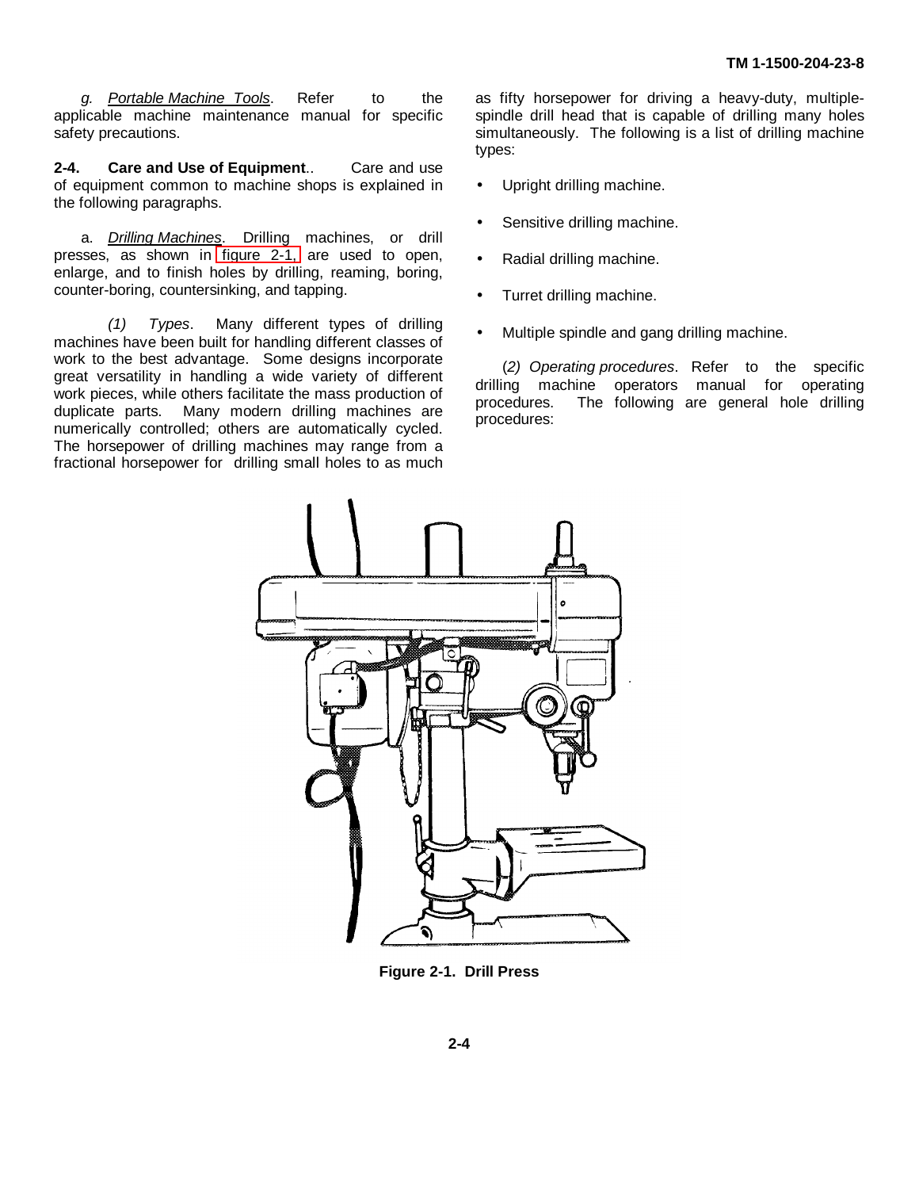*g. Portable Machine Tools*. Refer to the applicable machine maintenance manual for specific safety precautions.

**2-4. Care and Use of Equipment**.. Care and use of equipment common to machine shops is explained in the following paragraphs.

a. *Drilling Machines*. Drilling machines, or drill presses, as shown in figure 2-1, are used to open, enlarge, and to finish holes by drilling, reaming, boring, counter-boring, countersinking, and tapping.

*(1) Types*. Many different types of drilling machines have been built for handling different classes of work to the best advantage. Some designs incorporate great versatility in handling a wide variety of different work pieces, while others facilitate the mass production of duplicate parts. Many modern drilling machines are numerically controlled; others are automatically cycled. The horsepower of drilling machines may range from a fractional horsepower for drilling small holes to as much as fifty horsepower for driving a heavy-duty, multiple-spindle drill head that is capable of drilling many holes simultaneously. The following is a list of drilling machine types:

- Upright drilling machine.
- Sensitive drilling machine.
- Radial drilling machine.
- Turret drilling machine.
- Multiple spindle and gang drilling machine.

(*2) Operating procedures*. Refer to the specific drilling machine operators manual for operating procedures. The following are general hole drilling procedures:

**Figure 2-1. Drill Press**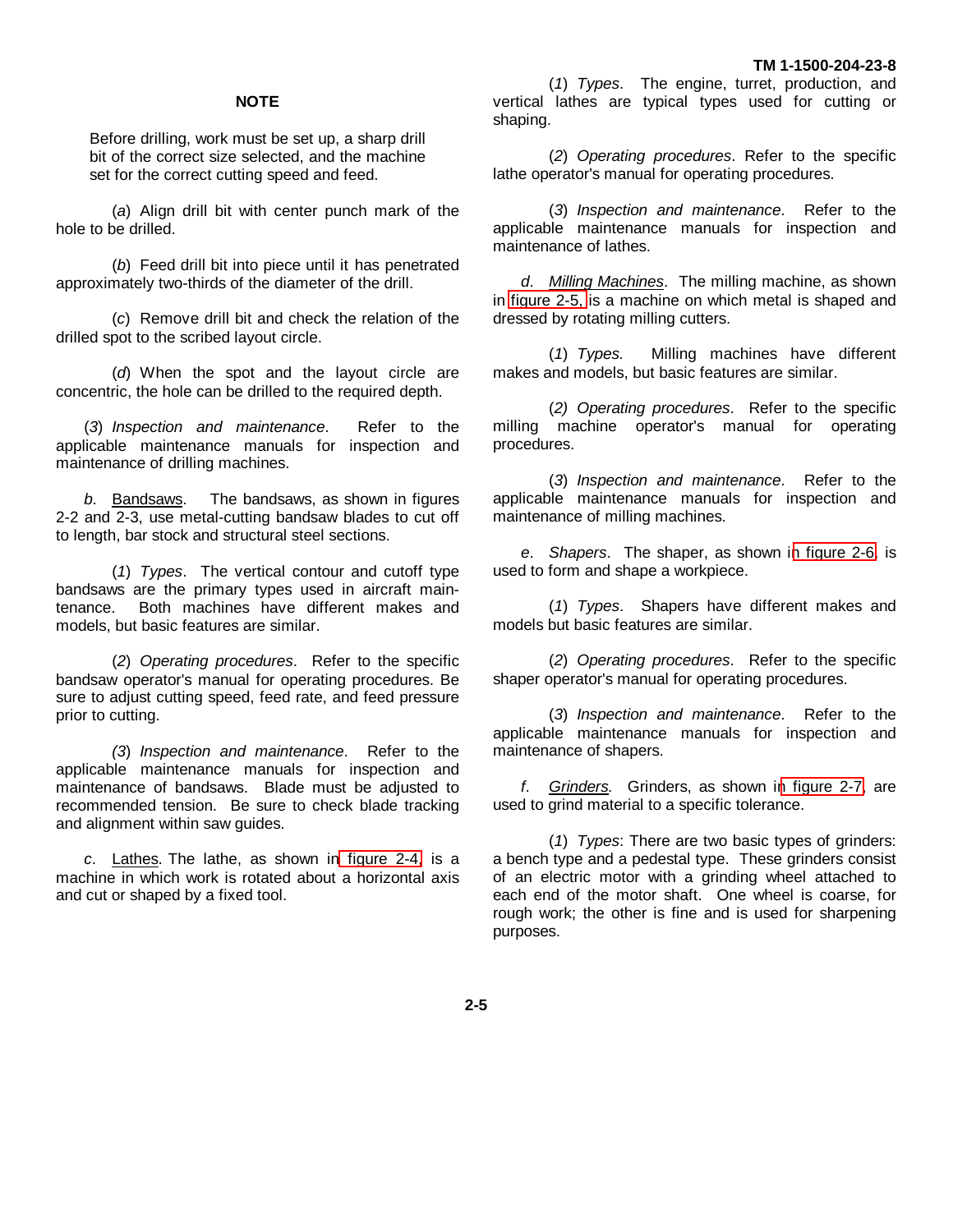**NOTE**

Before drilling, work must be set up, a sharp drill bit of the correct size selected, and the machine set for the correct cutting speed and feed.

(*a*) Align drill bit with center punch mark of the hole to be drilled.

(*b*) Feed drill bit into piece until it has penetrated approximately two-thirds of the diameter of the drill.

(*c*) Remove drill bit and check the relation of the drilled spot to the scribed layout circle.

(*d*) When the spot and the layout circle are concentric, the hole can be drilled to the required depth.

(*3*) *Inspection and maintenance*. Refer to the applicable maintenance manuals for inspection and maintenance of drilling machines.

*b*. Bandsaws. The bandsaws, as shown in figures 2-2 and 2-3, use metal-cutting bandsaw blades to cut off to length, bar stock and structural steel sections.

(*1*) *Types*. The vertical contour and cutoff type bandsaws are the primary types used in aircraft maintenance. Both machines have different makes and models, but basic features are similar.

(*2*) *Operating procedures*. Refer to the specific bandsaw operator's manual for operating procedures. Be sure to adjust cutting speed, feed rate, and feed pressure prior to cutting.

(*3*) *Inspection and maintenance*. Refer to the applicable maintenance manuals for inspection and maintenance of bandsaws. Blade must be adjusted to recommended tension. Be sure to check blade tracking and alignment within saw guides.

*c*. Lathes. The lathe, as shown in figure 2-4, is a machine in which work is rotated about a horizontal axis and cut or shaped by a fixed tool.

(*1*) *Types*. The engine, turret, production, and vertical lathes are typical types used for cutting or shaping.

(*2*) *Operating procedures*. Refer to the specific lathe operator's manual for operating procedures.

(*3*) *Inspection and maintenance*. Refer to the applicable maintenance manuals for inspection and maintenance of lathes.

*d*. *Milling Machines*. The milling machine, as shown in figure 2-5, is a machine on which metal is shaped and dressed by rotating milling cutters.

(*1*) *Types*. Milling machines have different makes and models, but basic features are similar.

(*2*) *Operating procedures*. Refer to the specific milling machine operator's manual for operating procedures.

(*3*) *Inspection and maintenance*. Refer to the applicable maintenance manuals for inspection and maintenance of milling machines.

*e*. *Shapers*. The shaper, as shown in figure 2-6, is used to form and shape a workpiece.

(*1*) *Types*. Shapers have different makes and models but basic features are similar.

(*2*) *Operating procedures*. Refer to the specific shaper operator's manual for operating procedures.

(*3*) *Inspection and maintenance*. Refer to the applicable maintenance manuals for inspection and maintenance of shapers.

*f*. *Grinders.* Grinders, as shown in figure 2-7, are used to grind material to a specific tolerance.

(*1*) *Types*: There are two basic types of grinders: a bench type and a pedestal type. These grinders consist of an electric motor with a grinding wheel attached to each end of the motor shaft. One wheel is coarse, for rough work; the other is fine and is used for sharpening purposes.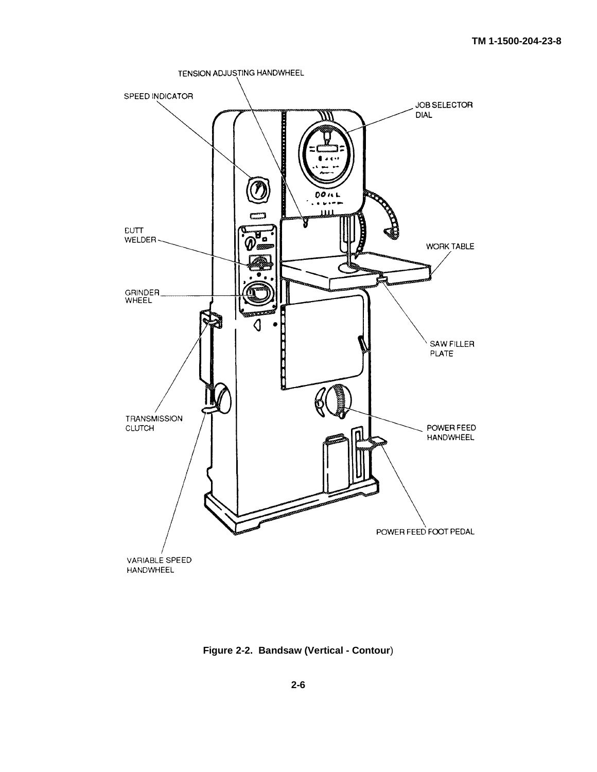TENSION ADJUSTING HANDWHEEL

SPEED INDICATOR

JOB SELECTOR DIAL

BUTT WELDER

WORK TABLE

GRINDER WHEEL

SAW FILLER PLATE

TRANSMISSION CLUTCH

POWER FEED HANDWHEEL

POWER FEED FOOT PEDAL

VARIABLE SPEED HANDWHEEL

**Figure 2-2. Bandsaw (Vertical - Contour)**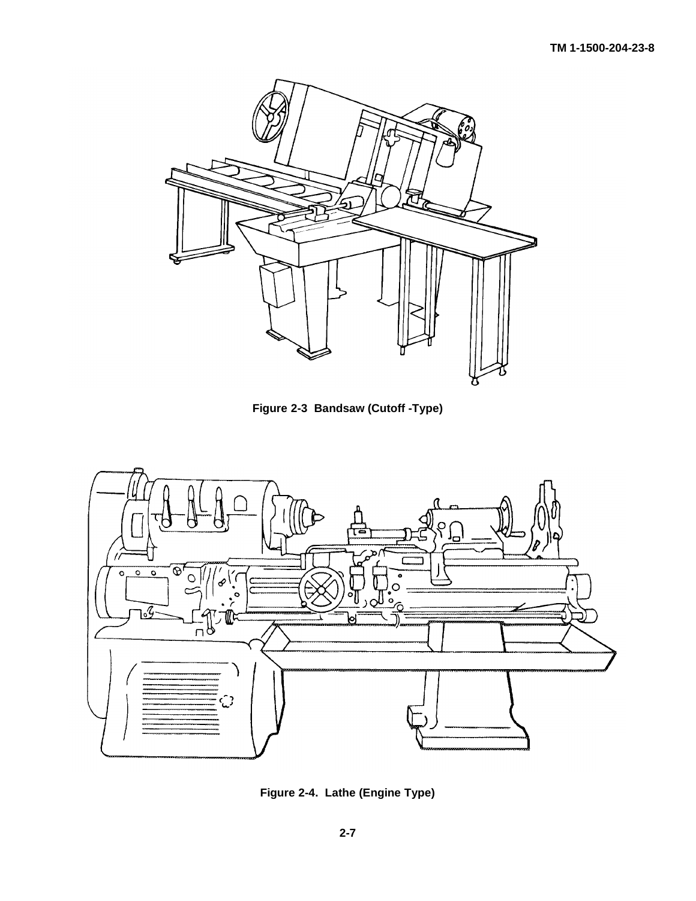Figure 2-3  Bandsaw (Cutoff -Type)

Figure 2-4.  Lathe (Engine Type)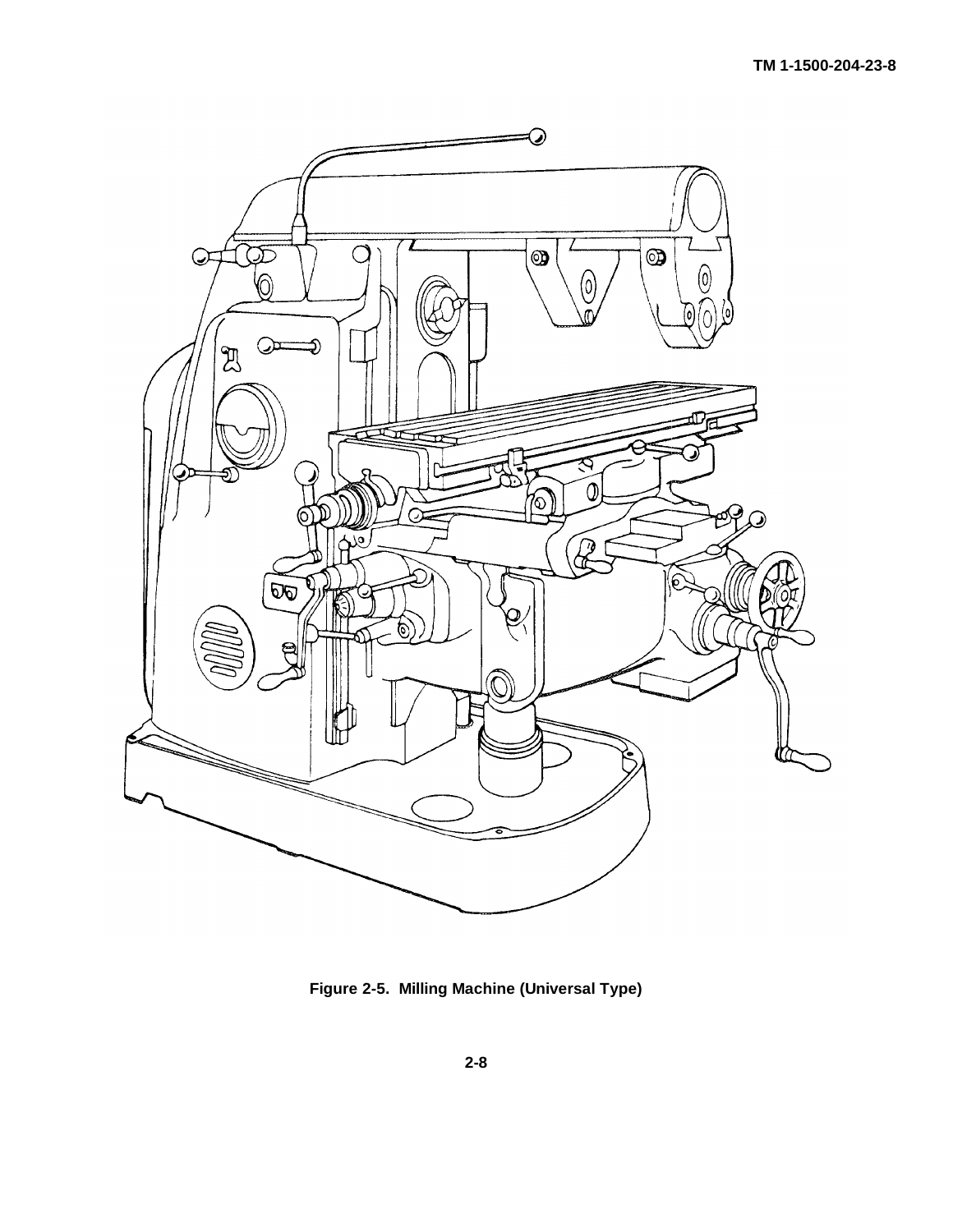Figure 2-5. Milling Machine (Universal Type)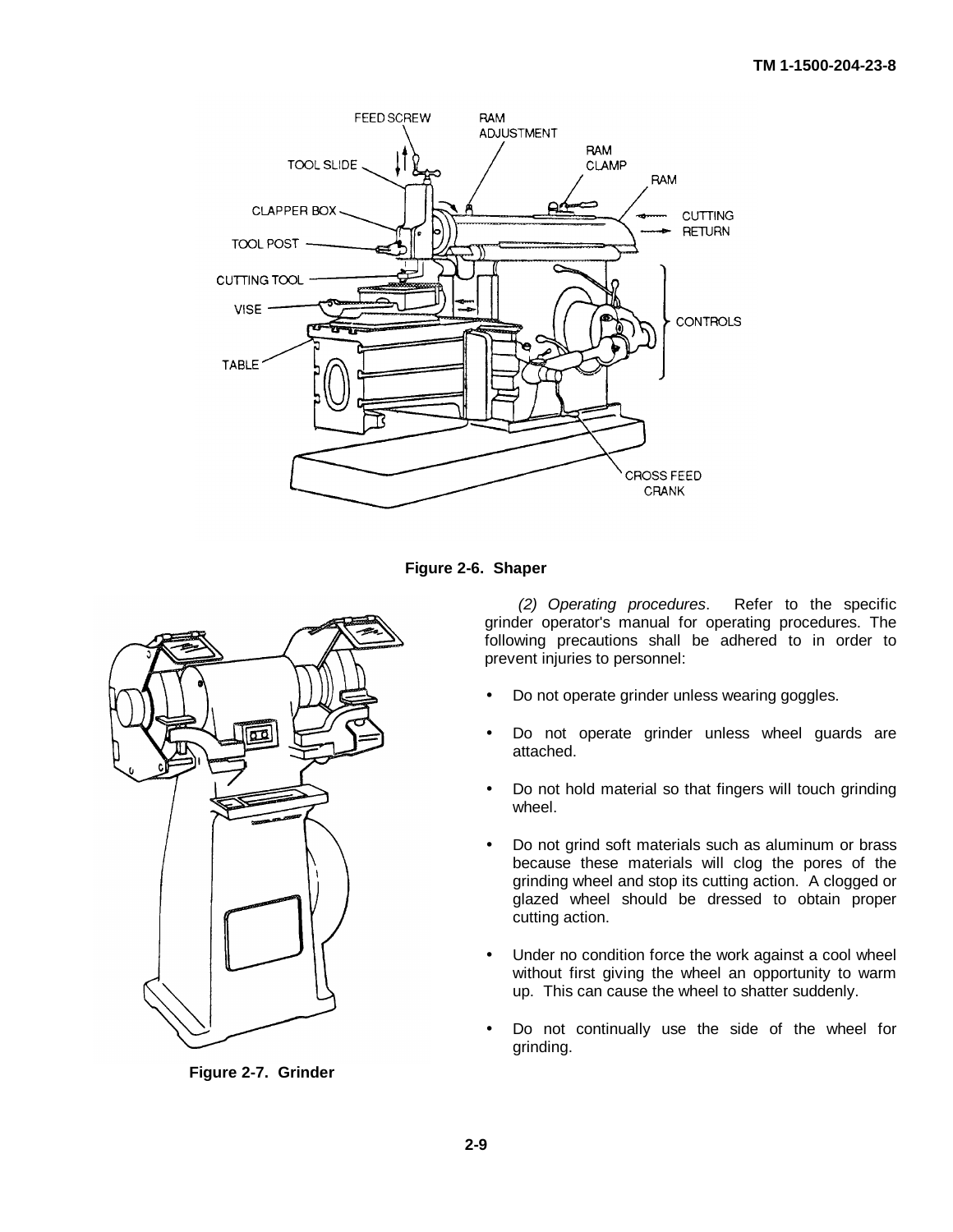Figure 2-6. Shaper

Figure 2-7. Grinder

*(2) Operating procedures*. Refer to the specific grinder operator's manual for operating procedures. The following precautions shall be adhered to in order to prevent injuries to personnel:

- Do not operate grinder unless wearing goggles.
- Do not operate grinder unless wheel guards are attached.
- Do not hold material so that fingers will touch grinding wheel.
- Do not grind soft materials such as aluminum or brass because these materials will clog the pores of the grinding wheel and stop its cutting action. A clogged or glazed wheel should be dressed to obtain proper cutting action.
- Under no condition force the work against a cool wheel without first giving the wheel an opportunity to warm up. This can cause the wheel to shatter suddenly.
- Do not continually use the side of the wheel for grinding.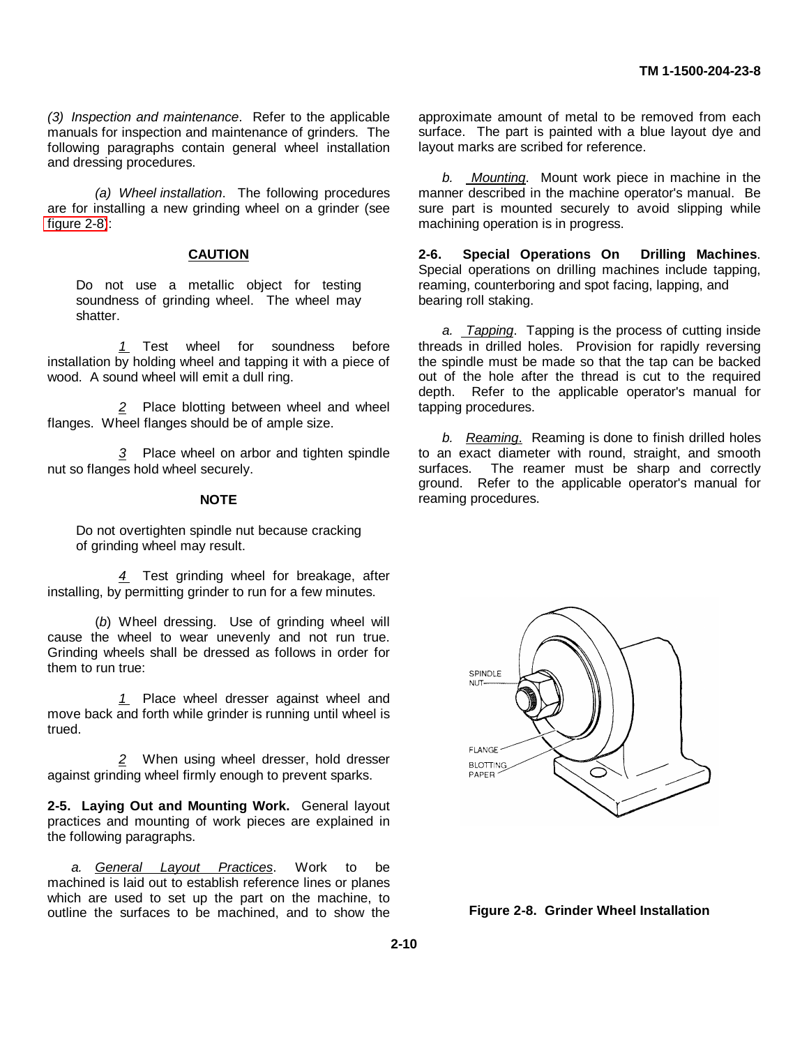*(3) Inspection and maintenance*. Refer to the applicable manuals for inspection and maintenance of grinders. The following paragraphs contain general wheel installation and dressing procedures.

*(a) Wheel installation*. The following procedures are for installing a new grinding wheel on a grinder (see figure 2-8):

**CAUTION**

Do not use a metallic object for testing soundness of grinding wheel. The wheel may shatter.

*1* Test wheel for soundness before installation by holding wheel and tapping it with a piece of wood. A sound wheel will emit a dull ring.

*2* Place blotting between wheel and wheel flanges. Wheel flanges should be of ample size.

*3* Place wheel on arbor and tighten spindle nut so flanges hold wheel securely.

**NOTE**

Do not overtighten spindle nut because cracking of grinding wheel may result.

*4* Test grinding wheel for breakage, after installing, by permitting grinder to run for a few minutes.

(*b*) Wheel dressing. Use of grinding wheel will cause the wheel to wear unevenly and not run true. Grinding wheels shall be dressed as follows in order for them to run true:

*1* Place wheel dresser against wheel and move back and forth while grinder is running until wheel is trued.

*2* When using wheel dresser, hold dresser against grinding wheel firmly enough to prevent sparks.

**2-5. Laying Out and Mounting Work.** General layout practices and mounting of work pieces are explained in the following paragraphs.

*a. General Layout Practices*. Work to be machined is laid out to establish reference lines or planes which are used to set up the part on the machine, to outline the surfaces to be machined, and to show the approximate amount of metal to be removed from each surface. The part is painted with a blue layout dye and layout marks are scribed for reference.

*b. Mounting*. Mount work piece in machine in the manner described in the machine operator's manual. Be sure part is mounted securely to avoid slipping while machining operation is in progress.

**2-6. Special Operations On Drilling Machines**. Special operations on drilling machines include tapping, reaming, counterboring and spot facing, lapping, and bearing roll staking.

*a. Tapping*. Tapping is the process of cutting inside threads in drilled holes. Provision for rapidly reversing the spindle must be made so that the tap can be backed out of the hole after the thread is cut to the required depth. Refer to the applicable operator's manual for tapping procedures.

*b. Reaming*. Reaming is done to finish drilled holes to an exact diameter with round, straight, and smooth surfaces. The reamer must be sharp and correctly ground. Refer to the applicable operator's manual for reaming procedures.

SPINDLE NUT

FLANGE

BLOTTING PAPER

**Figure 2-8. Grinder Wheel Installation**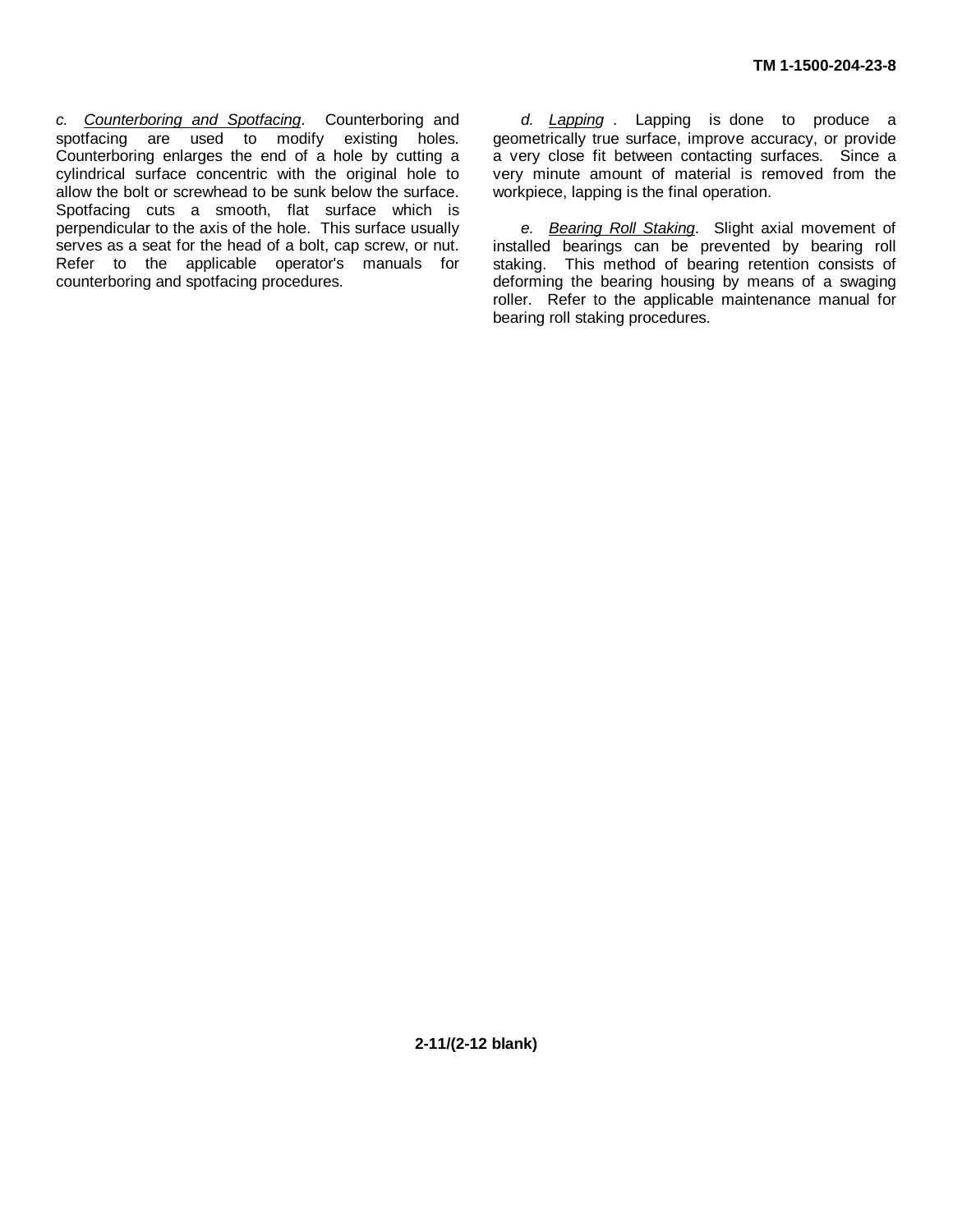*c.* *Counterboring and Spotfacing*. Counterboring and spotfacing are used to modify existing holes. Counterboring enlarges the end of a hole by cutting a cylindrical surface concentric with the original hole to allow the bolt or screwhead to be sunk below the surface. Spotfacing cuts a smooth, flat surface which is perpendicular to the axis of the hole. This surface usually serves as a seat for the head of a bolt, cap screw, or nut. Refer to the applicable operator's manuals for counterboring and spotfacing procedures.

*d.* *Lapping* . Lapping is done to produce a geometrically true surface, improve accuracy, or provide a very close fit between contacting surfaces. Since a very minute amount of material is removed from the workpiece, lapping is the final operation.

*e.* *Bearing Roll Staking*. Slight axial movement of installed bearings can be prevented by bearing roll staking. This method of bearing retention consists of deforming the bearing housing by means of a swaging roller. Refer to the applicable maintenance manual for bearing roll staking procedures.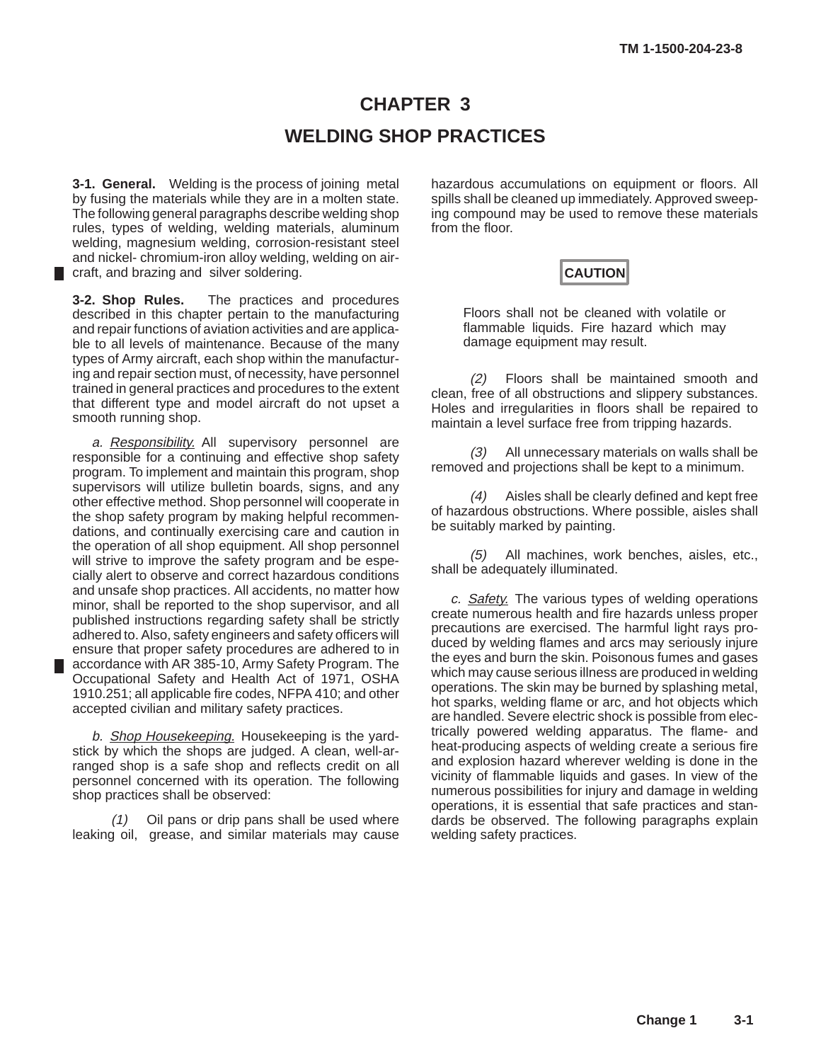# CHAPTER 3

# WELDING SHOP PRACTICES

**3-1. General.** Welding is the process of joining metal by fusing the materials while they are in a molten state. The following general paragraphs describe welding shop rules, types of welding, welding materials, aluminum welding, magnesium welding, corrosion-resistant steel and nickel- chromium-iron alloy welding, welding on aircraft, and brazing and silver soldering.

**3-2. Shop Rules.** The practices and procedures described in this chapter pertain to the manufacturing and repair functions of aviation activities and are applicable to all levels of maintenance. Because of the many types of Army aircraft, each shop within the manufacturing and repair section must, of necessity, have personnel trained in general practices and procedures to the extent that different type and model aircraft do not upset a smooth running shop.

*a.* Responsibility. All supervisory personnel are responsible for a continuing and effective shop safety program. To implement and maintain this program, shop supervisors will utilize bulletin boards, signs, and any other effective method. Shop personnel will cooperate in the shop safety program by making helpful recommendations, and continually exercising care and caution in the operation of all shop equipment. All shop personnel will strive to improve the safety program and be especially alert to observe and correct hazardous conditions and unsafe shop practices. All accidents, no matter how minor, shall be reported to the shop supervisor, and all published instructions regarding safety shall be strictly adhered to. Also, safety engineers and safety officers will ensure that proper safety procedures are adhered to in accordance with AR 385-10, Army Safety Program. The Occupational Safety and Health Act of 1971, OSHA 1910.251; all applicable fire codes, NFPA 410; and other accepted civilian and military safety practices.

*b.* Shop Housekeeping. Housekeeping is the yardstick by which the shops are judged. A clean, well-arranged shop is a safe shop and reflects credit on all personnel concerned with its operation. The following shop practices shall be observed:

*(1)* Oil pans or drip pans shall be used where leaking oil, grease, and similar materials may cause hazardous accumulations on equipment or floors. All spills shall be cleaned up immediately. Approved sweeping compound may be used to remove these materials from the floor.

**CAUTION**

Floors shall not be cleaned with volatile or flammable liquids. Fire hazard which may damage equipment may result.

*(2)* Floors shall be maintained smooth and clean, free of all obstructions and slippery substances. Holes and irregularities in floors shall be repaired to maintain a level surface free from tripping hazards.

*(3)* All unnecessary materials on walls shall be removed and projections shall be kept to a minimum.

*(4)* Aisles shall be clearly defined and kept free of hazardous obstructions. Where possible, aisles shall be suitably marked by painting.

*(5)* All machines, work benches, aisles, etc., shall be adequately illuminated.

*c.* Safety. The various types of welding operations create numerous health and fire hazards unless proper precautions are exercised. The harmful light rays produced by welding flames and arcs may seriously injure the eyes and burn the skin. Poisonous fumes and gases which may cause serious illness are produced in welding operations. The skin may be burned by splashing metal, hot sparks, welding flame or arc, and hot objects which are handled. Severe electric shock is possible from electrically powered welding apparatus. The flame- and heat-producing aspects of welding create a serious fire and explosion hazard wherever welding is done in the vicinity of flammable liquids and gases. In view of the numerous possibilities for injury and damage in welding operations, it is essential that safe practices and standards be observed. The following paragraphs explain welding safety practices.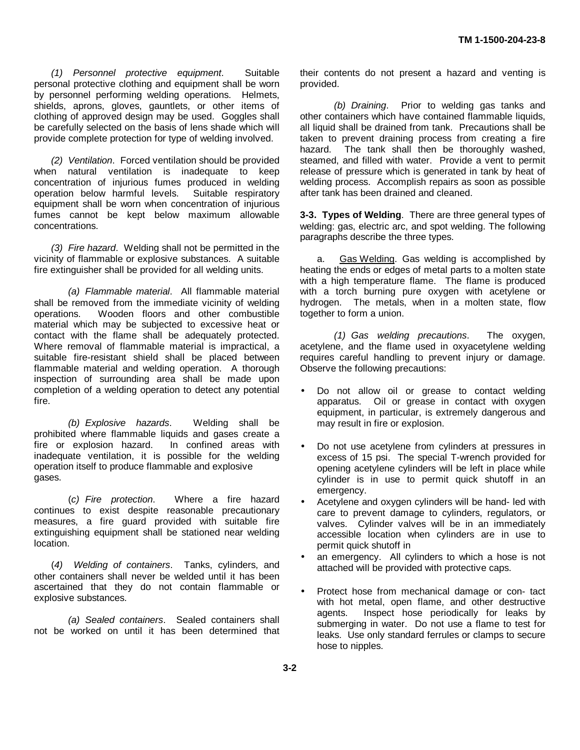*(1) Personnel protective equipment*. Suitable personal protective clothing and equipment shall be worn by personnel performing welding operations. Helmets, shields, aprons, gloves, gauntlets, or other items of clothing of approved design may be used. Goggles shall be carefully selected on the basis of lens shade which will provide complete protection for type of welding involved.

*(2) Ventilation*. Forced ventilation should be provided when natural ventilation is inadequate to keep concentration of injurious fumes produced in welding operation below harmful levels. Suitable respiratory equipment shall be worn when concentration of injurious fumes cannot be kept below maximum allowable concentrations.

*(3) Fire hazard*. Welding shall not be permitted in the vicinity of flammable or explosive substances. A suitable fire extinguisher shall be provided for all welding units.

*(a) Flammable material*. All flammable material shall be removed from the immediate vicinity of welding operations. Wooden floors and other combustible material which may be subjected to excessive heat or contact with the flame shall be adequately protected. Where removal of flammable material is impractical, a suitable fire-resistant shield shall be placed between flammable material and welding operation. A thorough inspection of surrounding area shall be made upon completion of a welding operation to detect any potential fire.

*(b) Explosive hazards*. Welding shall be prohibited where flammable liquids and gases create a fire or explosion hazard. In confined areas with inadequate ventilation, it is possible for the welding operation itself to produce flammable and explosive gases.

(*c) Fire protection*. Where a fire hazard continues to exist despite reasonable precautionary measures, a fire guard provided with suitable fire extinguishing equipment shall be stationed near welding location.

(*4) Welding of containers*. Tanks, cylinders, and other containers shall never be welded until it has been ascertained that they do not contain flammable or explosive substances.

*(a) Sealed containers*. Sealed containers shall not be worked on until it has been determined that their contents do not present a hazard and venting is provided.

*(b) Draining*. Prior to welding gas tanks and other containers which have contained flammable liquids, all liquid shall be drained from tank. Precautions shall be taken to prevent draining process from creating a fire hazard. The tank shall then be thoroughly washed, steamed, and filled with water. Provide a vent to permit release of pressure which is generated in tank by heat of welding process. Accomplish repairs as soon as possible after tank has been drained and cleaned.

**3-3. Types of Welding**. There are three general types of welding: gas, electric arc, and spot welding. The following paragraphs describe the three types.

a. Gas Welding. Gas welding is accomplished by heating the ends or edges of metal parts to a molten state with a high temperature flame. The flame is produced with a torch burning pure oxygen with acetylene or hydrogen. The metals, when in a molten state, flow together to form a union.

*(1) Gas welding precautions*. The oxygen, acetylene, and the flame used in oxyacetylene welding requires careful handling to prevent injury or damage. Observe the following precautions:

- Do not allow oil or grease to contact welding apparatus. Oil or grease in contact with oxygen equipment, in particular, is extremely dangerous and may result in fire or explosion.
- Do not use acetylene from cylinders at pressures in excess of 15 psi. The special T-wrench provided for opening acetylene cylinders will be left in place while cylinder is in use to permit quick shutoff in an emergency.
- Acetylene and oxygen cylinders will be hand- led with care to prevent damage to cylinders, regulators, or valves. Cylinder valves will be in an immediately accessible location when cylinders are in use to permit quick shutoff in
- an emergency. All cylinders to which a hose is not attached will be provided with protective caps.
- Protect hose from mechanical damage or con- tact with hot metal, open flame, and other destructive agents. Inspect hose periodically for leaks by submerging in water. Do not use a flame to test for leaks. Use only standard ferrules or clamps to secure hose to nipples.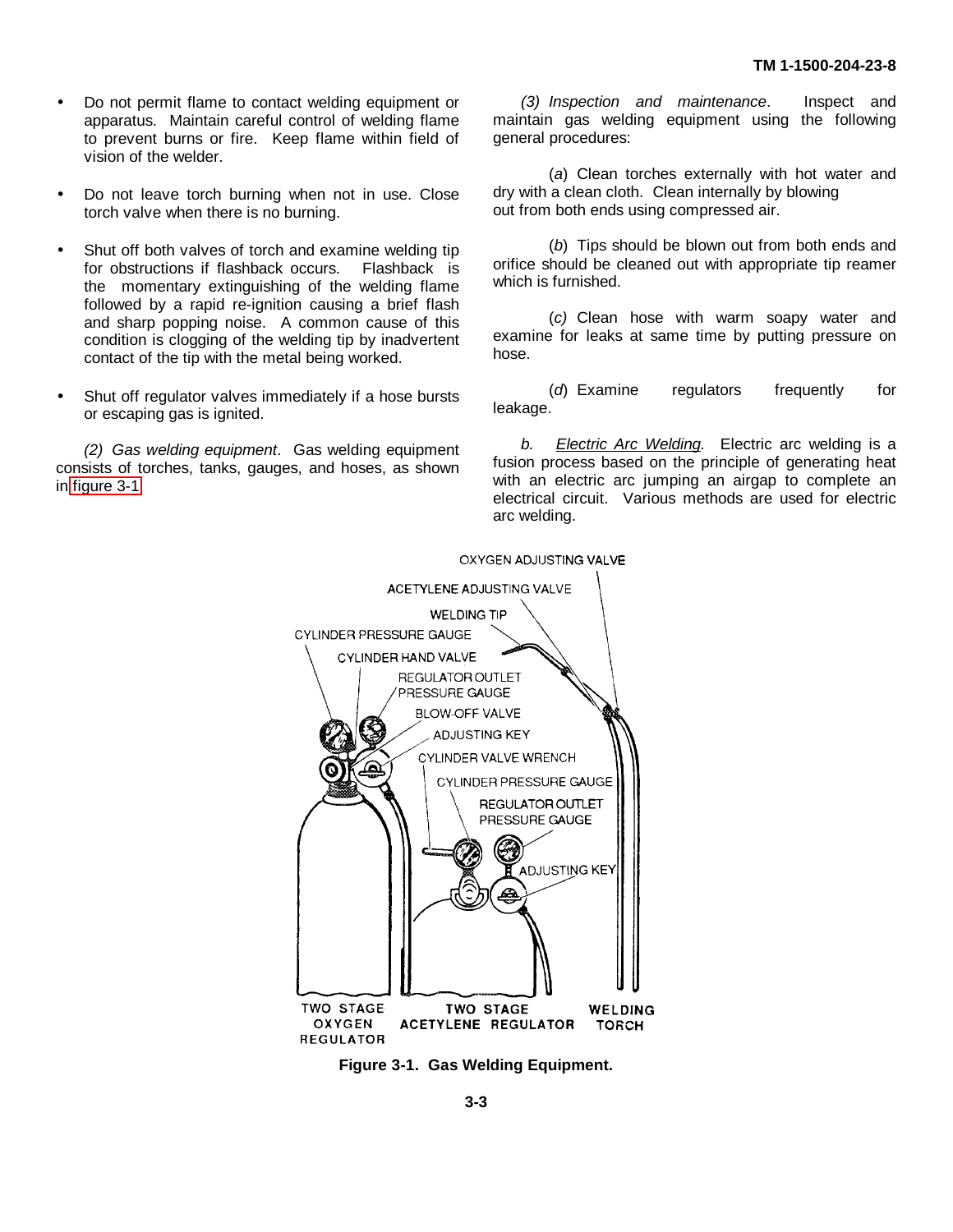- Do not permit flame to contact welding equipment or apparatus. Maintain careful control of welding flame to prevent burns or fire. Keep flame within field of vision of the welder.

- Do not leave torch burning when not in use. Close torch valve when there is no burning.

- Shut off both valves of torch and examine welding tip for obstructions if flashback occurs. Flashback is the momentary extinguishing of the welding flame followed by a rapid re-ignition causing a brief flash and sharp popping noise. A common cause of this condition is clogging of the welding tip by inadvertent contact of the tip with the metal being worked.

- Shut off regulator valves immediately if a hose bursts or escaping gas is ignited.

*(2) Gas welding equipment*. Gas welding equipment consists of torches, tanks, gauges, and hoses, as shown in figure 3-1.

*(3) Inspection and maintenance*. Inspect and maintain gas welding equipment using the following general procedures:

(*a*) Clean torches externally with hot water and dry with a clean cloth. Clean internally by blowing out from both ends using compressed air.

(*b*) Tips should be blown out from both ends and orifice should be cleaned out with appropriate tip reamer which is furnished.

(*c*) Clean hose with warm soapy water and examine for leaks at same time by putting pressure on hose.

(*d*) Examine regulators frequently for leakage.

*b.* Electric Arc Welding*.* Electric arc welding is a fusion process based on the principle of generating heat with an electric arc jumping an airgap to complete an electrical circuit. Various methods are used for electric arc welding.

**Figure 3-1. Gas Welding Equipment.**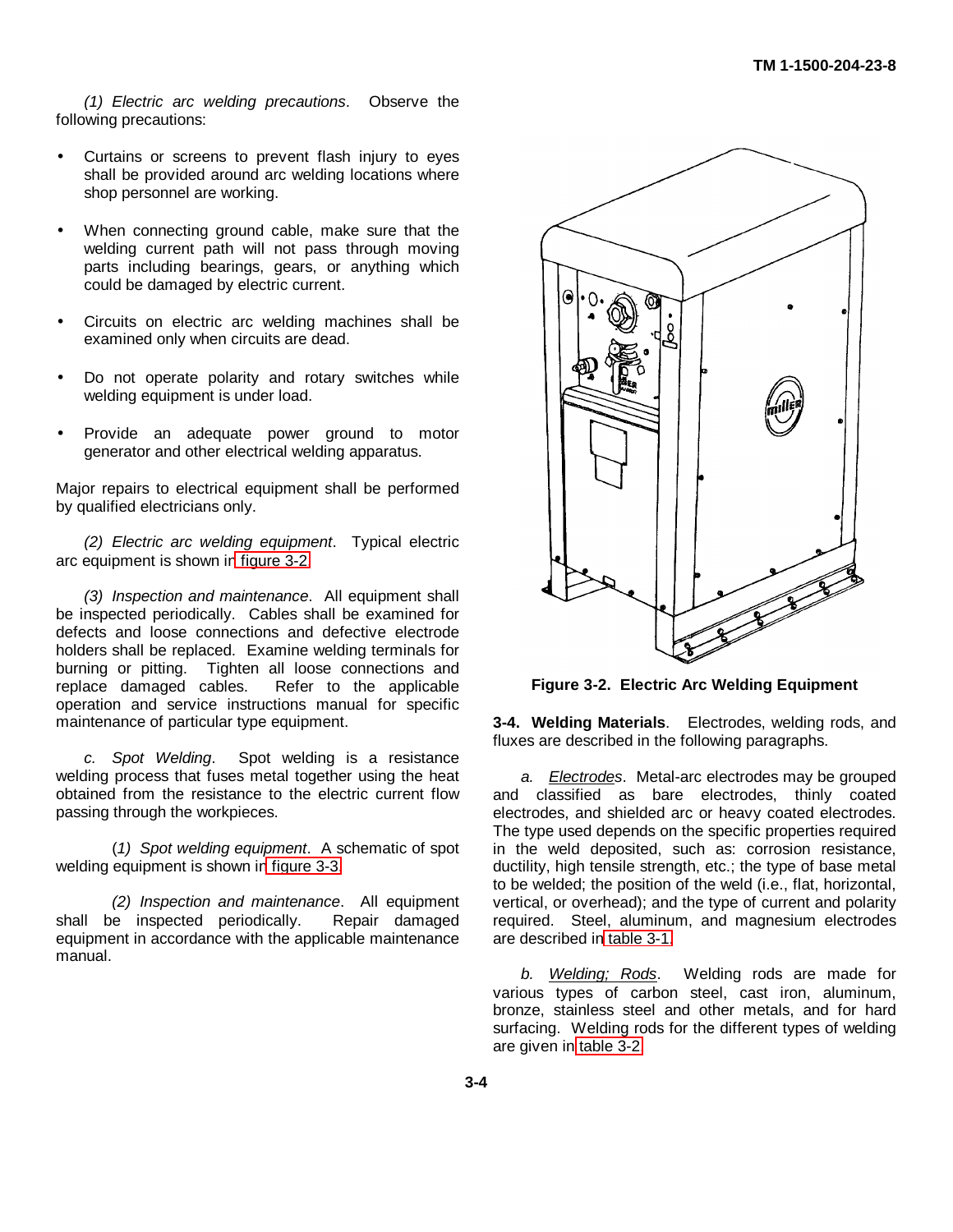*(1) Electric arc welding precautions*. Observe the following precautions:

- Curtains or screens to prevent flash injury to eyes shall be provided around arc welding locations where shop personnel are working.
- When connecting ground cable, make sure that the welding current path will not pass through moving parts including bearings, gears, or anything which could be damaged by electric current.
- Circuits on electric arc welding machines shall be examined only when circuits are dead.
- Do not operate polarity and rotary switches while welding equipment is under load.
- Provide an adequate power ground to motor generator and other electrical welding apparatus.

Major repairs to electrical equipment shall be performed by qualified electricians only.

*(2) Electric arc welding equipment*. Typical electric arc equipment is shown in figure 3-2.

*(3) Inspection and maintenance*. All equipment shall be inspected periodically. Cables shall be examined for defects and loose connections and defective electrode holders shall be replaced. Examine welding terminals for burning or pitting. Tighten all loose connections and replace damaged cables. Refer to the applicable operation and service instructions manual for specific maintenance of particular type equipment.

*c. Spot Welding*. Spot welding is a resistance welding process that fuses metal together using the heat obtained from the resistance to the electric current flow passing through the workpieces.

(*1*) *Spot welding equipment*. A schematic of spot welding equipment is shown in figure 3-3.

*(2) Inspection and maintenance*. All equipment shall be inspected periodically. Repair damaged equipment in accordance with the applicable maintenance manual.

**Figure 3-2. Electric Arc Welding Equipment**

**3-4. Welding Materials**. Electrodes, welding rods, and fluxes are described in the following paragraphs.

*a. Electrodes*. Metal-arc electrodes may be grouped and classified as bare electrodes, thinly coated electrodes, and shielded arc or heavy coated electrodes. The type used depends on the specific properties required in the weld deposited, such as: corrosion resistance, ductility, high tensile strength, etc.; the type of base metal to be welded; the position of the weld (i.e., flat, horizontal, vertical, or overhead); and the type of current and polarity required. Steel, aluminum, and magnesium electrodes are described in table 3-1.

*b. Welding; Rods*. Welding rods are made for various types of carbon steel, cast iron, aluminum, bronze, stainless steel and other metals, and for hard surfacing. Welding rods for the different types of welding are given in table 3-2.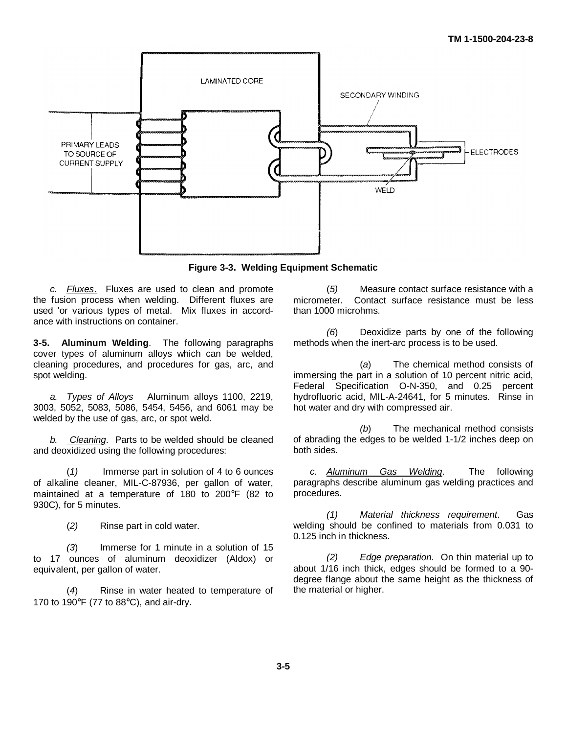Figure 3-3. Welding Equipment Schematic

*c. Fluxes*. Fluxes are used to clean and promote the fusion process when welding. Different fluxes are used 'or various types of metal. Mix fluxes in accordance with instructions on container.

**3-5. Aluminum Welding**. The following paragraphs cover types of aluminum alloys which can be welded, cleaning procedures, and procedures for gas, arc, and spot welding.

*a. Types of Alloys* Aluminum alloys 1100, 2219, 3003, 5052, 5083, 5086, 5454, 5456, and 6061 may be welded by the use of gas, arc, or spot weld.

*b. Cleaning*. Parts to be welded should be cleaned and deoxidized using the following procedures:

(*1*) Immerse part in solution of 4 to 6 ounces of alkaline cleaner, MIL-C-87936, per gallon of water, maintained at a temperature of 180 to 200°F (82 to 930C), for 5 minutes.

(*2*) Rinse part in cold water.

*(3*) Immerse for 1 minute in a solution of 15 to 17 ounces of aluminum deoxidizer (Aldox) or equivalent, per gallon of water.

(*4*) Rinse in water heated to temperature of 170 to 190°F (77 to 88°C), and air-dry.

(*5)* Measure contact surface resistance with a micrometer. Contact surface resistance must be less than 1000 microhms.

*(6*) Deoxidize parts by one of the following methods when the inert-arc process is to be used.

(*a*) The chemical method consists of immersing the part in a solution of 10 percent nitric acid, Federal Specification O-N-350, and 0.25 percent hydrofluoric acid, MIL-A-24641, for 5 minutes. Rinse in hot water and dry with compressed air.

*(b*) The mechanical method consists of abrading the edges to be welded 1-1/2 inches deep on both sides.

*c. Aluminum Gas Welding*. The following paragraphs describe aluminum gas welding practices and procedures.

*(1) Material thickness requirement*. Gas welding should be confined to materials from 0.031 to 0.125 inch in thickness.

*(2) Edge preparation*. On thin material up to about 1/16 inch thick, edges should be formed to a 90-degree flange about the same height as the thickness of the material or higher.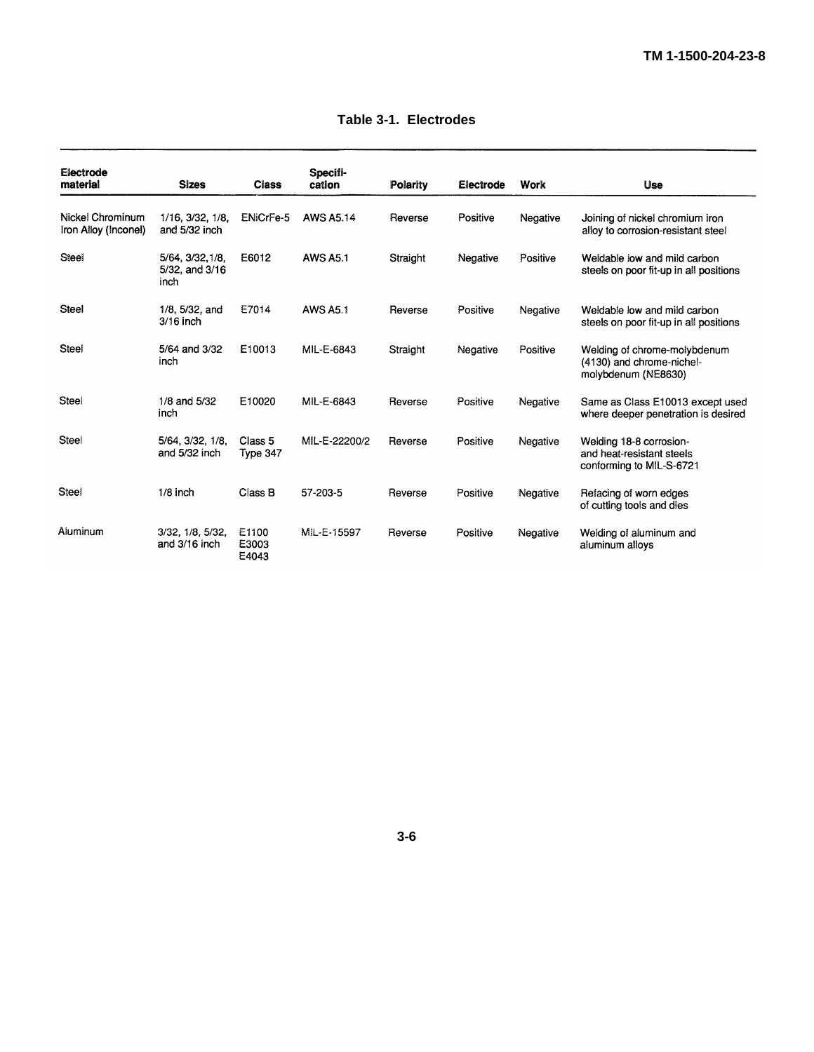**Table 3-1. Electrodes**

| Electrode material | Sizes | Class | Specifi-cation | Polarity | Electrode | Work | Use |
|---|---|---|---|---|---|---|---|
| Nickel Chrominum Iron Alloy (Inconel) | 1/16, 3/32, 1/8, and 5/32 inch | ENiCrFe-5 | AWS A5.14 | Reverse | Positive | Negative | Joining of nickel chromium iron alloy to corrosion-resistant steel |
| Steel | 5/64, 3/32,1/8, 5/32, and 3/16 inch | E6012 | AWS A5.1 | Straight | Negative | Positive | Weldable low and mild carbon steels on poor fit-up in all positions |
| Steel | 1/8, 5/32, and 3/16 inch | E7014 | AWS A5.1 | Reverse | Positive | Negative | Weldable low and mild carbon steels on poor fit-up in all positions |
| Steel | 5/64 and 3/32 inch | E10013 | MIL-E-6843 | Straight | Negative | Positive | Welding of chrome-molybdenum (4130) and chrome-nichel-molybdenum (NE8630) |
| Steel | 1/8 and 5/32 inch | E10020 | MIL-E-6843 | Reverse | Positive | Negative | Same as Class E10013 except used where deeper penetration is desired |
| Steel | 5/64, 3/32, 1/8, and 5/32 inch | Class 5 Type 347 | MIL-E-22200/2 | Reverse | Positive | Negative | Welding 18-8 corrosion- and heat-resistant steels conforming to MIL-S-6721 |
| Steel | 1/8 inch | Class B | 57-203-5 | Reverse | Positive | Negative | Refacing of worn edges of cutting tools and dies |
| Aluminum | 3/32, 1/8, 5/32, and 3/16 inch | E1100 E3003 E4043 | MIL-E-15597 | Reverse | Positive | Negative | Welding of aluminum and aluminum alloys |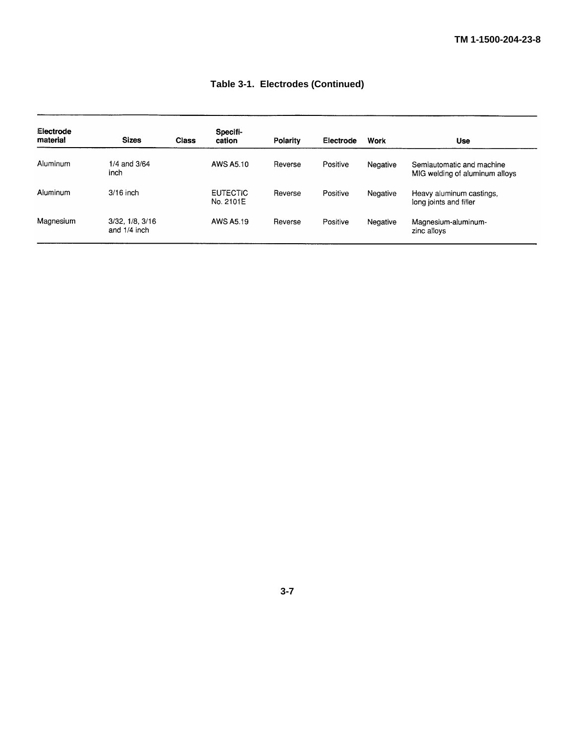**Table 3-1. Electrodes (Continued)**

| Electrode material | Sizes | Class | Specification | Polarity | Electrode | Work | Use |
|---|---|---|---|---|---|---|---|
| Aluminum | 1/4 and 3/64 inch | | AWS A5.10 | Reverse | Positive | Negative | Semiautomatic and machine MIG welding of aluminum alloys |
| Aluminum | 3/16 inch | | EUTECTIC No. 2101E | Reverse | Positive | Negative | Heavy aluminum castings, long joints and filler |
| Magnesium | 3/32, 1/8, 3/16 and 1/4 inch | | AWS A5.19 | Reverse | Positive | Negative | Magnesium-aluminum-zinc alloys |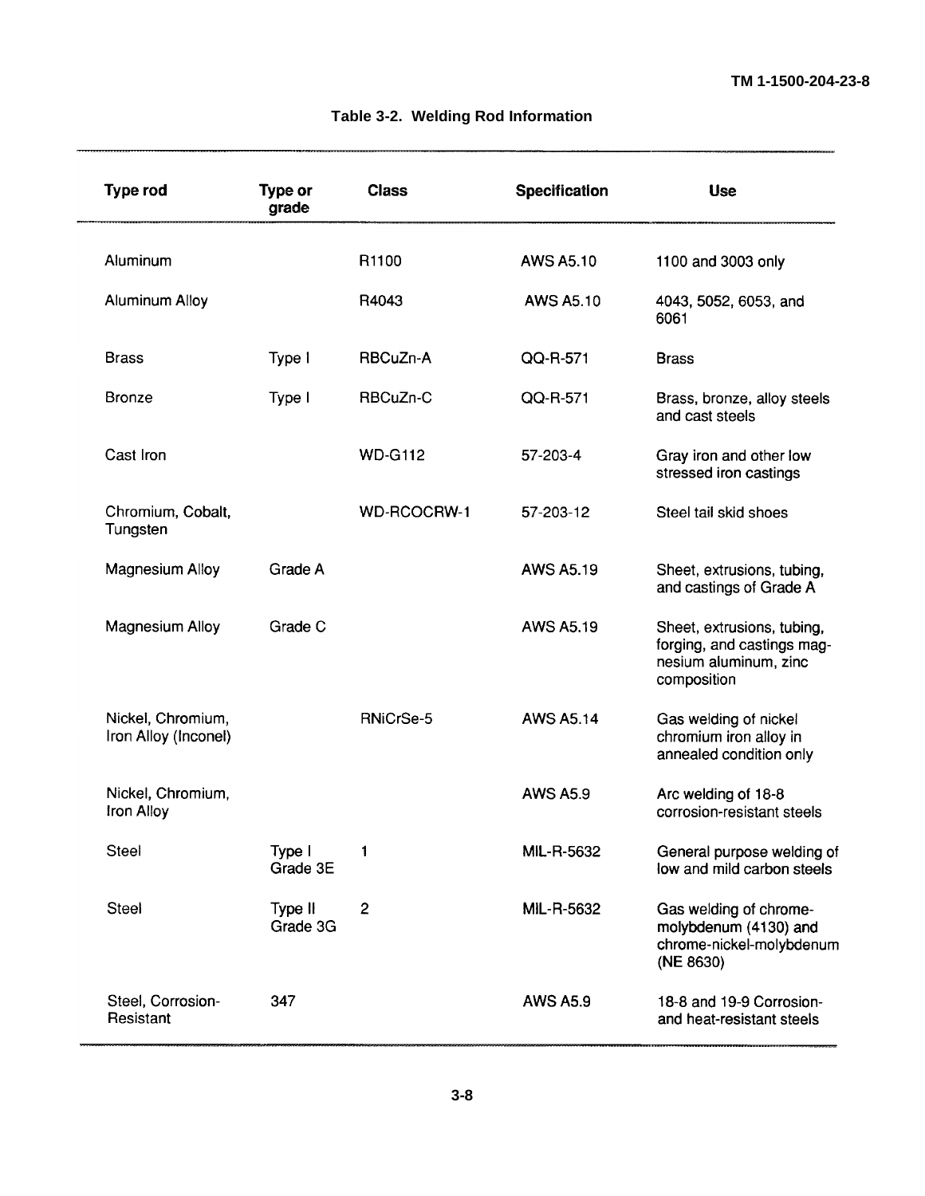**Table 3-2. Welding Rod Information**

| Type rod | Type or grade | Class | Specification | Use |
|---|---|---|---|---|
| Aluminum | | R1100 | AWS A5.10 | 1100 and 3003 only |
| Aluminum Alloy | | R4043 | AWS A5.10 | 4043, 5052, 6053, and 6061 |
| Brass | Type I | RBCuZn-A | QQ-R-571 | Brass |
| Bronze | Type I | RBCuZn-C | QQ-R-571 | Brass, bronze, alloy steels and cast steels |
| Cast Iron | | WD-G112 | 57-203-4 | Gray iron and other low stressed iron castings |
| Chromium, Cobalt, Tungsten | | WD-RCOCRW-1 | 57-203-12 | Steel tail skid shoes |
| Magnesium Alloy | Grade A | | AWS A5.19 | Sheet, extrusions, tubing, and castings of Grade A |
| Magnesium Alloy | Grade C | | AWS A5.19 | Sheet, extrusions, tubing, forging, and castings magnesium aluminum, zinc composition |
| Nickel, Chromium, Iron Alloy (Inconel) | | RNiCrSe-5 | AWS A5.14 | Gas welding of nickel chromium iron alloy in annealed condition only |
| Nickel, Chromium, Iron Alloy | | | AWS A5.9 | Arc welding of 18-8 corrosion-resistant steels |
| Steel | Type I Grade 3E | 1 | MIL-R-5632 | General purpose welding of low and mild carbon steels |
| Steel | Type II Grade 3G | 2 | MIL-R-5632 | Gas welding of chrome-molybdenum (4130) and chrome-nickel-molybdenum (NE 8630) |
| Steel, Corrosion-Resistant | 347 | | AWS A5.9 | 18-8 and 19-9 Corrosion- and heat-resistant steels |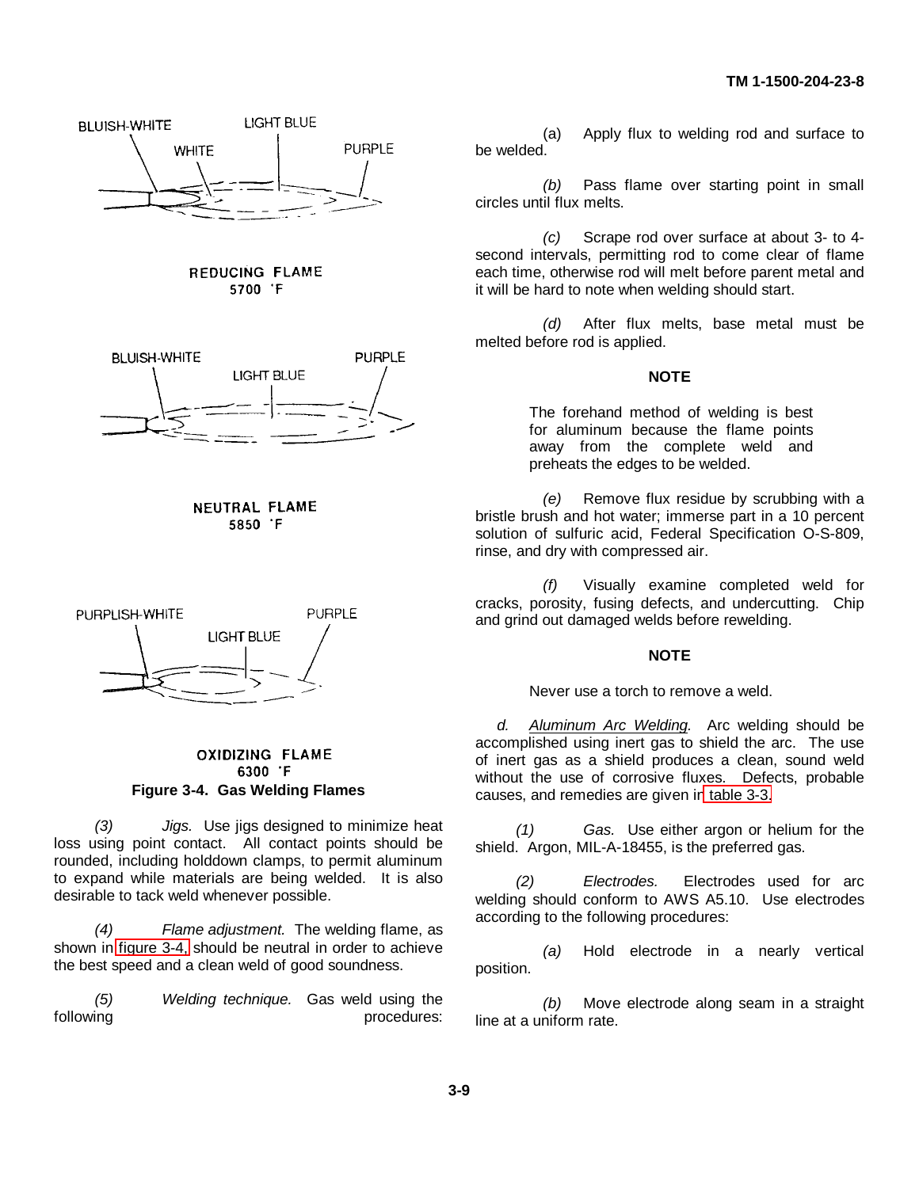BLUISH-WHITE
WHITE
LIGHT BLUE
PURPLE

REDUCING FLAME
5700 °F

BLUISH-WHITE
LIGHT BLUE
PURPLE

NEUTRAL FLAME
5850 °F

PURPLISH-WHITE
LIGHT BLUE
PURPLE

OXIDIZING FLAME
6300 °F

**Figure 3-4. Gas Welding Flames**

*(3)* *Jigs.* Use jigs designed to minimize heat loss using point contact. All contact points should be rounded, including holddown clamps, to permit aluminum to expand while materials are being welded. It is also desirable to tack weld whenever possible.

*(4)* *Flame adjustment.* The welding flame, as shown in figure 3-4, should be neutral in order to achieve the best speed and a clean weld of good soundness.

*(5)* *Welding technique.* Gas weld using the following procedures:

(a) Apply flux to welding rod and surface to be welded.

*(b)* Pass flame over starting point in small circles until flux melts.

*(c)* Scrape rod over surface at about 3- to 4-second intervals, permitting rod to come clear of flame each time, otherwise rod will melt before parent metal and it will be hard to note when welding should start.

*(d)* After flux melts, base metal must be melted before rod is applied.

**NOTE**

The forehand method of welding is best for aluminum because the flame points away from the complete weld and preheats the edges to be welded.

*(e)* Remove flux residue by scrubbing with a bristle brush and hot water; immerse part in a 10 percent solution of sulfuric acid, Federal Specification O-S-809, rinse, and dry with compressed air.

*(f)* Visually examine completed weld for cracks, porosity, fusing defects, and undercutting. Chip and grind out damaged welds before rewelding.

**NOTE**

Never use a torch to remove a weld.

*d.* *Aluminum Arc Welding.* Arc welding should be accomplished using inert gas to shield the arc. The use of inert gas as a shield produces a clean, sound weld without the use of corrosive fluxes. Defects, probable causes, and remedies are given in table 3-3.

*(1)* *Gas.* Use either argon or helium for the shield. Argon, MIL-A-18455, is the preferred gas.

*(2)* *Electrodes.* Electrodes used for arc welding should conform to AWS A5.10. Use electrodes according to the following procedures:

*(a)* Hold electrode in a nearly vertical position.

*(b)* Move electrode along seam in a straight line at a uniform rate.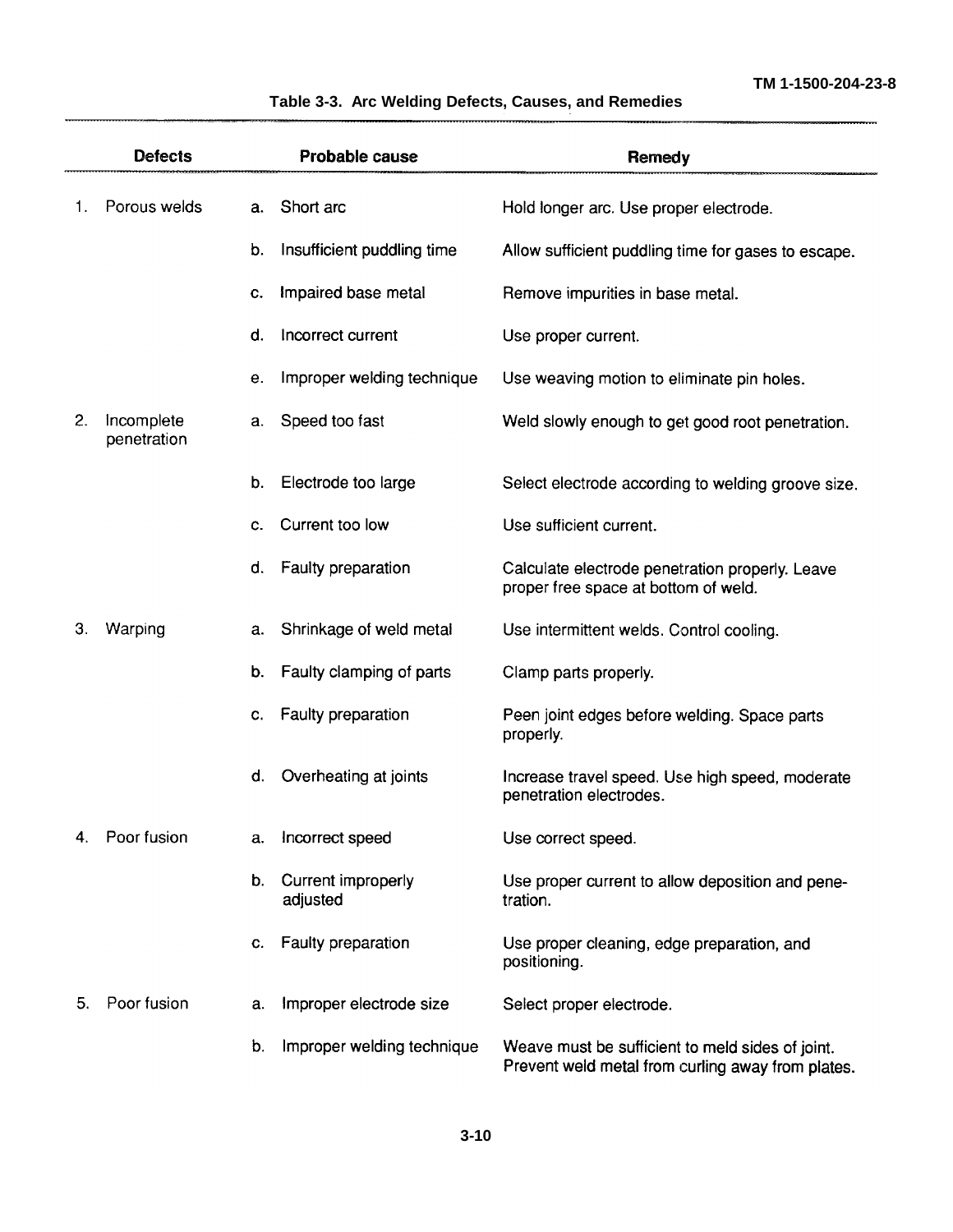Table 3-3. Arc Welding Defects, Causes, and Remedies

| Defects | Probable cause | Remedy |
|---|---|---|
| 1. Porous welds | a. Short arc | Hold longer arc. Use proper electrode. |
| | b. Insufficient puddling time | Allow sufficient puddling time for gases to escape. |
| | c. Impaired base metal | Remove impurities in base metal. |
| | d. Incorrect current | Use proper current. |
| | e. Improper welding technique | Use weaving motion to eliminate pin holes. |
| 2. Incomplete penetration | a. Speed too fast | Weld slowly enough to get good root penetration. |
| | b. Electrode too large | Select electrode according to welding groove size. |
| | c. Current too low | Use sufficient current. |
| | d. Faulty preparation | Calculate electrode penetration properly. Leave proper free space at bottom of weld. |
| 3. Warping | a. Shrinkage of weld metal | Use intermittent welds. Control cooling. |
| | b. Faulty clamping of parts | Clamp parts properly. |
| | c. Faulty preparation | Peen joint edges before welding. Space parts properly. |
| | d. Overheating at joints | Increase travel speed. Use high speed, moderate penetration electrodes. |
| 4. Poor fusion | a. Incorrect speed | Use correct speed. |
| | b. Current improperly adjusted | Use proper current to allow deposition and penetration. |
| | c. Faulty preparation | Use proper cleaning, edge preparation, and positioning. |
| 5. Poor fusion | a. Improper electrode size | Select proper electrode. |
| | b. Improper welding technique | Weave must be sufficient to meld sides of joint. Prevent weld metal from curling away from plates. |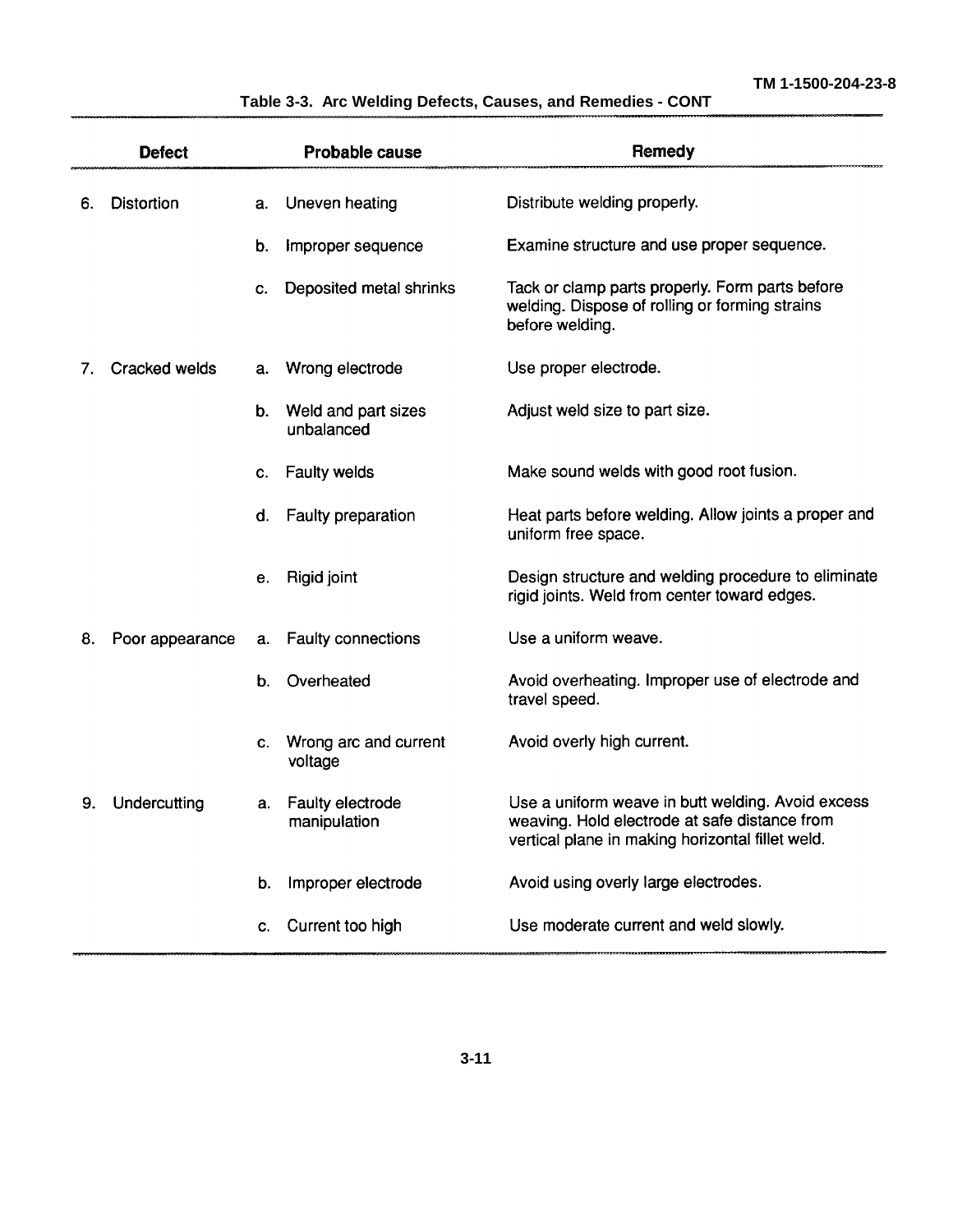**Table 3-3. Arc Welding Defects, Causes, and Remedies - CONT**

| Defect | Probable cause | Remedy |
|---|---|---|
| 6. Distortion | a. Uneven heating | Distribute welding properly. |
| | b. Improper sequence | Examine structure and use proper sequence. |
| | c. Deposited metal shrinks | Tack or clamp parts properly. Form parts before welding. Dispose of rolling or forming strains before welding. |
| 7. Cracked welds | a. Wrong electrode | Use proper electrode. |
| | b. Weld and part sizes unbalanced | Adjust weld size to part size. |
| | c. Faulty welds | Make sound welds with good root fusion. |
| | d. Faulty preparation | Heat parts before welding. Allow joints a proper and uniform free space. |
| | e. Rigid joint | Design structure and welding procedure to eliminate rigid joints. Weld from center toward edges. |
| 8. Poor appearance | a. Faulty connections | Use a uniform weave. |
| | b. Overheated | Avoid overheating. Improper use of electrode and travel speed. |
| | c. Wrong arc and current voltage | Avoid overly high current. |
| 9. Undercutting | a. Faulty electrode manipulation | Use a uniform weave in butt welding. Avoid excess weaving. Hold electrode at safe distance from vertical plane in making horizontal fillet weld. |
| | b. Improper electrode | Avoid using overly large electrodes. |
| | c. Current too high | Use moderate current and weld slowly. |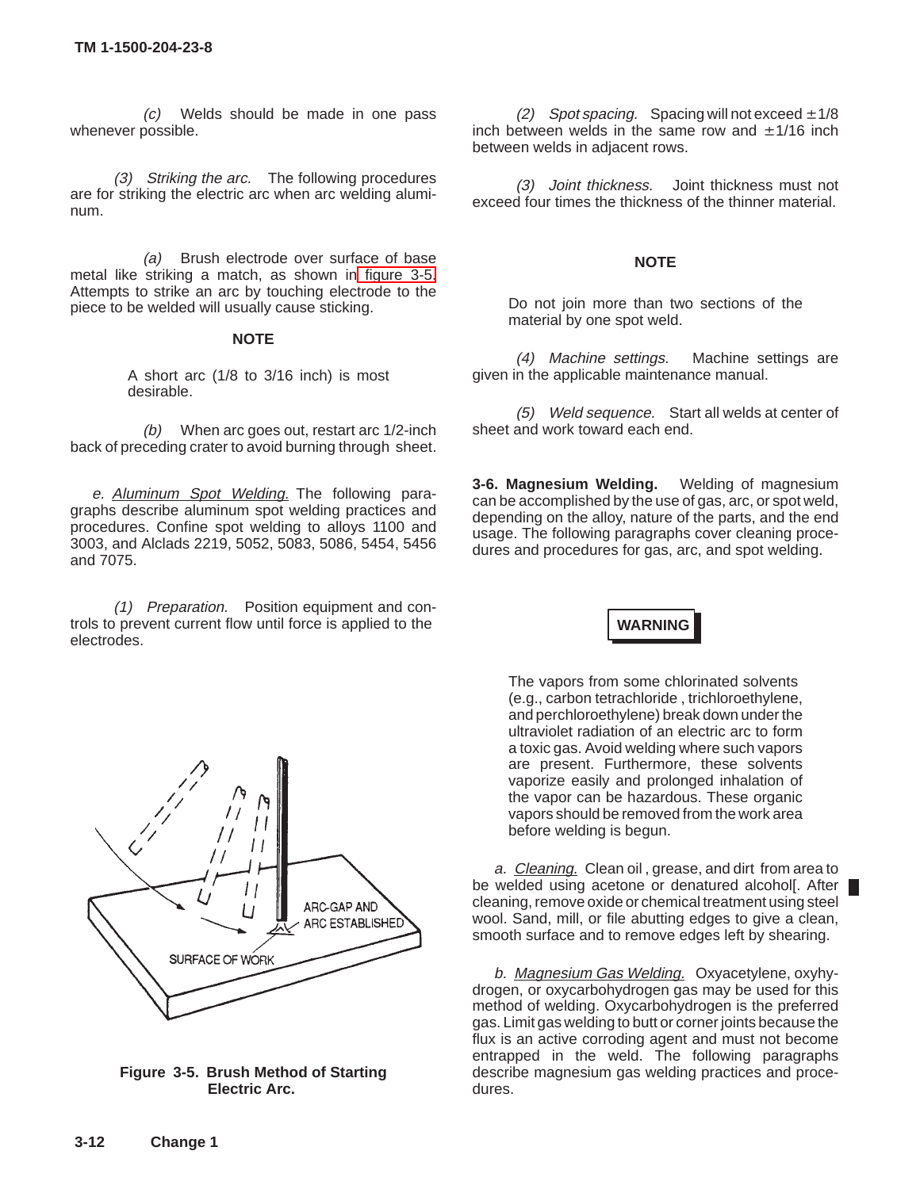(c) Welds should be made in one pass whenever possible.

(3) *Striking the arc.* The following procedures are for striking the electric arc when arc welding aluminum.

(a) Brush electrode over surface of base metal like striking a match, as shown in figure 3-5. Attempts to strike an arc by touching electrode to the piece to be welded will usually cause sticking.

**NOTE**

A short arc (1/8 to 3/16 inch) is most desirable.

(b) When arc goes out, restart arc 1/2-inch back of preceding crater to avoid burning through sheet.

e. Aluminum Spot Welding. The following paragraphs describe aluminum spot welding practices and procedures. Confine spot welding to alloys 1100 and 3003, and Alclads 2219, 5052, 5083, 5086, 5454, 5456 and 7075.

(1) *Preparation.* Position equipment and controls to prevent current flow until force is applied to the electrodes.

Figure 3-5. Brush Method of Starting Electric Arc.

(2) *Spot spacing.* Spacing will not exceed ±1/8 inch between welds in the same row and ±1/16 inch between welds in adjacent rows.

(3) *Joint thickness.* Joint thickness must not exceed four times the thickness of the thinner material.

**NOTE**

Do not join more than two sections of the material by one spot weld.

(4) *Machine settings.* Machine settings are given in the applicable maintenance manual.

(5) *Weld sequence.* Start all welds at center of sheet and work toward each end.

**3-6. Magnesium Welding.** Welding of magnesium can be accomplished by the use of gas, arc, or spot weld, depending on the alloy, nature of the parts, and the end usage. The following paragraphs cover cleaning procedures and procedures for gas, arc, and spot welding.

**WARNING**

The vapors from some chlorinated solvents (e.g., carbon tetrachloride , trichloroethylene, and perchloroethylene) break down under the ultraviolet radiation of an electric arc to form a toxic gas. Avoid welding where such vapors are present. Furthermore, these solvents vaporize easily and prolonged inhalation of the vapor can be hazardous. These organic vapors should be removed from the work area before welding is begun.

a. Cleaning. Clean oil , grease, and dirt from area to be welded using acetone or denatured alcohol[. After cleaning, remove oxide or chemical treatment using steel wool. Sand, mill, or file abutting edges to give a clean, smooth surface and to remove edges left by shearing.

b. Magnesium Gas Welding. Oxyacetylene, oxyhydrogen, or oxycarbohydrogen gas may be used for this method of welding. Oxycarbohydrogen is the preferred gas. Limit gas welding to butt or corner joints because the flux is an active corroding agent and must not become entrapped in the weld. The following paragraphs describe magnesium gas welding practices and procedures.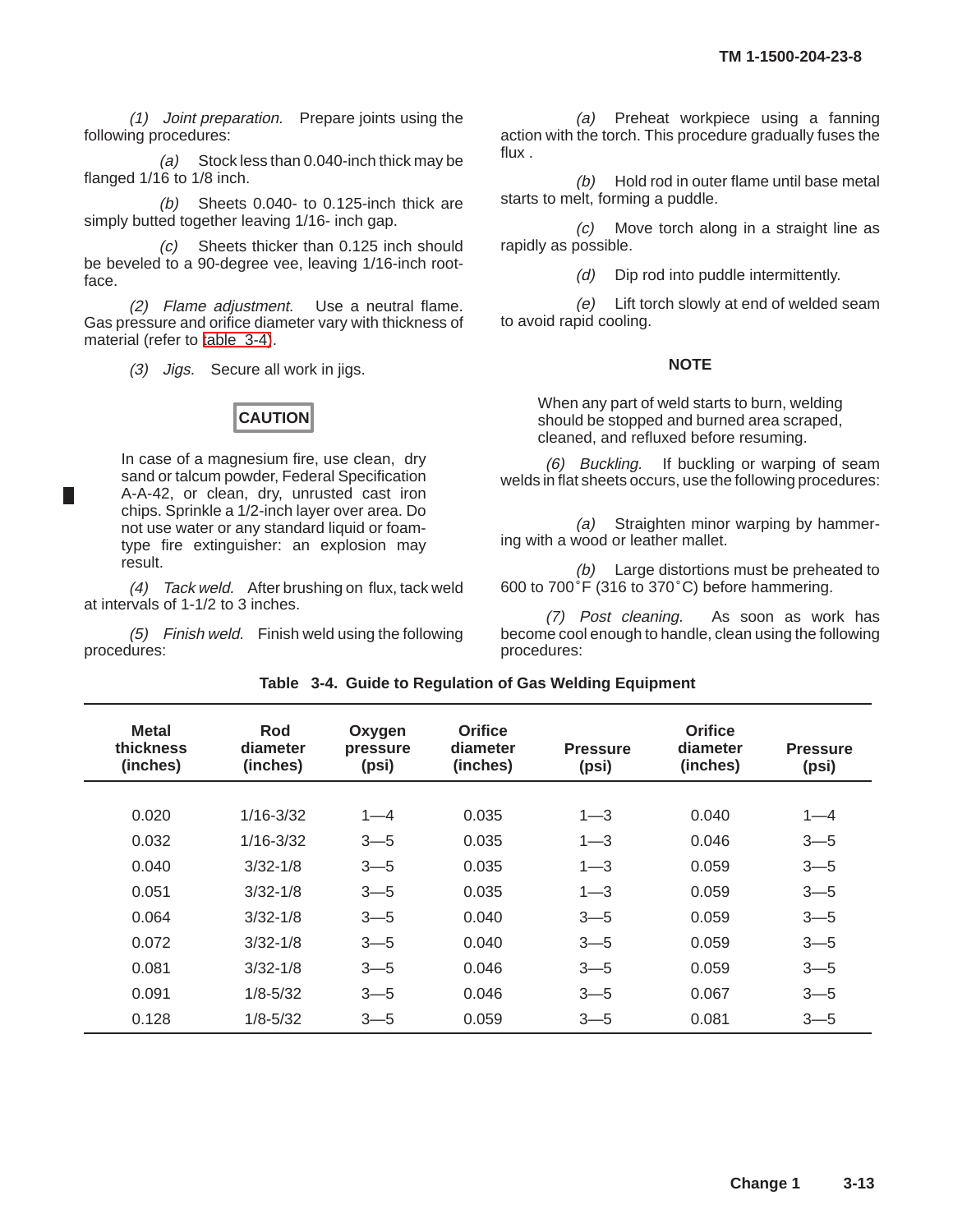(1) *Joint preparation.* Prepare joints using the following procedures:

(a) Stock less than 0.040-inch thick may be flanged 1/16 to 1/8 inch.

(b) Sheets 0.040- to 0.125-inch thick are simply butted together leaving 1/16- inch gap.

(c) Sheets thicker than 0.125 inch should be beveled to a 90-degree vee, leaving 1/16-inch root-face.

(2) *Flame adjustment.* Use a neutral flame. Gas pressure and orifice diameter vary with thickness of material (refer to table 3-4).

(3) *Jigs.* Secure all work in jigs.

**CAUTION**

In case of a magnesium fire, use clean, dry sand or talcum powder, Federal Specification A-A-42, or clean, dry, unrusted cast iron chips. Sprinkle a 1/2-inch layer over area. Do not use water or any standard liquid or foam-type fire extinguisher: an explosion may result.

(4) *Tack weld.* After brushing on flux, tack weld at intervals of 1-1/2 to 3 inches.

(5) *Finish weld.* Finish weld using the following procedures:

(a) Preheat workpiece using a fanning action with the torch. This procedure gradually fuses the flux .

(b) Hold rod in outer flame until base metal starts to melt, forming a puddle.

(c) Move torch along in a straight line as rapidly as possible.

(d) Dip rod into puddle intermittently.

(e) Lift torch slowly at end of welded seam to avoid rapid cooling.

**NOTE**

When any part of weld starts to burn, welding should be stopped and burned area scraped, cleaned, and refluxed before resuming.

(6) *Buckling.* If buckling or warping of seam welds in flat sheets occurs, use the following procedures:

(a) Straighten minor warping by hammering with a wood or leather mallet.

(b) Large distortions must be preheated to 600 to 700˚F (316 to 370˚C) before hammering.

(7) *Post cleaning.* As soon as work has become cool enough to handle, clean using the following procedures:

**Table 3-4. Guide to Regulation of Gas Welding Equipment**

| Metal thickness (inches) | Rod diameter (inches) | Oxygen pressure (psi) | Orifice diameter (inches) | Pressure (psi) | Orifice diameter (inches) | Pressure (psi) |
|---|---|---|---|---|---|---|
| 0.020 | 1/16-3/32 | 1—4 | 0.035 | 1—3 | 0.040 | 1—4 |
| 0.032 | 1/16-3/32 | 3—5 | 0.035 | 1—3 | 0.046 | 3—5 |
| 0.040 | 3/32-1/8 | 3—5 | 0.035 | 1—3 | 0.059 | 3—5 |
| 0.051 | 3/32-1/8 | 3—5 | 0.035 | 1—3 | 0.059 | 3—5 |
| 0.064 | 3/32-1/8 | 3—5 | 0.040 | 3—5 | 0.059 | 3—5 |
| 0.072 | 3/32-1/8 | 3—5 | 0.040 | 3—5 | 0.059 | 3—5 |
| 0.081 | 3/32-1/8 | 3—5 | 0.046 | 3—5 | 0.059 | 3—5 |
| 0.091 | 1/8-5/32 | 3—5 | 0.046 | 3—5 | 0.067 | 3—5 |
| 0.128 | 1/8-5/32 | 3—5 | 0.059 | 3—5 | 0.081 | 3—5 |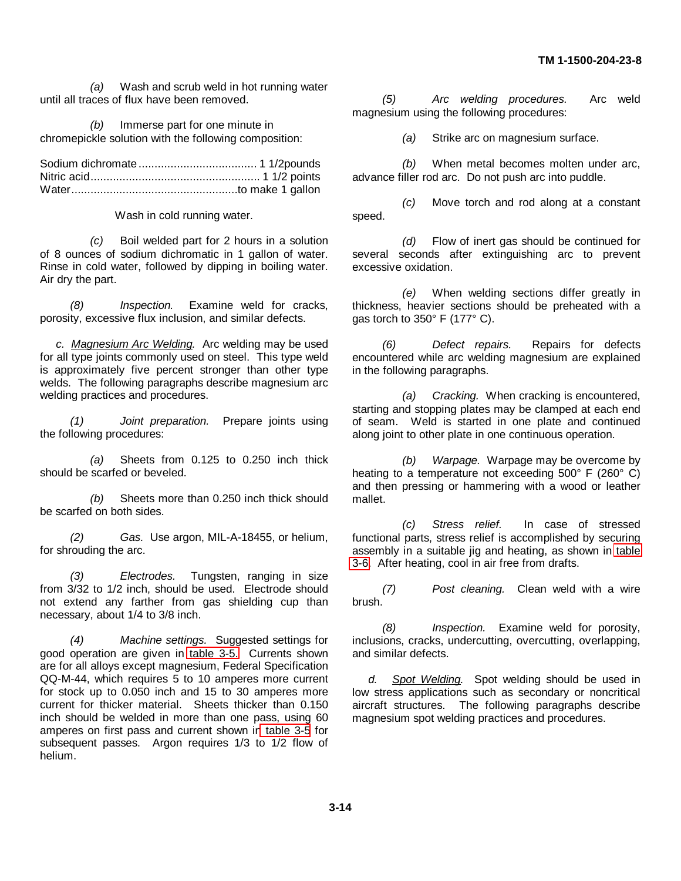(a) Wash and scrub weld in hot running water until all traces of flux have been removed.

(b) Immerse part for one minute in chromepickle solution with the following composition:

Sodium dichromate ..................................... 1 1/2pounds
Nitric acid..................................................... 1 1/2 points
Water....................................................to make 1 gallon

Wash in cold running water.

(c) Boil welded part for 2 hours in a solution of 8 ounces of sodium dichromatic in 1 gallon of water. Rinse in cold water, followed by dipping in boiling water. Air dry the part.

(8) *Inspection.* Examine weld for cracks, porosity, excessive flux inclusion, and similar defects.

c. *Magnesium Arc Welding.* Arc welding may be used for all type joints commonly used on steel. This type weld is approximately five percent stronger than other type welds. The following paragraphs describe magnesium arc welding practices and procedures.

(1) *Joint preparation.* Prepare joints using the following procedures:

(a) Sheets from 0.125 to 0.250 inch thick should be scarfed or beveled.

(b) Sheets more than 0.250 inch thick should be scarfed on both sides.

(2) *Gas.* Use argon, MIL-A-18455, or helium, for shrouding the arc.

(3) *Electrodes.* Tungsten, ranging in size from 3/32 to 1/2 inch, should be used. Electrode should not extend any farther from gas shielding cup than necessary, about 1/4 to 3/8 inch.

(4) *Machine settings.* Suggested settings for good operation are given in table 3-5. Currents shown are for all alloys except magnesium, Federal Specification QQ-M-44, which requires 5 to 10 amperes more current for stock up to 0.050 inch and 15 to 30 amperes more current for thicker material. Sheets thicker than 0.150 inch should be welded in more than one pass, using 60 amperes on first pass and current shown in table 3-5 for subsequent passes. Argon requires 1/3 to 1/2 flow of helium.

(5) *Arc welding procedures.* Arc weld magnesium using the following procedures:

(a) Strike arc on magnesium surface.

(b) When metal becomes molten under arc, advance filler rod arc. Do not push arc into puddle.

(c) Move torch and rod along at a constant speed.

(d) Flow of inert gas should be continued for several seconds after extinguishing arc to prevent excessive oxidation.

(e) When welding sections differ greatly in thickness, heavier sections should be preheated with a gas torch to 350° F (177° C).

(6) *Defect repairs.* Repairs for defects encountered while arc welding magnesium are explained in the following paragraphs.

(a) *Cracking.* When cracking is encountered, starting and stopping plates may be clamped at each end of seam. Weld is started in one plate and continued along joint to other plate in one continuous operation.

(b) *Warpage.* Warpage may be overcome by heating to a temperature not exceeding 500° F (260° C) and then pressing or hammering with a wood or leather mallet.

(c) *Stress relief.* In case of stressed functional parts, stress relief is accomplished by securing assembly in a suitable jig and heating, as shown in table 3-6. After heating, cool in air free from drafts.

(7) *Post cleaning.* Clean weld with a wire brush.

(8) *Inspection.* Examine weld for porosity, inclusions, cracks, undercutting, overcutting, overlapping, and similar defects.

d. *Spot Welding.* Spot welding should be used in low stress applications such as secondary or noncritical aircraft structures. The following paragraphs describe magnesium spot welding practices and procedures.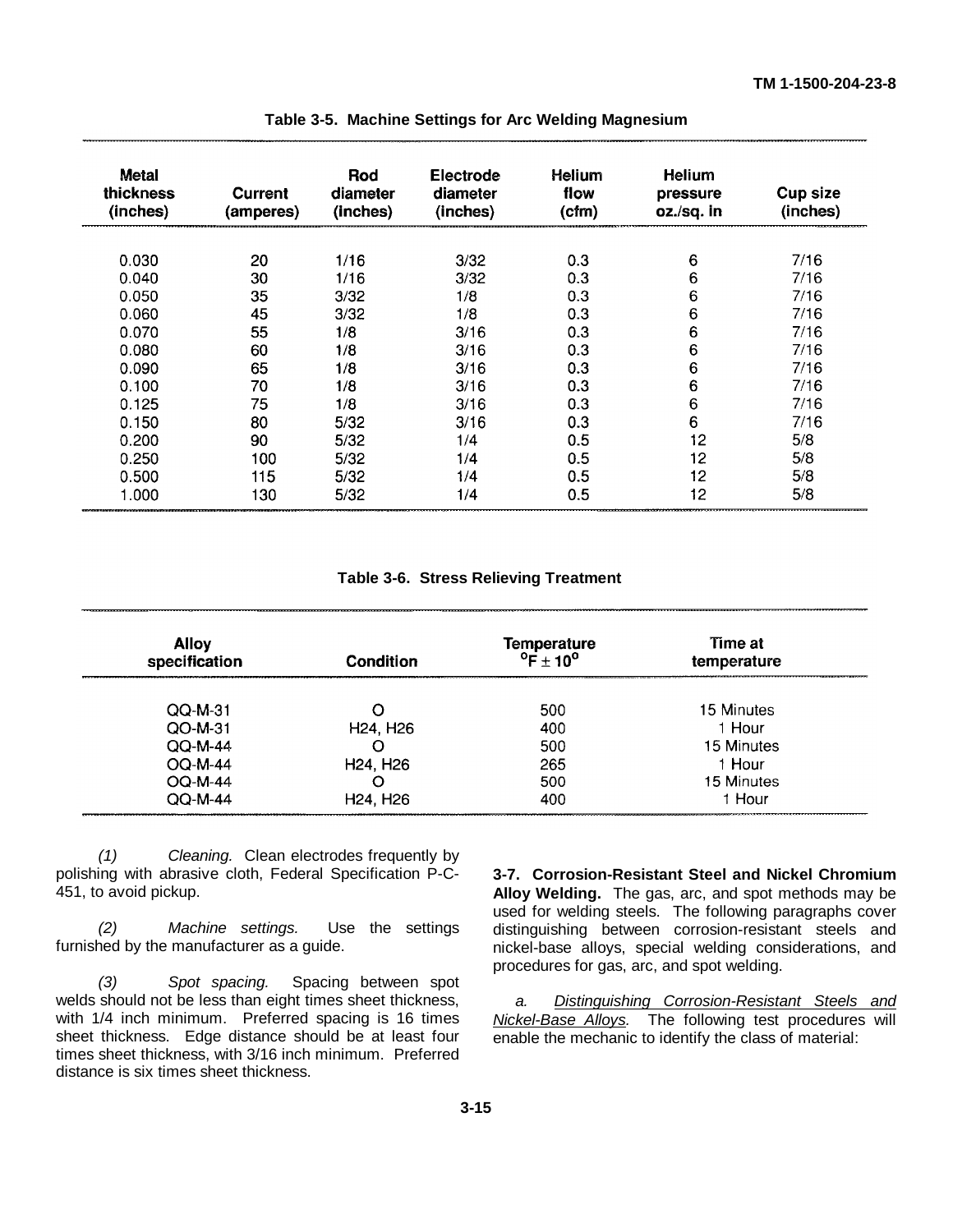**Table 3-5. Machine Settings for Arc Welding Magnesium**

| Metal thickness (inches) | Current (amperes) | Rod diameter (inches) | Electrode diameter (inches) | Helium flow (cfm) | Helium pressure oz./sq. in | Cup size (inches) |
|---|---|---|---|---|---|---|
| 0.030 | 20 | 1/16 | 3/32 | 0.3 | 6 | 7/16 |
| 0.040 | 30 | 1/16 | 3/32 | 0.3 | 6 | 7/16 |
| 0.050 | 35 | 3/32 | 1/8 | 0.3 | 6 | 7/16 |
| 0.060 | 45 | 3/32 | 1/8 | 0.3 | 6 | 7/16 |
| 0.070 | 55 | 1/8 | 3/16 | 0.3 | 6 | 7/16 |
| 0.080 | 60 | 1/8 | 3/16 | 0.3 | 6 | 7/16 |
| 0.090 | 65 | 1/8 | 3/16 | 0.3 | 6 | 7/16 |
| 0.100 | 70 | 1/8 | 3/16 | 0.3 | 6 | 7/16 |
| 0.125 | 75 | 1/8 | 3/16 | 0.3 | 6 | 7/16 |
| 0.150 | 80 | 5/32 | 3/16 | 0.3 | 6 | 7/16 |
| 0.200 | 90 | 5/32 | 1/4 | 0.5 | 12 | 5/8 |
| 0.250 | 100 | 5/32 | 1/4 | 0.5 | 12 | 5/8 |
| 0.500 | 115 | 5/32 | 1/4 | 0.5 | 12 | 5/8 |
| 1.000 | 130 | 5/32 | 1/4 | 0.5 | 12 | 5/8 |

**Table 3-6. Stress Relieving Treatment**

| Alloy specification | Condition | Temperature $^{o}F \pm 10^{o}$ | Time at temperature |
|---|---|---|---|
| QQ-M-31 | O | 500 | 15 Minutes |
| QO-M-31 | H24, H26 | 400 | 1 Hour |
| QQ-M-44 | O | 500 | 15 Minutes |
| OQ-M-44 | H24, H26 | 265 | 1 Hour |
| OQ-M-44 | O | 500 | 15 Minutes |
| QQ-M-44 | H24, H26 | 400 | 1 Hour |

*(1) Cleaning.* Clean electrodes frequently by polishing with abrasive cloth, Federal Specification P-C-451, to avoid pickup.

*(2) Machine settings.* Use the settings furnished by the manufacturer as a guide.

*(3) Spot spacing.* Spacing between spot welds should not be less than eight times sheet thickness, with 1/4 inch minimum. Preferred spacing is 16 times sheet thickness. Edge distance should be at least four times sheet thickness, with 3/16 inch minimum. Preferred distance is six times sheet thickness.

**3-7. Corrosion-Resistant Steel and Nickel Chromium Alloy Welding.** The gas, arc, and spot methods may be used for welding steels. The following paragraphs cover distinguishing between corrosion-resistant steels and nickel-base alloys, special welding considerations, and procedures for gas, arc, and spot welding.

*a.* Distinguishing Corrosion-Resistant Steels and Nickel-Base Alloys. The following test procedures will enable the mechanic to identify the class of material: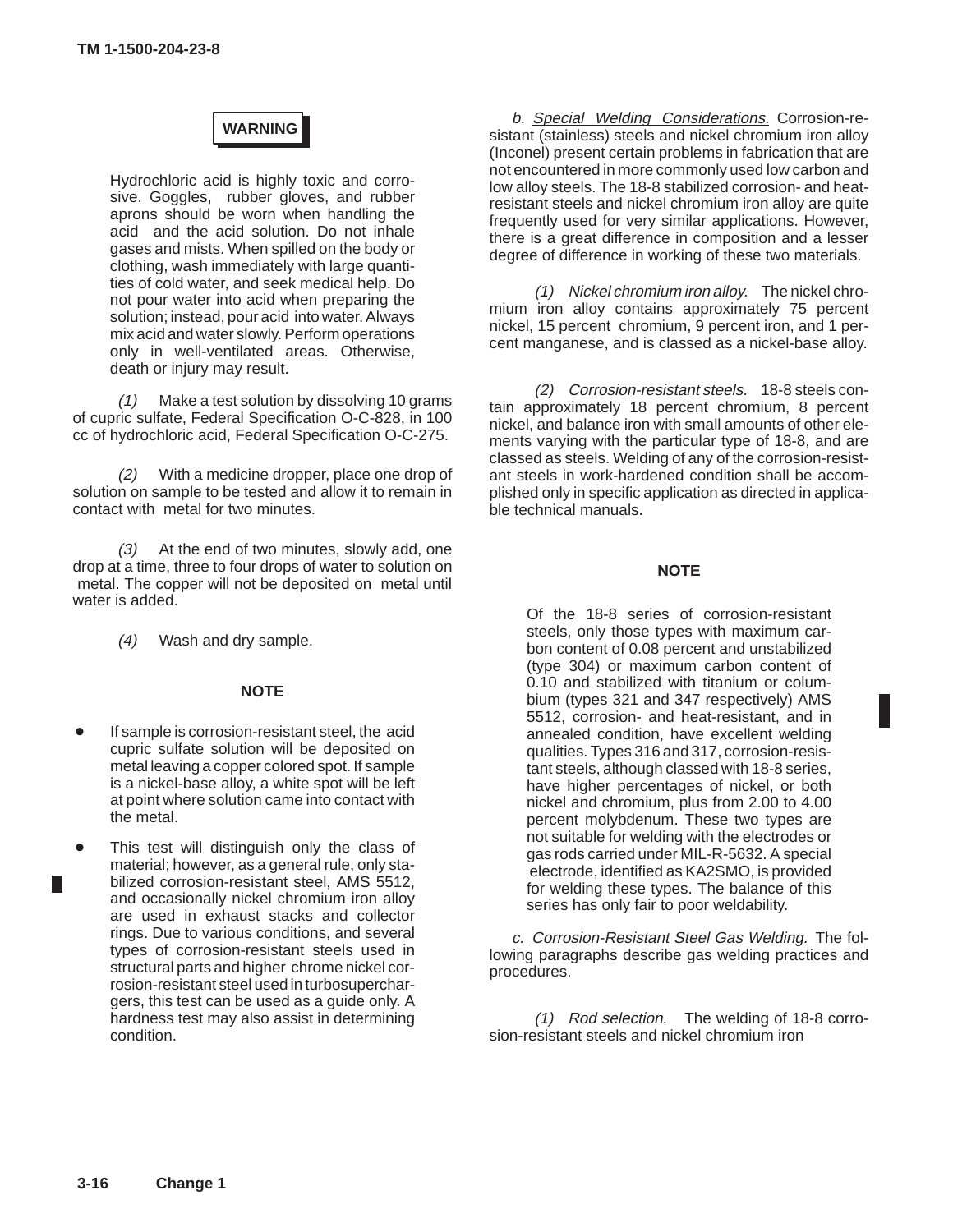**WARNING**

Hydrochloric acid is highly toxic and corrosive. Goggles, rubber gloves, and rubber aprons should be worn when handling the acid and the acid solution. Do not inhale gases and mists. When spilled on the body or clothing, wash immediately with large quantities of cold water, and seek medical help. Do not pour water into acid when preparing the solution; instead, pour acid into water. Always mix acid and water slowly. Perform operations only in well-ventilated areas. Otherwise, death or injury may result.

*(1)* Make a test solution by dissolving 10 grams of cupric sulfate, Federal Specification O-C-828, in 100 cc of hydrochloric acid, Federal Specification O-C-275.

*(2)* With a medicine dropper, place one drop of solution on sample to be tested and allow it to remain in contact with metal for two minutes.

*(3)* At the end of two minutes, slowly add, one drop at a time, three to four drops of water to solution on metal. The copper will not be deposited on metal until water is added.

*(4)* Wash and dry sample.

**NOTE**

- If sample is corrosion-resistant steel, the acid cupric sulfate solution will be deposited on metal leaving a copper colored spot. If sample is a nickel-base alloy, a white spot will be left at point where solution came into contact with the metal.
- This test will distinguish only the class of material; however, as a general rule, only stabilized corrosion-resistant steel, AMS 5512, and occasionally nickel chromium iron alloy are used in exhaust stacks and collector rings. Due to various conditions, and several types of corrosion-resistant steels used in structural parts and higher chrome nickel corrosion-resistant steel used in turbosuperchargers, this test can be used as a guide only. A hardness test may also assist in determining condition.

*b.* *Special Welding Considerations.* Corrosion-resistant (stainless) steels and nickel chromium iron alloy (Inconel) present certain problems in fabrication that are not encountered in more commonly used low carbon and low alloy steels. The 18-8 stabilized corrosion- and heat-resistant steels and nickel chromium iron alloy are quite frequently used for very similar applications. However, there is a great difference in composition and a lesser degree of difference in working of these two materials.

*(1)* *Nickel chromium iron alloy.* The nickel chromium iron alloy contains approximately 75 percent nickel, 15 percent chromium, 9 percent iron, and 1 percent manganese, and is classed as a nickel-base alloy.

*(2)* *Corrosion-resistant steels.* 18-8 steels contain approximately 18 percent chromium, 8 percent nickel, and balance iron with small amounts of other elements varying with the particular type of 18-8, and are classed as steels. Welding of any of the corrosion-resistant steels in work-hardened condition shall be accomplished only in specific application as directed in applicable technical manuals.

**NOTE**

Of the 18-8 series of corrosion-resistant steels, only those types with maximum carbon content of 0.08 percent and unstabilized (type 304) or maximum carbon content of 0.10 and stabilized with titanium or columbium (types 321 and 347 respectively) AMS 5512, corrosion- and heat-resistant, and in annealed condition, have excellent welding qualities. Types 316 and 317, corrosion-resistant steels, although classed with 18-8 series, have higher percentages of nickel, or both nickel and chromium, plus from 2.00 to 4.00 percent molybdenum. These two types are not suitable for welding with the electrodes or gas rods carried under MIL-R-5632. A special electrode, identified as KA2SMO, is provided for welding these types. The balance of this series has only fair to poor weldability.

*c.* *Corrosion-Resistant Steel Gas Welding.* The following paragraphs describe gas welding practices and procedures.

*(1)* *Rod selection.* The welding of 18-8 corrosion-resistant steels and nickel chromium iron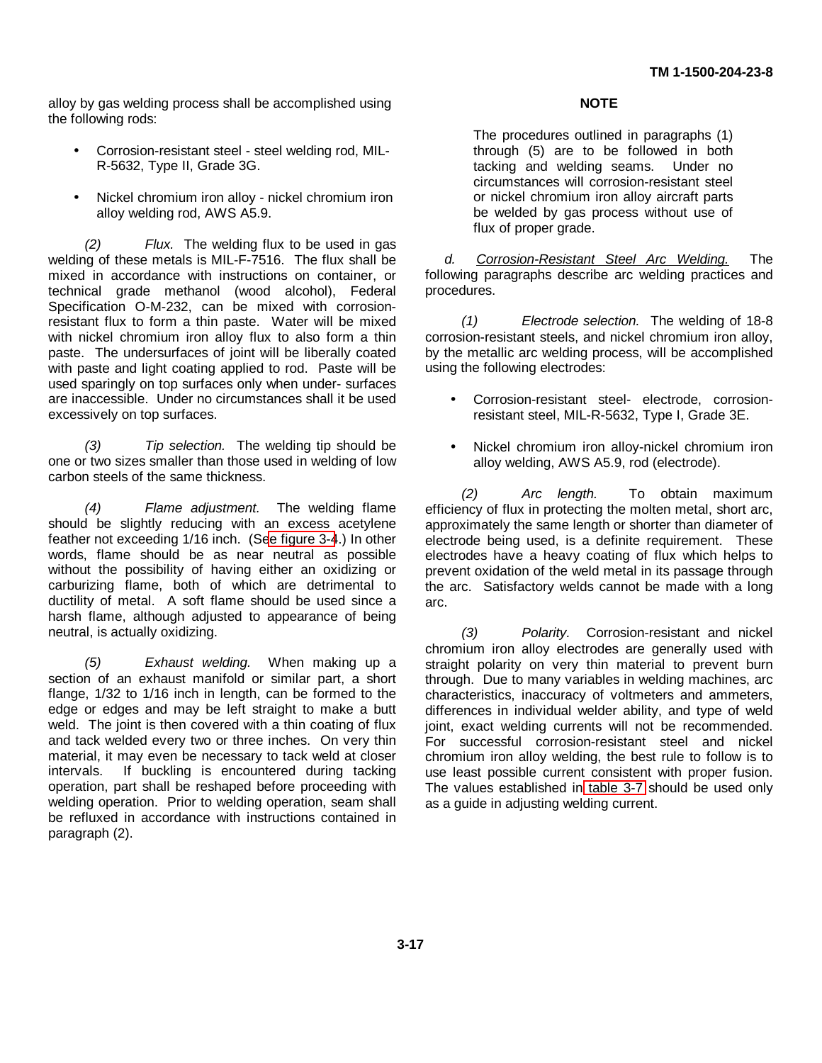alloy by gas welding process shall be accomplished using the following rods:

- Corrosion-resistant steel - steel welding rod, MIL-R-5632, Type II, Grade 3G.
- Nickel chromium iron alloy - nickel chromium iron alloy welding rod, AWS A5.9.

*(2) Flux.* The welding flux to be used in gas welding of these metals is MIL-F-7516. The flux shall be mixed in accordance with instructions on container, or technical grade methanol (wood alcohol), Federal Specification O-M-232, can be mixed with corrosion-resistant flux to form a thin paste. Water will be mixed with nickel chromium iron alloy flux to also form a thin paste. The undersurfaces of joint will be liberally coated with paste and light coating applied to rod. Paste will be used sparingly on top surfaces only when under- surfaces are inaccessible. Under no circumstances shall it be used excessively on top surfaces.

*(3) Tip selection.* The welding tip should be one or two sizes smaller than those used in welding of low carbon steels of the same thickness.

*(4) Flame adjustment.* The welding flame should be slightly reducing with an excess acetylene feather not exceeding 1/16 inch. (See figure 3-4.) In other words, flame should be as near neutral as possible without the possibility of having either an oxidizing or carburizing flame, both of which are detrimental to ductility of metal. A soft flame should be used since a harsh flame, although adjusted to appearance of being neutral, is actually oxidizing.

*(5) Exhaust welding.* When making up a section of an exhaust manifold or similar part, a short flange, 1/32 to 1/16 inch in length, can be formed to the edge or edges and may be left straight to make a butt weld. The joint is then covered with a thin coating of flux and tack welded every two or three inches. On very thin material, it may even be necessary to tack weld at closer intervals. If buckling is encountered during tacking operation, part shall be reshaped before proceeding with welding operation. Prior to welding operation, seam shall be refluxed in accordance with instructions contained in paragraph (2).

**NOTE**

The procedures outlined in paragraphs (1) through (5) are to be followed in both tacking and welding seams. Under no circumstances will corrosion-resistant steel or nickel chromium iron alloy aircraft parts be welded by gas process without use of flux of proper grade.

*d.* Corrosion-Resistant Steel Arc Welding. The following paragraphs describe arc welding practices and procedures.

*(1) Electrode selection.* The welding of 18-8 corrosion-resistant steels, and nickel chromium iron alloy, by the metallic arc welding process, will be accomplished using the following electrodes:

- Corrosion-resistant steel- electrode, corrosion-resistant steel, MIL-R-5632, Type I, Grade 3E.
- Nickel chromium iron alloy-nickel chromium iron alloy welding, AWS A5.9, rod (electrode).

*(2) Arc length.* To obtain maximum efficiency of flux in protecting the molten metal, short arc, approximately the same length or shorter than diameter of electrode being used, is a definite requirement. These electrodes have a heavy coating of flux which helps to prevent oxidation of the weld metal in its passage through the arc. Satisfactory welds cannot be made with a long arc.

*(3) Polarity.* Corrosion-resistant and nickel chromium iron alloy electrodes are generally used with straight polarity on very thin material to prevent burn through. Due to many variables in welding machines, arc characteristics, inaccuracy of voltmeters and ammeters, differences in individual welder ability, and type of weld joint, exact welding currents will not be recommended. For successful corrosion-resistant steel and nickel chromium iron alloy welding, the best rule to follow is to use least possible current consistent with proper fusion. The values established in table 3-7 should be used only as a guide in adjusting welding current.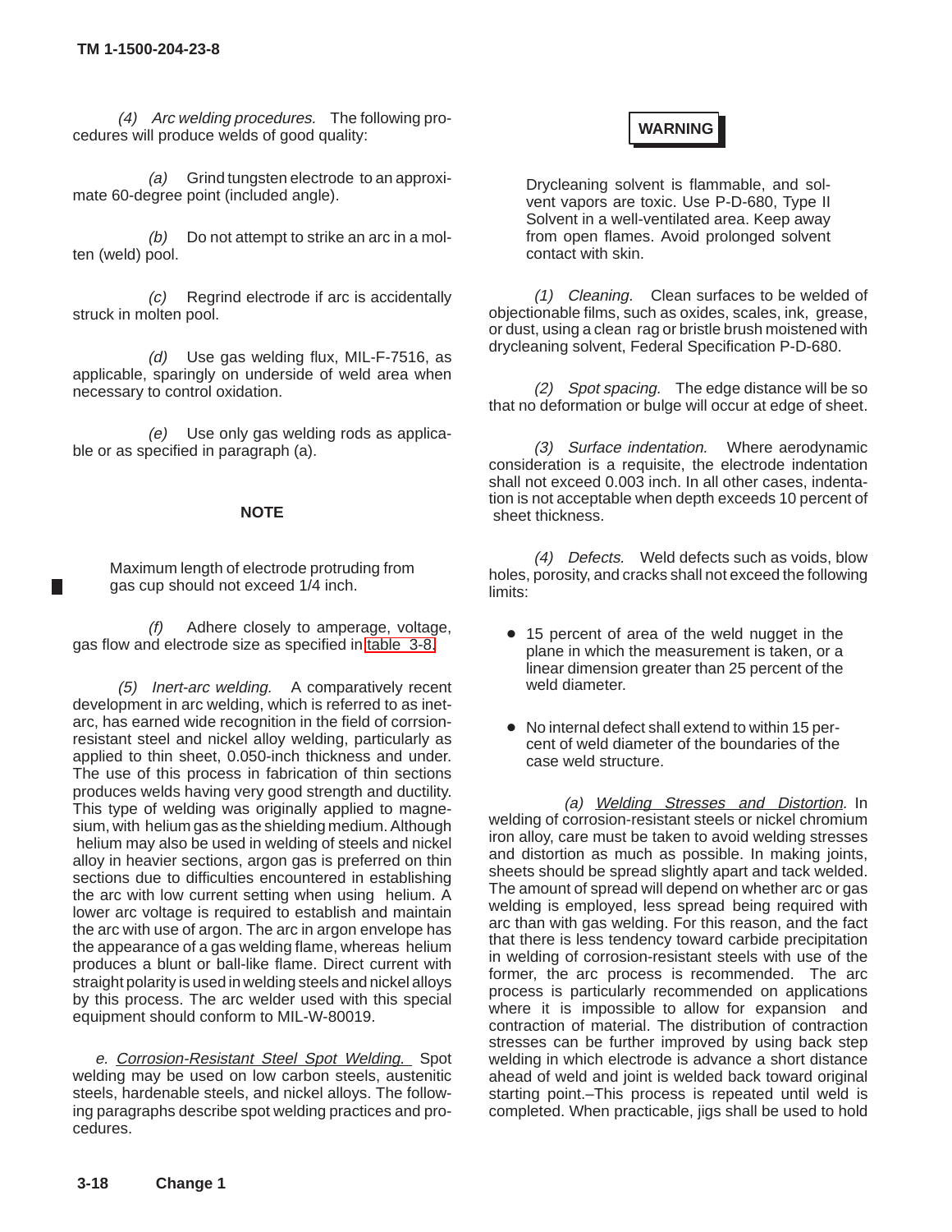*(4) Arc welding procedures.* The following procedures will produce welds of good quality:

*(a)* Grind tungsten electrode to an approximate 60-degree point (included angle).

*(b)* Do not attempt to strike an arc in a molten (weld) pool.

*(c)* Regrind electrode if arc is accidentally struck in molten pool.

*(d)* Use gas welding flux, MIL-F-7516, as applicable, sparingly on underside of weld area when necessary to control oxidation.

*(e)* Use only gas welding rods as applicable or as specified in paragraph (a).

**NOTE**

Maximum length of electrode protruding from gas cup should not exceed 1/4 inch.

*(f)* Adhere closely to amperage, voltage, gas flow and electrode size as specified in table 3-8.

*(5) Inert-arc welding.* A comparatively recent development in arc welding, which is referred to as inet-arc, has earned wide recognition in the field of corrsion-resistant steel and nickel alloy welding, particularly as applied to thin sheet, 0.050-inch thickness and under. The use of this process in fabrication of thin sections produces welds having very good strength and ductility. This type of welding was originally applied to magnesium, with helium gas as the shielding medium. Although helium may also be used in welding of steels and nickel alloy in heavier sections, argon gas is preferred on thin sections due to difficulties encountered in establishing the arc with low current setting when using helium. A lower arc voltage is required to establish and maintain the arc with use of argon. The arc in argon envelope has the appearance of a gas welding flame, whereas helium produces a blunt or ball-like flame. Direct current with straight polarity is used in welding steels and nickel alloys by this process. The arc welder used with this special equipment should conform to MIL-W-80019.

*e. Corrosion-Resistant Steel Spot Welding.* Spot welding may be used on low carbon steels, austenitic steels, hardenable steels, and nickel alloys. The following paragraphs describe spot welding practices and procedures.

**WARNING**

Drycleaning solvent is flammable, and solvent vapors are toxic. Use P-D-680, Type II Solvent in a well-ventilated area. Keep away from open flames. Avoid prolonged solvent contact with skin.

*(1) Cleaning.* Clean surfaces to be welded of objectionable films, such as oxides, scales, ink, grease, or dust, using a clean rag or bristle brush moistened with drycleaning solvent, Federal Specification P-D-680.

*(2) Spot spacing.* The edge distance will be so that no deformation or bulge will occur at edge of sheet.

*(3) Surface indentation.* Where aerodynamic consideration is a requisite, the electrode indentation shall not exceed 0.003 inch. In all other cases, indentation is not acceptable when depth exceeds 10 percent of sheet thickness.

*(4) Defects.* Weld defects such as voids, blow holes, porosity, and cracks shall not exceed the following limits:

- 15 percent of area of the weld nugget in the plane in which the measurement is taken, or a linear dimension greater than 25 percent of the weld diameter.

- No internal defect shall extend to within 15 percent of weld diameter of the boundaries of the case weld structure.

*(a) Welding Stresses and Distortion.* In welding of corrosion-resistant steels or nickel chromium iron alloy, care must be taken to avoid welding stresses and distortion as much as possible. In making joints, sheets should be spread slightly apart and tack welded. The amount of spread will depend on whether arc or gas welding is employed, less spread being required with arc than with gas welding. For this reason, and the fact that there is less tendency toward carbide precipitation in welding of corrosion-resistant steels with use of the former, the arc process is recommended. The arc process is particularly recommended on applications where it is impossible to allow for expansion and contraction of material. The distribution of contraction stresses can be further improved by using back step welding in which electrode is advance a short distance ahead of weld and joint is welded back toward original starting point.–This process is repeated until weld is completed. When practicable, jigs shall be used to hold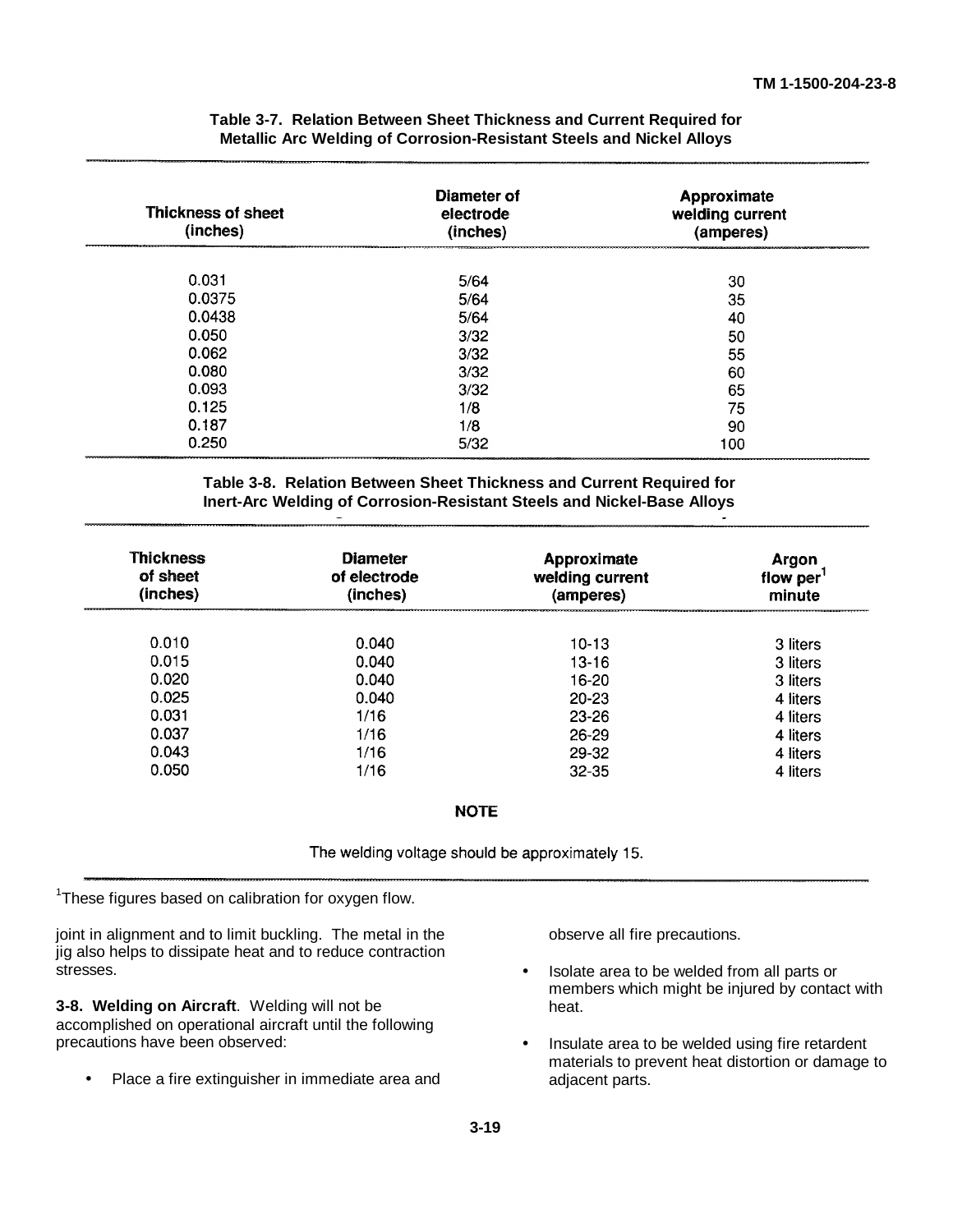**Table 3-7. Relation Between Sheet Thickness and Current Required for Metallic Arc Welding of Corrosion-Resistant Steels and Nickel Alloys**

| Thickness of sheet (inches) | Diameter of electrode (inches) | Approximate welding current (amperes) |
|---|---|---|
| 0.031 | 5/64 | 30 |
| 0.0375 | 5/64 | 35 |
| 0.0438 | 5/64 | 40 |
| 0.050 | 3/32 | 50 |
| 0.062 | 3/32 | 55 |
| 0.080 | 3/32 | 60 |
| 0.093 | 3/32 | 65 |
| 0.125 | 1/8 | 75 |
| 0.187 | 1/8 | 90 |
| 0.250 | 5/32 | 100 |

**Table 3-8. Relation Between Sheet Thickness and Current Required for Inert-Arc Welding of Corrosion-Resistant Steels and Nickel-Base Alloys**

| Thickness of sheet (inches) | Diameter of electrode (inches) | Approximate welding current (amperes) | Argon flow per[1] minute |
|---|---|---|---|
| 0.010 | 0.040 | 10-13 | 3 liters |
| 0.015 | 0.040 | 13-16 | 3 liters |
| 0.020 | 0.040 | 16-20 | 3 liters |
| 0.025 | 0.040 | 20-23 | 4 liters |
| 0.031 | 1/16 | 23-26 | 4 liters |
| 0.037 | 1/16 | 26-29 | 4 liters |
| 0.043 | 1/16 | 29-32 | 4 liters |
| 0.050 | 1/16 | 32-35 | 4 liters |

**NOTE**

The welding voltage should be approximately 15.

[1]These figures based on calibration for oxygen flow.

joint in alignment and to limit buckling. The metal in the jig also helps to dissipate heat and to reduce contraction stresses.

**3-8. Welding on Aircraft**. Welding will not be accomplished on operational aircraft until the following precautions have been observed:

- Place a fire extinguisher in immediate area and observe all fire precautions.
- Isolate area to be welded from all parts or members which might be injured by contact with heat.
- Insulate area to be welded using fire retardent materials to prevent heat distortion or damage to adjacent parts.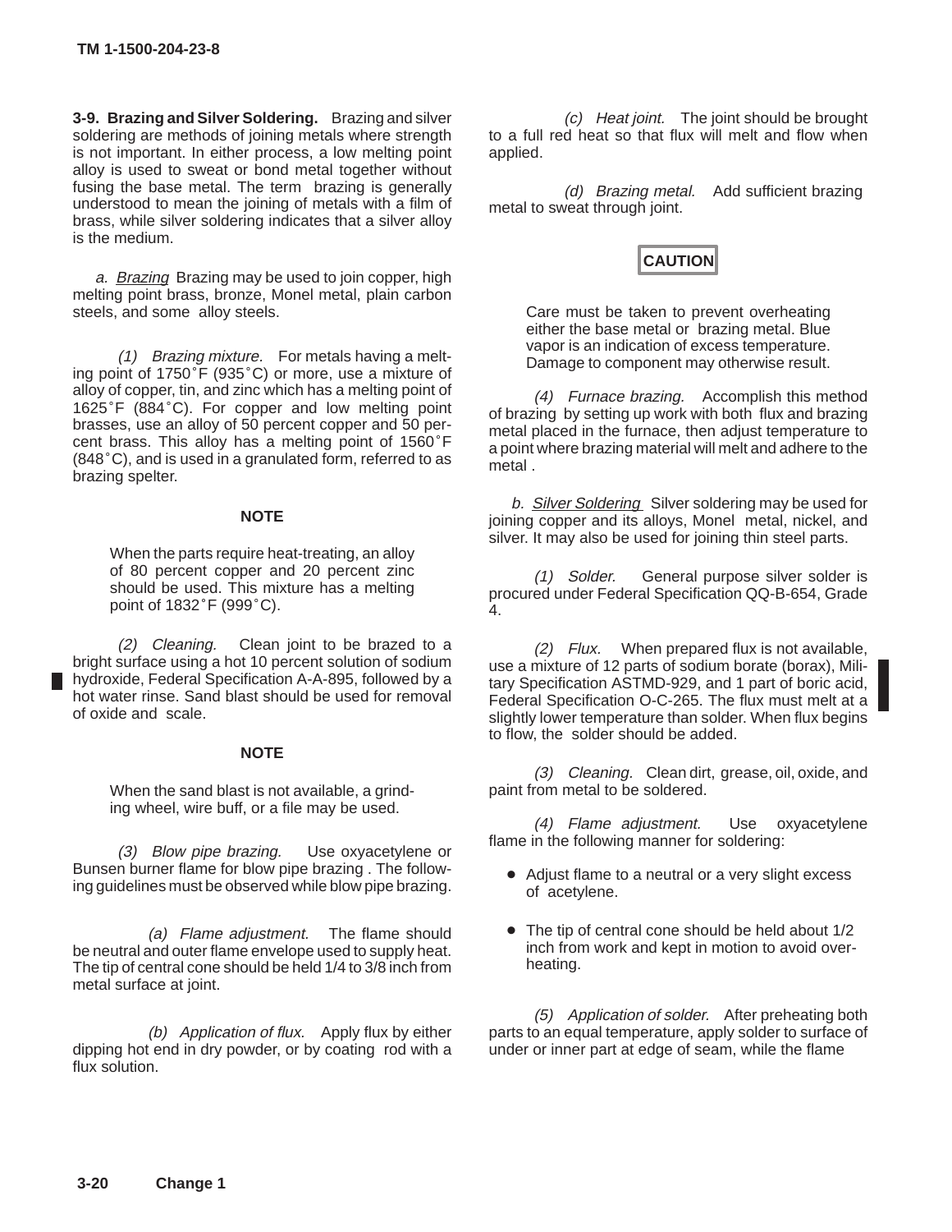**3-9. Brazing and Silver Soldering.** Brazing and silver soldering are methods of joining metals where strength is not important. In either process, a low melting point alloy is used to sweat or bond metal together without fusing the base metal. The term brazing is generally understood to mean the joining of metals with a film of brass, while silver soldering indicates that a silver alloy is the medium.

*a.* *Brazing* Brazing may be used to join copper, high melting point brass, bronze, Monel metal, plain carbon steels, and some alloy steels.

*(1) Brazing mixture.* For metals having a melting point of 1750˚F (935˚C) or more, use a mixture of alloy of copper, tin, and zinc which has a melting point of 1625˚F (884˚C). For copper and low melting point brasses, use an alloy of 50 percent copper and 50 percent brass. This alloy has a melting point of 1560˚F (848˚C), and is used in a granulated form, referred to as brazing spelter.

**NOTE**

When the parts require heat-treating, an alloy of 80 percent copper and 20 percent zinc should be used. This mixture has a melting point of 1832˚F (999˚C).

*(2) Cleaning.* Clean joint to be brazed to a bright surface using a hot 10 percent solution of sodium hydroxide, Federal Specification A-A-895, followed by a hot water rinse. Sand blast should be used for removal of oxide and scale.

**NOTE**

When the sand blast is not available, a grinding wheel, wire buff, or a file may be used.

*(3) Blow pipe brazing.* Use oxyacetylene or Bunsen burner flame for blow pipe brazing . The following guidelines must be observed while blow pipe brazing.

*(a) Flame adjustment.* The flame should be neutral and outer flame envelope used to supply heat. The tip of central cone should be held 1/4 to 3/8 inch from metal surface at joint.

*(b) Application of flux.* Apply flux by either dipping hot end in dry powder, or by coating rod with a flux solution.

*(c) Heat joint.* The joint should be brought to a full red heat so that flux will melt and flow when applied.

*(d) Brazing metal.* Add sufficient brazing metal to sweat through joint.

**CAUTION**

Care must be taken to prevent overheating either the base metal or brazing metal. Blue vapor is an indication of excess temperature. Damage to component may otherwise result.

*(4) Furnace brazing.* Accomplish this method of brazing by setting up work with both flux and brazing metal placed in the furnace, then adjust temperature to a point where brazing material will melt and adhere to the metal .

*b.* *Silver Soldering* Silver soldering may be used for joining copper and its alloys, Monel metal, nickel, and silver. It may also be used for joining thin steel parts.

*(1) Solder.* General purpose silver solder is procured under Federal Specification QQ-B-654, Grade 4.

*(2) Flux.* When prepared flux is not available, use a mixture of 12 parts of sodium borate (borax), Military Specification ASTMD-929, and 1 part of boric acid, Federal Specification O-C-265. The flux must melt at a slightly lower temperature than solder. When flux begins to flow, the solder should be added.

*(3) Cleaning.* Clean dirt, grease, oil, oxide, and paint from metal to be soldered.

*(4) Flame adjustment.* Use oxyacetylene flame in the following manner for soldering:

- Adjust flame to a neutral or a very slight excess of acetylene.
- The tip of central cone should be held about 1/2 inch from work and kept in motion to avoid overheating.

*(5) Application of solder.* After preheating both parts to an equal temperature, apply solder to surface of under or inner part at edge of seam, while the flame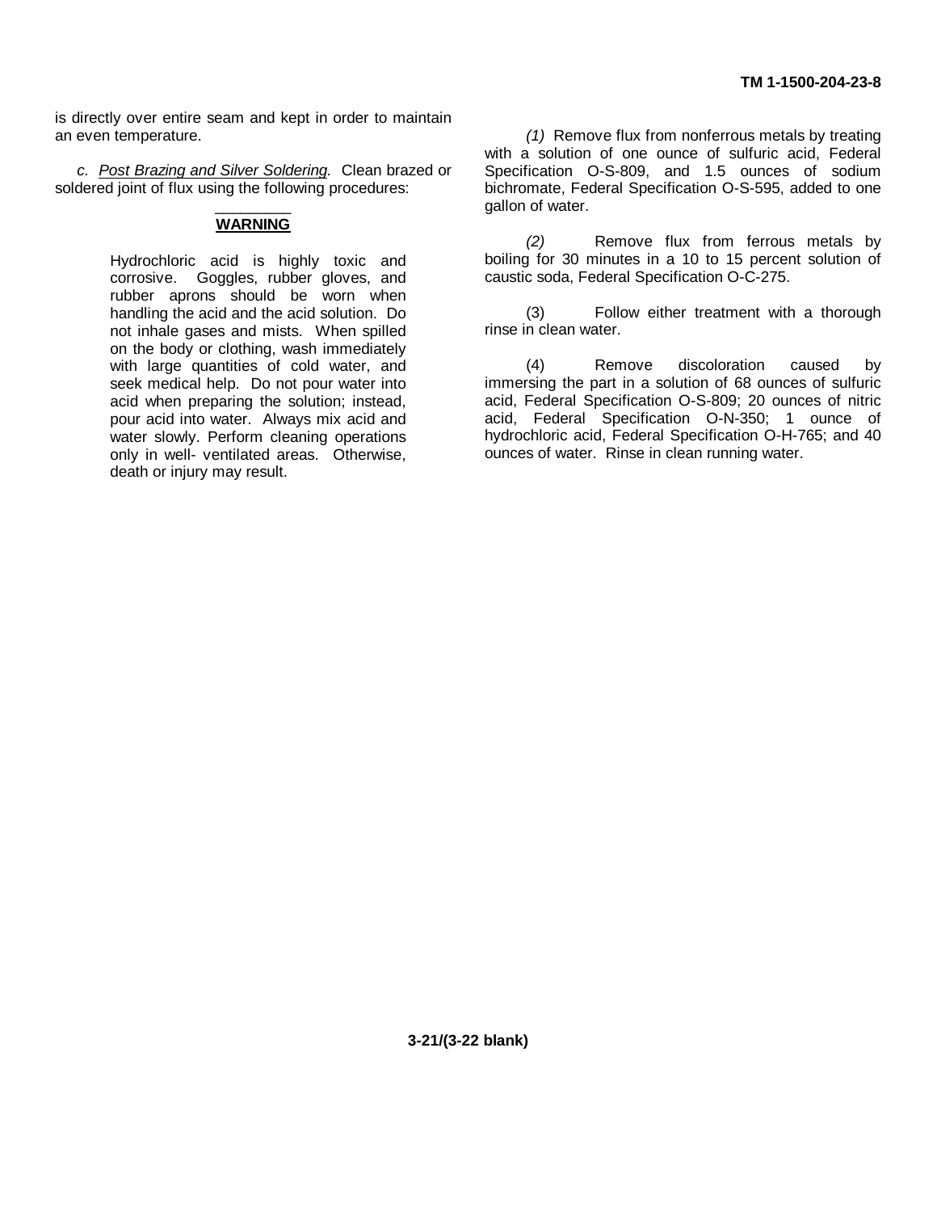is directly over entire seam and kept in order to maintain an even temperature.

*c. Post Brazing and Silver Soldering.* Clean brazed or soldered joint of flux using the following procedures:

**WARNING**

> Hydrochloric acid is highly toxic and corrosive. Goggles, rubber gloves, and rubber aprons should be worn when handling the acid and the acid solution. Do not inhale gases and mists. When spilled on the body or clothing, wash immediately with large quantities of cold water, and seek medical help. Do not pour water into acid when preparing the solution; instead, pour acid into water. Always mix acid and water slowly. Perform cleaning operations only in well- ventilated areas. Otherwise, death or injury may result.

*(1)* Remove flux from nonferrous metals by treating with a solution of one ounce of sulfuric acid, Federal Specification O-S-809, and 1.5 ounces of sodium bichromate, Federal Specification O-S-595, added to one gallon of water.

*(2)* Remove flux from ferrous metals by boiling for 30 minutes in a 10 to 15 percent solution of caustic soda, Federal Specification O-C-275.

(3) Follow either treatment with a thorough rinse in clean water.

(4) Remove discoloration caused by immersing the part in a solution of 68 ounces of sulfuric acid, Federal Specification O-S-809; 20 ounces of nitric acid, Federal Specification O-N-350; 1 ounce of hydrochloric acid, Federal Specification O-H-765; and 40 ounces of water. Rinse in clean running water.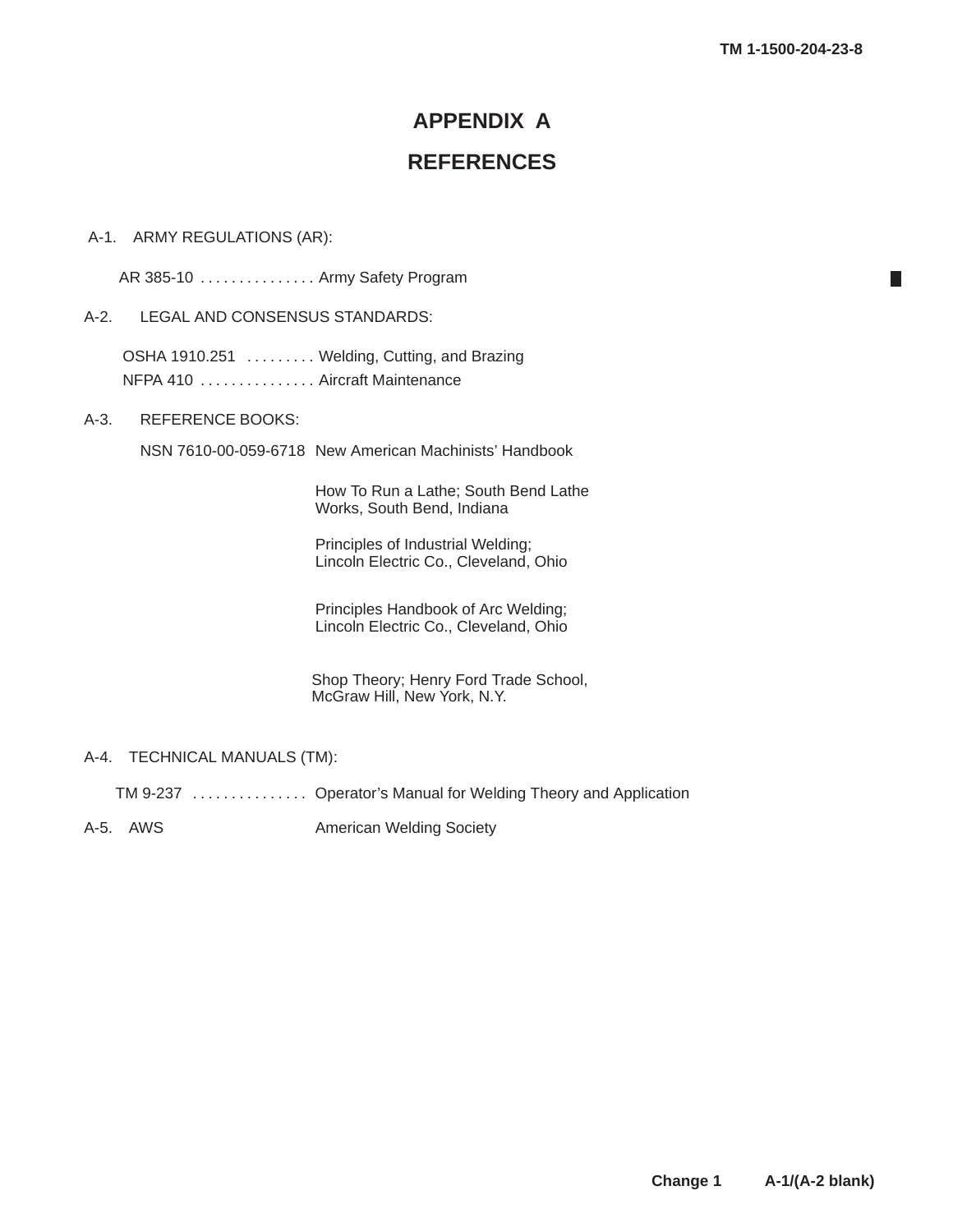# APPENDIX A

# REFERENCES

A-1. ARMY REGULATIONS (AR):

AR 385-10 . . . . . . . . . . . . . . . Army Safety Program

A-2. LEGAL AND CONSENSUS STANDARDS:

OSHA 1910.251 . . . . . . . . . Welding, Cutting, and Brazing
NFPA 410 . . . . . . . . . . . . . . . Aircraft Maintenance

A-3. REFERENCE BOOKS:

NSN 7610-00-059-6718 New American Machinists' Handbook

How To Run a Lathe; South Bend Lathe Works, South Bend, Indiana

Principles of Industrial Welding; Lincoln Electric Co., Cleveland, Ohio

Principles Handbook of Arc Welding; Lincoln Electric Co., Cleveland, Ohio

Shop Theory; Henry Ford Trade School, McGraw Hill, New York, N.Y.

A-4. TECHNICAL MANUALS (TM):

TM 9-237 . . . . . . . . . . . . . . . Operator's Manual for Welding Theory and Application

A-5. AWS American Welding Society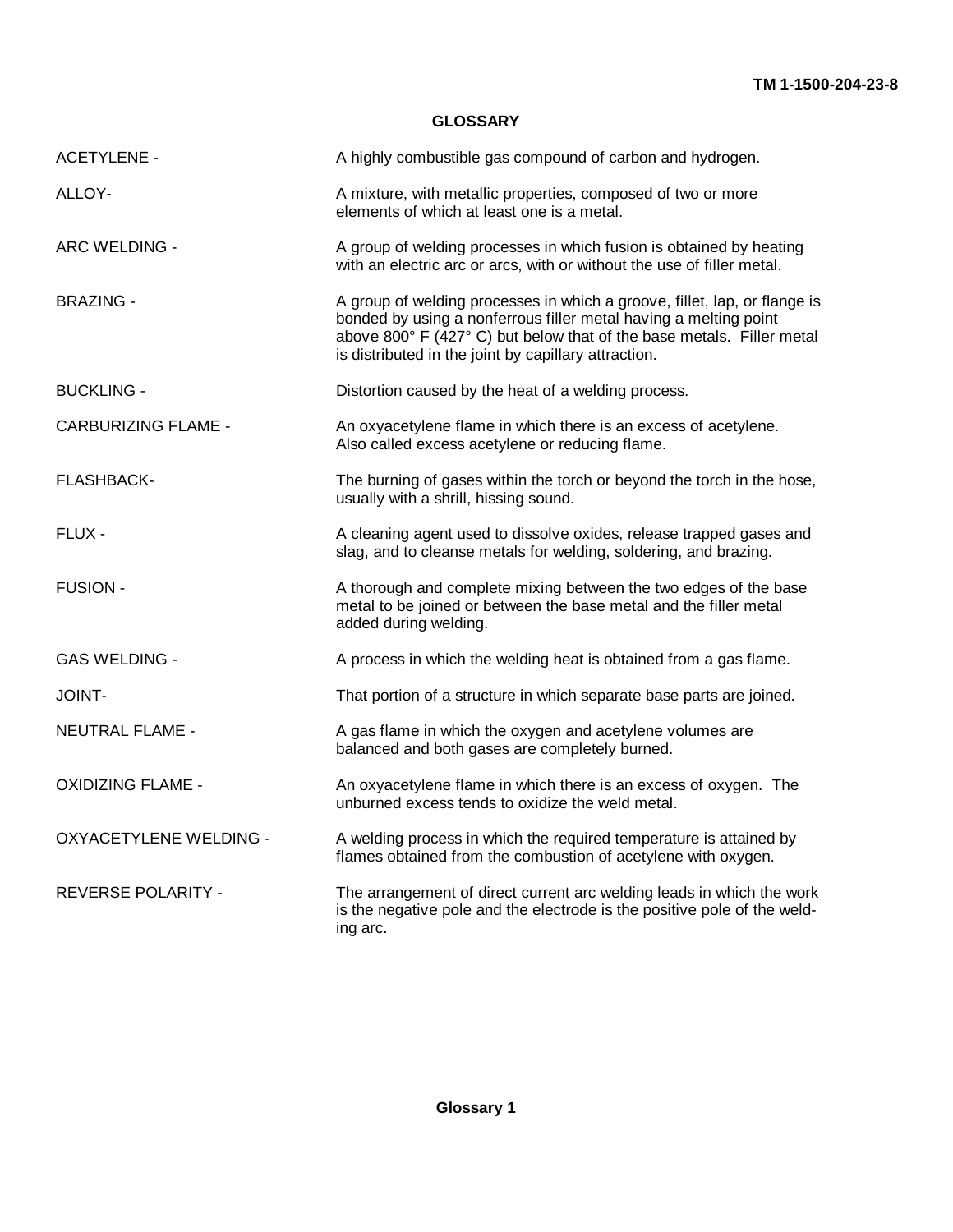# GLOSSARY

| | |
|---|---|
| ACETYLENE - | A highly combustible gas compound of carbon and hydrogen. |
| ALLOY- | A mixture, with metallic properties, composed of two or more elements of which at least one is a metal. |
| ARC WELDING - | A group of welding processes in which fusion is obtained by heating with an electric arc or arcs, with or without the use of filler metal. |
| BRAZING - | A group of welding processes in which a groove, fillet, lap, or flange is bonded by using a nonferrous filler metal having a melting point above 800° F (427° C) but below that of the base metals. Filler metal is distributed in the joint by capillary attraction. |
| BUCKLING - | Distortion caused by the heat of a welding process. |
| CARBURIZING FLAME - | An oxyacetylene flame in which there is an excess of acetylene. Also called excess acetylene or reducing flame. |
| FLASHBACK- | The burning of gases within the torch or beyond the torch in the hose, usually with a shrill, hissing sound. |
| FLUX - | A cleaning agent used to dissolve oxides, release trapped gases and slag, and to cleanse metals for welding, soldering, and brazing. |
| FUSION - | A thorough and complete mixing between the two edges of the base metal to be joined or between the base metal and the filler metal added during welding. |
| GAS WELDING - | A process in which the welding heat is obtained from a gas flame. |
| JOINT- | That portion of a structure in which separate base parts are joined. |
| NEUTRAL FLAME - | A gas flame in which the oxygen and acetylene volumes are balanced and both gases are completely burned. |
| OXIDIZING FLAME - | An oxyacetylene flame in which there is an excess of oxygen. The unburned excess tends to oxidize the weld metal. |
| OXYACETYLENE WELDING - | A welding process in which the required temperature is attained by flames obtained from the combustion of acetylene with oxygen. |
| REVERSE POLARITY - | The arrangement of direct current arc welding leads in which the work is the negative pole and the electrode is the positive pole of the welding arc. |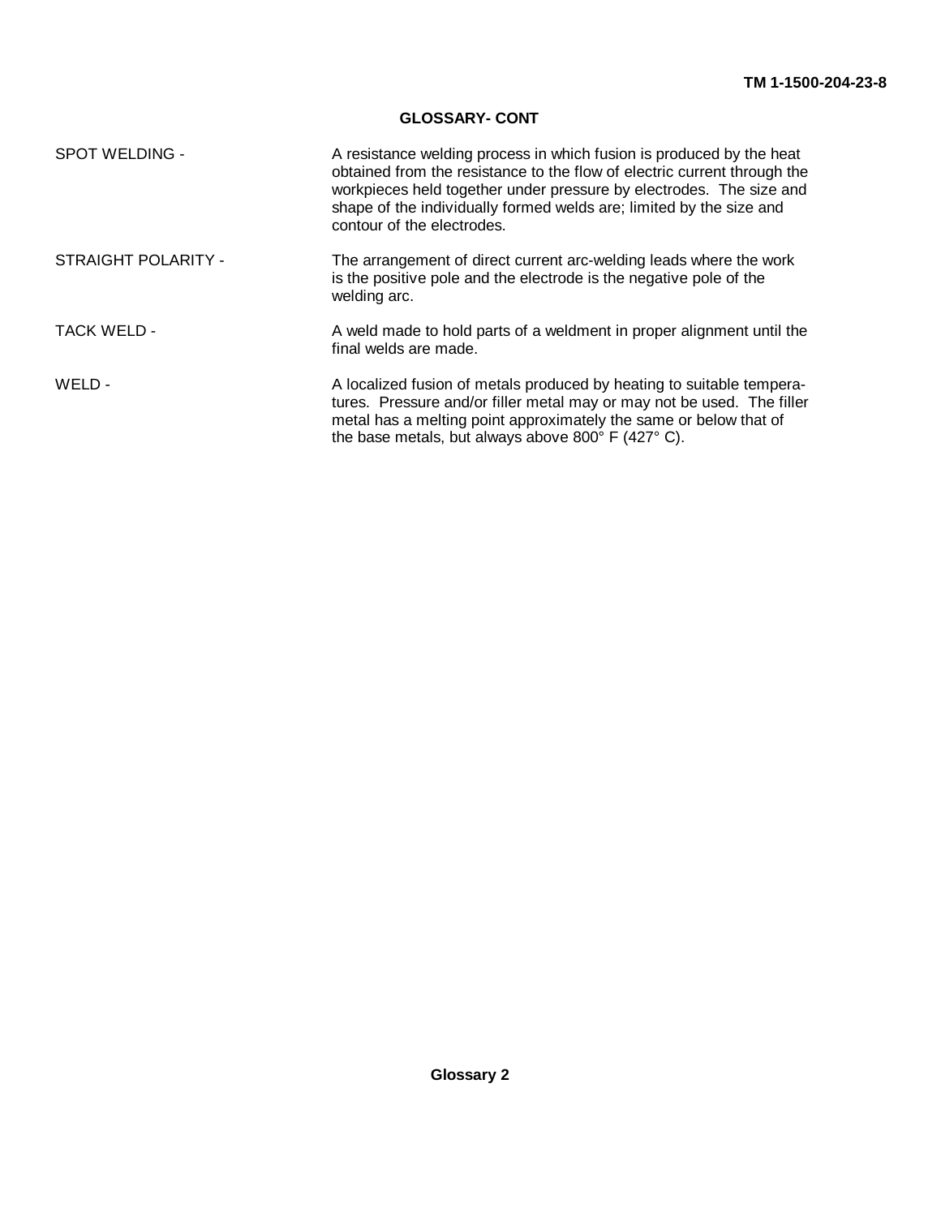## GLOSSARY- CONT

**SPOT WELDING -** A resistance welding process in which fusion is produced by the heat obtained from the resistance to the flow of electric current through the workpieces held together under pressure by electrodes. The size and shape of the individually formed welds are; limited by the size and contour of the electrodes.

**STRAIGHT POLARITY -** The arrangement of direct current arc-welding leads where the work is the positive pole and the electrode is the negative pole of the welding arc.

**TACK WELD -** A weld made to hold parts of a weldment in proper alignment until the final welds are made.

**WELD -** A localized fusion of metals produced by heating to suitable temperatures. Pressure and/or filler metal may or may not be used. The filler metal has a melting point approximately the same or below that of the base metals, but always above 800° F (427° C).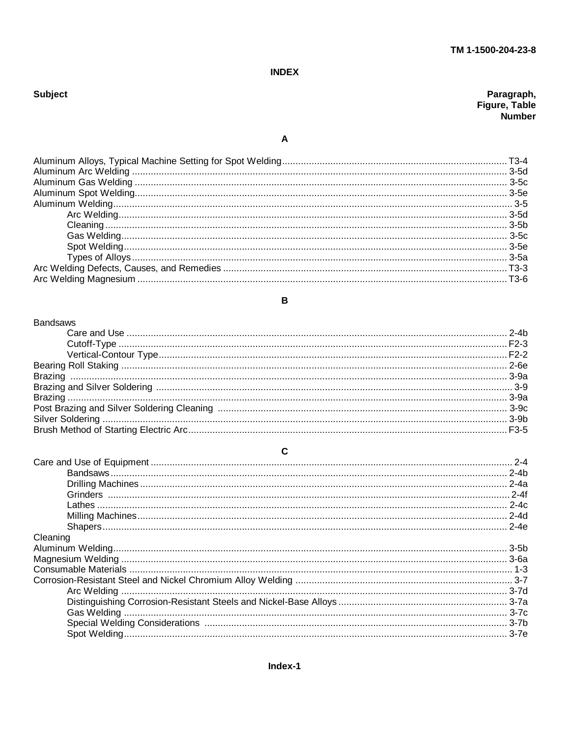# INDEX

| Subject | Paragraph, Figure, Table Number |
|---|---|
| **A** | |
| Aluminum Alloys, Typical Machine Setting for Spot Welding | T3-4 |
| Aluminum Arc Welding | 3-5d |
| Aluminum Gas Welding | 3-5c |
| Aluminum Spot Welding | 3-5e |
| Aluminum Welding | 3-5 |
| &nbsp;&nbsp;&nbsp;&nbsp;Arc Welding | 3-5d |
| &nbsp;&nbsp;&nbsp;&nbsp;Cleaning | 3-5b |
| &nbsp;&nbsp;&nbsp;&nbsp;Gas Welding | 3-5c |
| &nbsp;&nbsp;&nbsp;&nbsp;Spot Welding | 3-5e |
| &nbsp;&nbsp;&nbsp;&nbsp;Types of Alloys | 3-5a |
| Arc Welding Defects, Causes, and Remedies | T3-3 |
| Arc Welding Magnesium | T3-6 |
| **B** | |
| Bandsaws | |
| &nbsp;&nbsp;&nbsp;&nbsp;Care and Use | 2-4b |
| &nbsp;&nbsp;&nbsp;&nbsp;Cutoff-Type | F2-3 |
| &nbsp;&nbsp;&nbsp;&nbsp;Vertical-Contour Type | F2-2 |
| Bearing Roll Staking | 2-6e |
| Brazing | 3-9a |
| Brazing and Silver Soldering | 3-9 |
| Brazing | 3-9a |
| Post Brazing and Silver Soldering Cleaning | 3-9c |
| Silver Soldering | 3-9b |
| Brush Method of Starting Electric Arc | F3-5 |
| **C** | |
| Care and Use of Equipment | 2-4 |
| &nbsp;&nbsp;&nbsp;&nbsp;Bandsaws | 2-4b |
| &nbsp;&nbsp;&nbsp;&nbsp;Drilling Machines | 2-4a |
| &nbsp;&nbsp;&nbsp;&nbsp;Grinders | 2-4f |
| &nbsp;&nbsp;&nbsp;&nbsp;Lathes | 2-4c |
| &nbsp;&nbsp;&nbsp;&nbsp;Milling Machines | 2-4d |
| &nbsp;&nbsp;&nbsp;&nbsp;Shapers | 2-4e |
| Cleaning | |
| Aluminum Welding | 3-5b |
| Magnesium Welding | 3-6a |
| Consumable Materials | 1-3 |
| Corrosion-Resistant Steel and Nickel Chromium Alloy Welding | 3-7 |
| &nbsp;&nbsp;&nbsp;&nbsp;Arc Welding | 3-7d |
| &nbsp;&nbsp;&nbsp;&nbsp;Distinguishing Corrosion-Resistant Steels and Nickel-Base Alloys | 3-7a |
| &nbsp;&nbsp;&nbsp;&nbsp;Gas Welding | 3-7c |
| &nbsp;&nbsp;&nbsp;&nbsp;Special Welding Considerations | 3-7b |
| &nbsp;&nbsp;&nbsp;&nbsp;Spot Welding | 3-7e |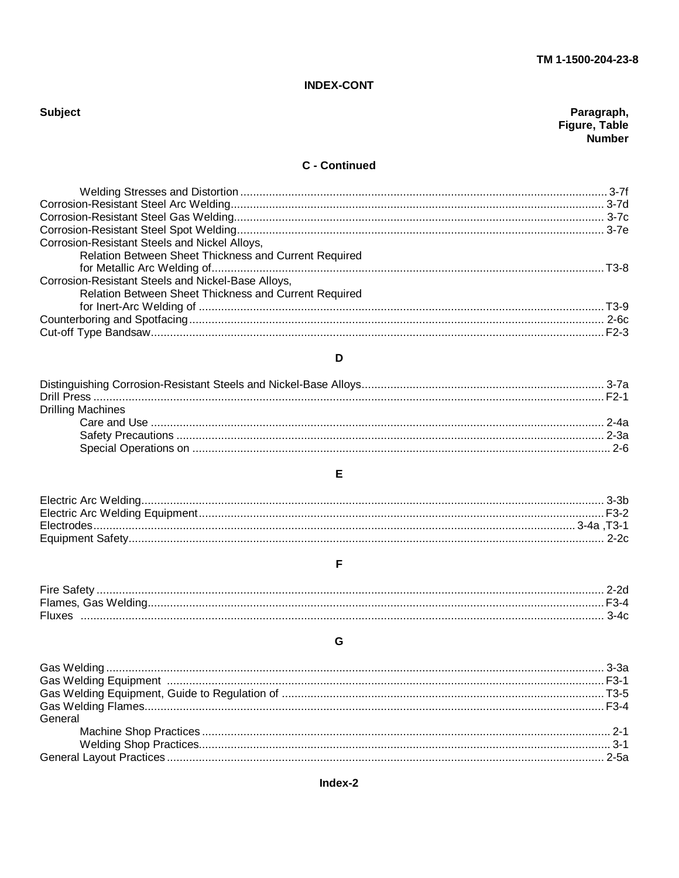## INDEX-CONT

| Subject | Paragraph, Figure, Table Number |
|---|---|

### C - Continued

| Subject | Number |
|---|---|
| Welding Stresses and Distortion | 3-7f |
| Corrosion-Resistant Steel Arc Welding | 3-7d |
| Corrosion-Resistant Steel Gas Welding | 3-7c |
| Corrosion-Resistant Steel Spot Welding | 3-7e |
| Corrosion-Resistant Steels and Nickel Alloys, Relation Between Sheet Thickness and Current Required for Metallic Arc Welding of | T3-8 |
| Corrosion-Resistant Steels and Nickel-Base Alloys, Relation Between Sheet Thickness and Current Required for Inert-Arc Welding of | T3-9 |
| Counterboring and Spotfacing | 2-6c |
| Cut-off Type Bandsaw | F2-3 |

### D

| Subject | Number |
|---|---|
| Distinguishing Corrosion-Resistant Steels and Nickel-Base Alloys | 3-7a |
| Drill Press | F2-1 |
| Drilling Machines | |
| Care and Use | 2-4a |
| Safety Precautions | 2-3a |
| Special Operations on | 2-6 |

### E

| Subject | Number |
|---|---|
| Electric Arc Welding | 3-3b |
| Electric Arc Welding Equipment | F3-2 |
| Electrodes | 3-4a ,T3-1 |
| Equipment Safety | 2-2c |

### F

| Subject | Number |
|---|---|
| Fire Safety | 2-2d |
| Flames, Gas Welding | F3-4 |
| Fluxes | 3-4c |

### G

| Subject | Number |
|---|---|
| Gas Welding | 3-3a |
| Gas Welding Equipment | F3-1 |
| Gas Welding Equipment, Guide to Regulation of | T3-5 |
| Gas Welding Flames | F3-4 |
| General | |
| Machine Shop Practices | 2-1 |
| Welding Shop Practices | 3-1 |
| General Layout Practices | 2-5a |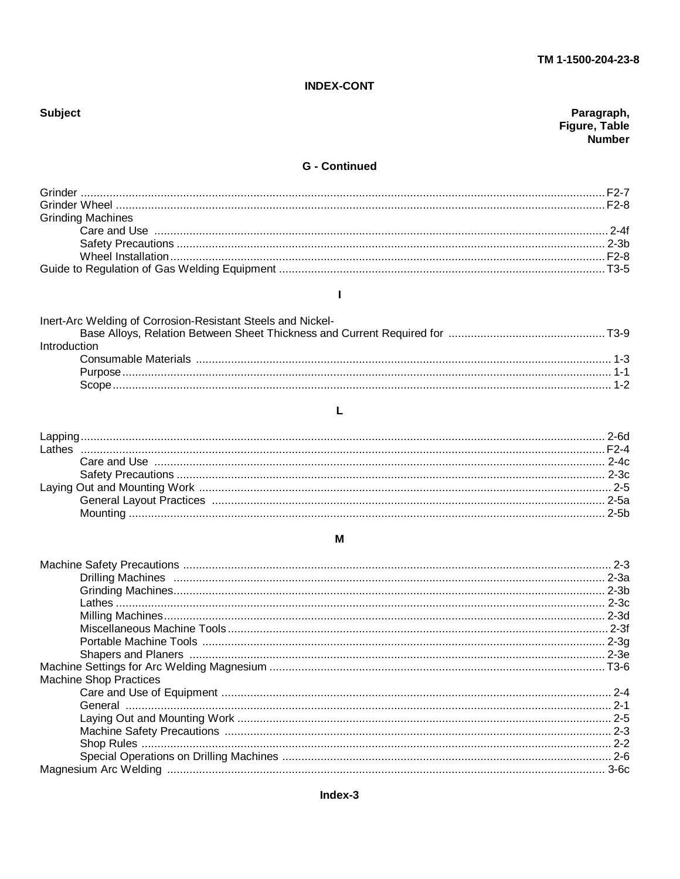## INDEX-CONT

| Subject | Paragraph, Figure, Table Number |
|---|---|

### G - Continued

| Subject | Number |
|---|---|
| Grinder | F2-7 |
| Grinder Wheel | F2-8 |
| Grinding Machines | |
| Care and Use | 2-4f |
| Safety Precautions | 2-3b |
| Wheel Installation | F2-8 |
| Guide to Regulation of Gas Welding Equipment | T3-5 |

### I

| Subject | Number |
|---|---|
| Inert-Arc Welding of Corrosion-Resistant Steels and Nickel-Base Alloys, Relation Between Sheet Thickness and Current Required for | T3-9 |
| Introduction | |
| Consumable Materials | 1-3 |
| Purpose | 1-1 |
| Scope | 1-2 |

### L

| Subject | Number |
|---|---|
| Lapping | 2-6d |
| Lathes | F2-4 |
| Care and Use | 2-4c |
| Safety Precautions | 2-3c |
| Laying Out and Mounting Work | 2-5 |
| General Layout Practices | 2-5a |
| Mounting | 2-5b |

### M

| Subject | Number |
|---|---|
| Machine Safety Precautions | 2-3 |
| Drilling Machines | 2-3a |
| Grinding Machines | 2-3b |
| Lathes | 2-3c |
| Milling Machines | 2-3d |
| Miscellaneous Machine Tools | 2-3f |
| Portable Machine Tools | 2-3g |
| Shapers and Planers | 2-3e |
| Machine Settings for Arc Welding Magnesium | T3-6 |
| Machine Shop Practices | |
| Care and Use of Equipment | 2-4 |
| General | 2-1 |
| Laying Out and Mounting Work | 2-5 |
| Machine Safety Precautions | 2-3 |
| Shop Rules | 2-2 |
| Special Operations on Drilling Machines | 2-6 |
| Magnesium Arc Welding | 3-6c |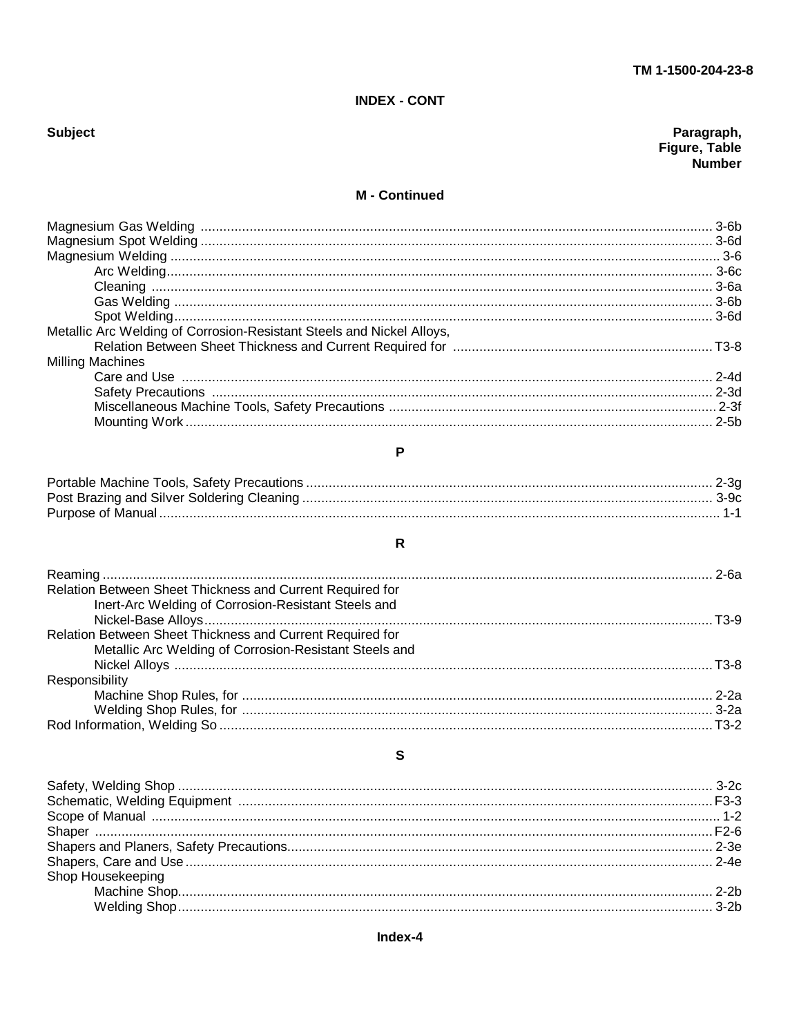## INDEX - CONT

| Subject | Paragraph, Figure, Table Number |
|---|---|

### M - Continued

| Subject | Number |
|---|---|
| Magnesium Gas Welding | 3-6b |
| Magnesium Spot Welding | 3-6d |
| Magnesium Welding | 3-6 |
| Arc Welding | 3-6c |
| Cleaning | 3-6a |
| Gas Welding | 3-6b |
| Spot Welding | 3-6d |
| Metallic Arc Welding of Corrosion-Resistant Steels and Nickel Alloys, Relation Between Sheet Thickness and Current Required for | T3-8 |
| Milling Machines | |
| Care and Use | 2-4d |
| Safety Precautions | 2-3d |
| Miscellaneous Machine Tools, Safety Precautions | 2-3f |
| Mounting Work | 2-5b |

### P

| Subject | Number |
|---|---|
| Portable Machine Tools, Safety Precautions | 2-3g |
| Post Brazing and Silver Soldering Cleaning | 3-9c |
| Purpose of Manual | 1-1 |

### R

| Subject | Number |
|---|---|
| Reaming | 2-6a |
| Relation Between Sheet Thickness and Current Required for Inert-Arc Welding of Corrosion-Resistant Steels and Nickel-Base Alloys | T3-9 |
| Relation Between Sheet Thickness and Current Required for Metallic Arc Welding of Corrosion-Resistant Steels and Nickel Alloys | T3-8 |
| Responsibility | |
| Machine Shop Rules, for | 2-2a |
| Welding Shop Rules, for | 3-2a |
| Rod Information, Welding So | T3-2 |

### S

| Subject | Number |
|---|---|
| Safety, Welding Shop | 3-2c |
| Schematic, Welding Equipment | F3-3 |
| Scope of Manual | 1-2 |
| Shaper | F2-6 |
| Shapers and Planers, Safety Precautions | 2-3e |
| Shapers, Care and Use | 2-4e |
| Shop Housekeeping | |
| Machine Shop | 2-2b |
| Welding Shop | 3-2b |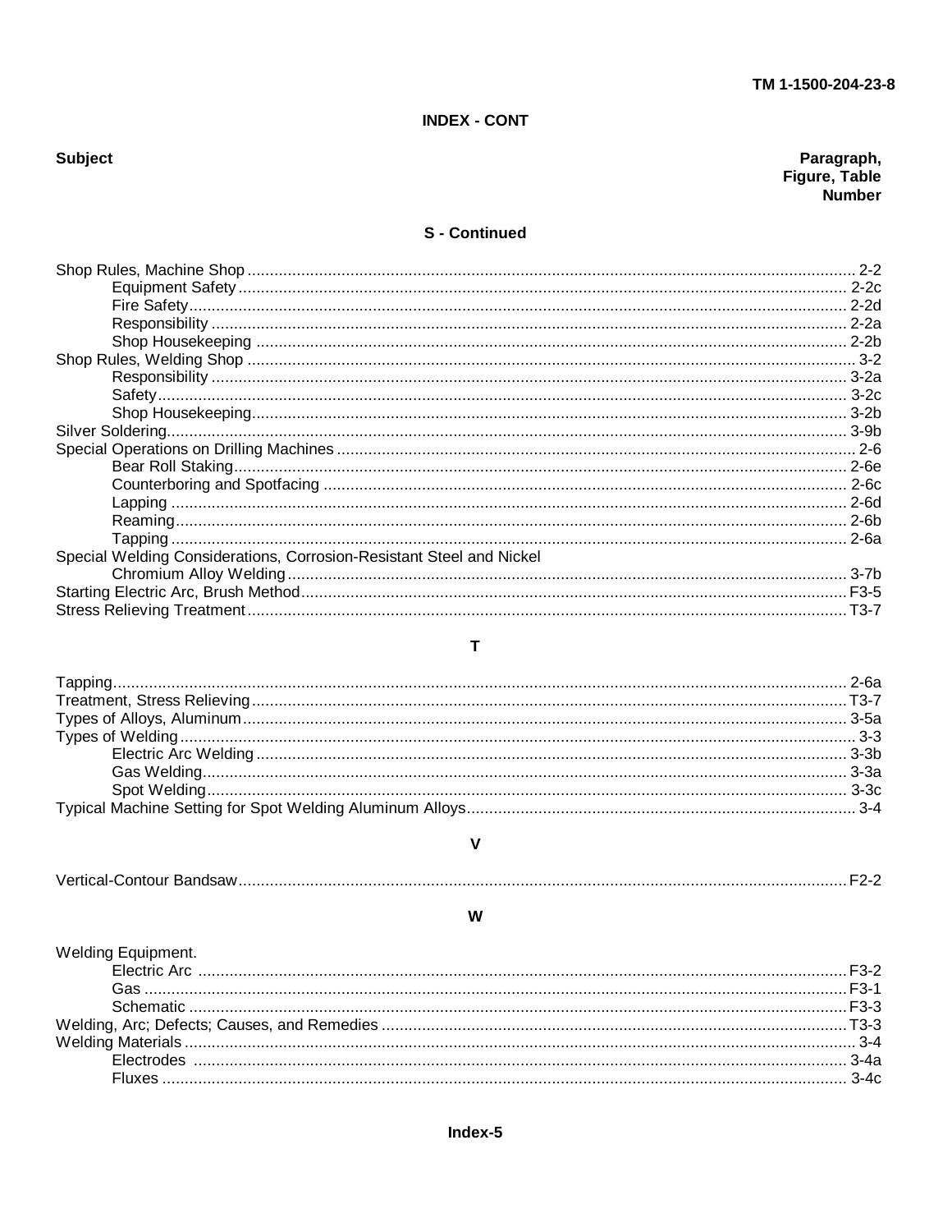## INDEX - CONT

| Subject | Paragraph, Figure, Table Number |
|---|---|
| **S - Continued** | |
| Shop Rules, Machine Shop | 2-2 |
| Equipment Safety | 2-2c |
| Fire Safety | 2-2d |
| Responsibility | 2-2a |
| Shop Housekeeping | 2-2b |
| Shop Rules, Welding Shop | 3-2 |
| Responsibility | 3-2a |
| Safety | 3-2c |
| Shop Housekeeping | 3-2b |
| Silver Soldering | 3-9b |
| Special Operations on Drilling Machines | 2-6 |
| Bear Roll Staking | 2-6e |
| Counterboring and Spotfacing | 2-6c |
| Lapping | 2-6d |
| Reaming | 2-6b |
| Tapping | 2-6a |
| Special Welding Considerations, Corrosion-Resistant Steel and Nickel Chromium Alloy Welding | 3-7b |
| Starting Electric Arc, Brush Method | F3-5 |
| Stress Relieving Treatment | T3-7 |
| **T** | |
| Tapping | 2-6a |
| Treatment, Stress Relieving | T3-7 |
| Types of Alloys, Aluminum | 3-5a |
| Types of Welding | 3-3 |
| Electric Arc Welding | 3-3b |
| Gas Welding | 3-3a |
| Spot Welding | 3-3c |
| Typical Machine Setting for Spot Welding Aluminum Alloys | 3-4 |
| **V** | |
| Vertical-Contour Bandsaw | F2-2 |
| **W** | |
| Welding Equipment. | |
| Electric Arc | F3-2 |
| Gas | F3-1 |
| Schematic | F3-3 |
| Welding, Arc; Defects; Causes, and Remedies | T3-3 |
| Welding Materials | 3-4 |
| Electrodes | 3-4a |
| Fluxes | 3-4c |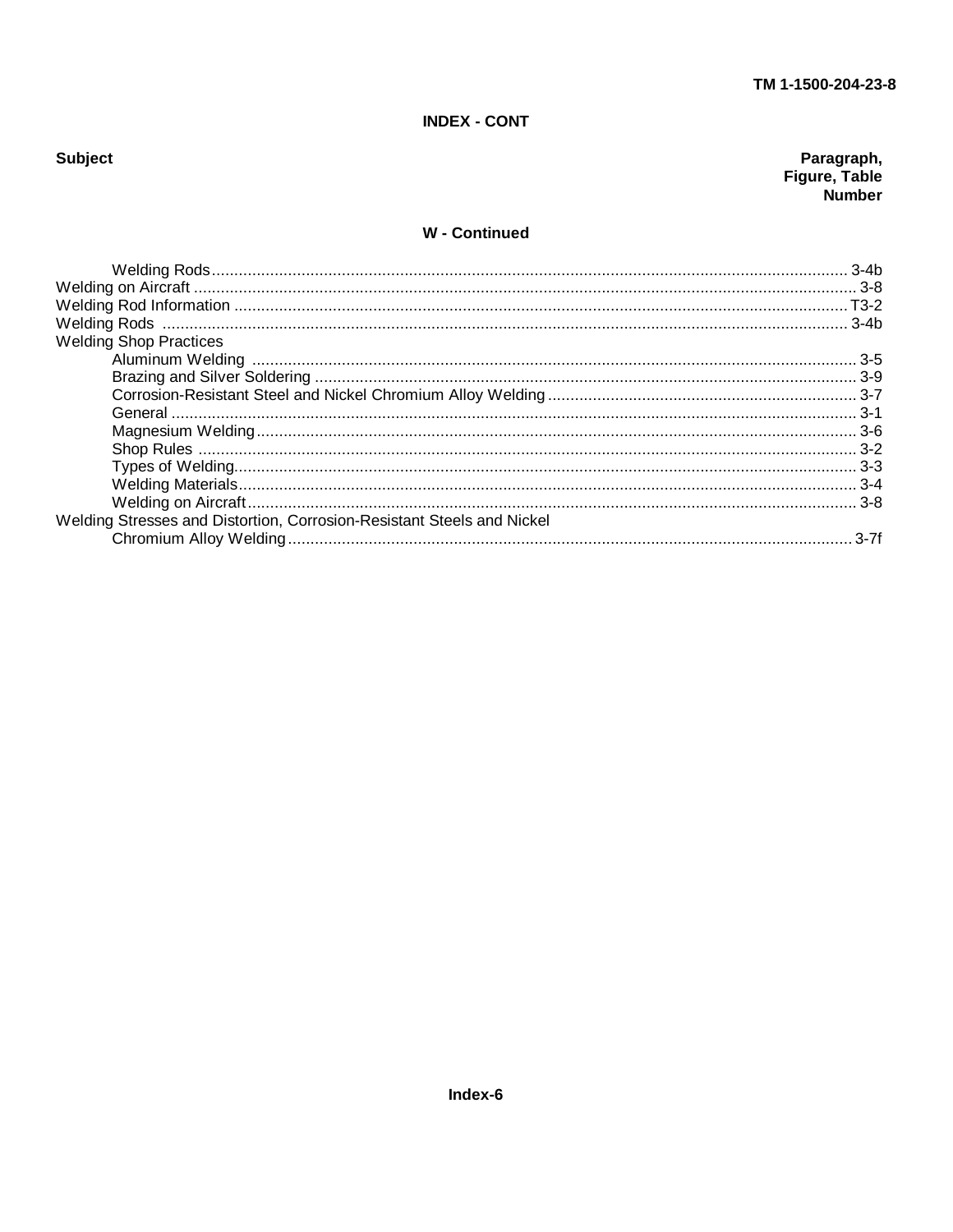## INDEX - CONT

| Subject | Paragraph, Figure, Table Number |
| --- | --- |
| **W - Continued** | |
| Welding Rods | 3-4b |
| Welding on Aircraft | 3-8 |
| Welding Rod Information | T3-2 |
| Welding Rods | 3-4b |
| Welding Shop Practices | |
| Aluminum Welding | 3-5 |
| Brazing and Silver Soldering | 3-9 |
| Corrosion-Resistant Steel and Nickel Chromium Alloy Welding | 3-7 |
| General | 3-1 |
| Magnesium Welding | 3-6 |
| Shop Rules | 3-2 |
| Types of Welding | 3-3 |
| Welding Materials | 3-4 |
| Welding on Aircraft | 3-8 |
| Welding Stresses and Distortion, Corrosion-Resistant Steels and Nickel Chromium Alloy Welding | 3-7f |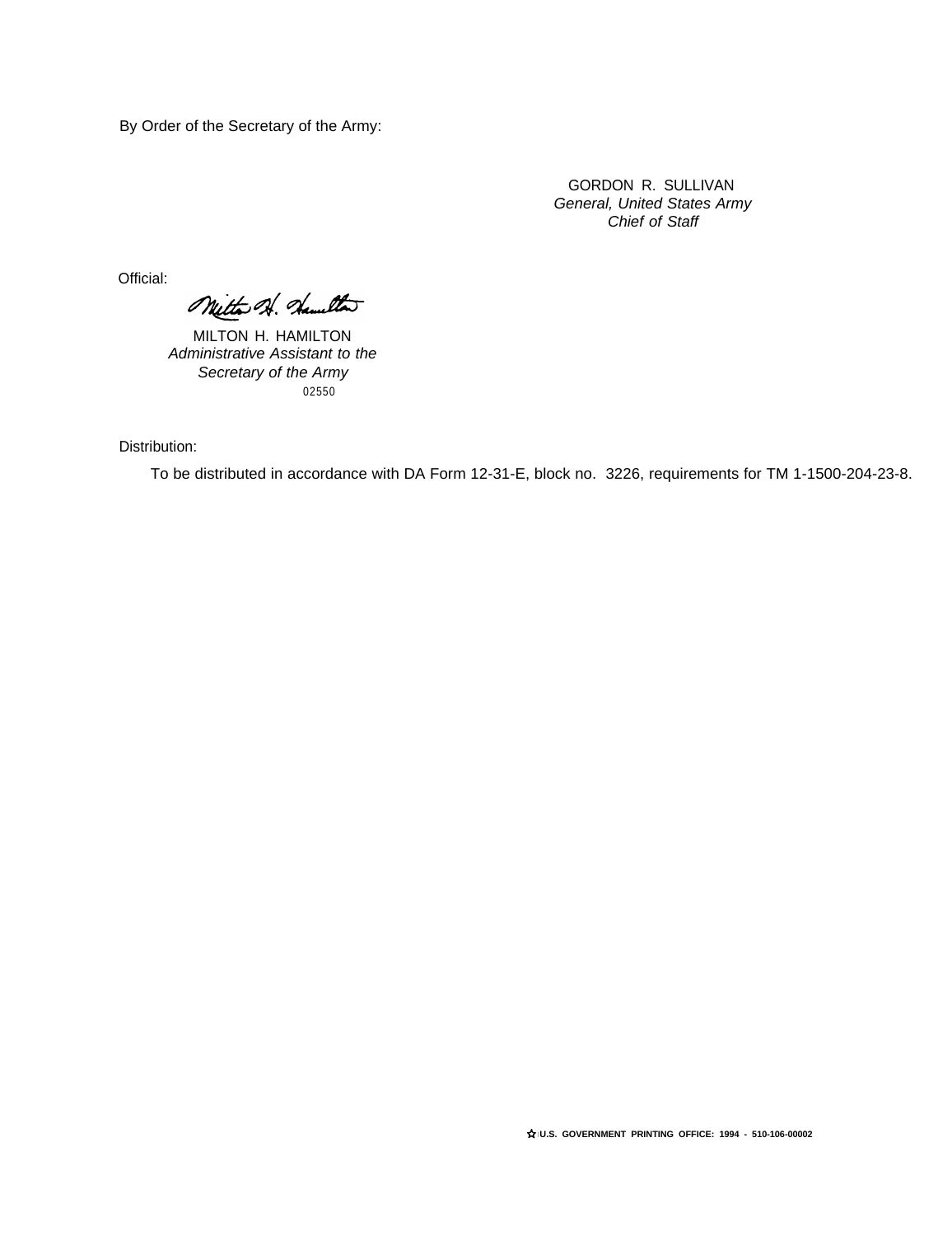By Order of the Secretary of the Army:

GORDON R. SULLIVAN
*General, United States Army*
*Chief of Staff*

Official:

MILTON H. HAMILTON
*Administrative Assistant to the*
*Secretary of the Army*
02550

Distribution:

To be distributed in accordance with DA Form 12-31-E, block no. 3226, requirements for TM 1-1500-204-23-8.

☆ **U.S. GOVERNMENT PRINTING OFFICE: 1994 - 510-106-00002**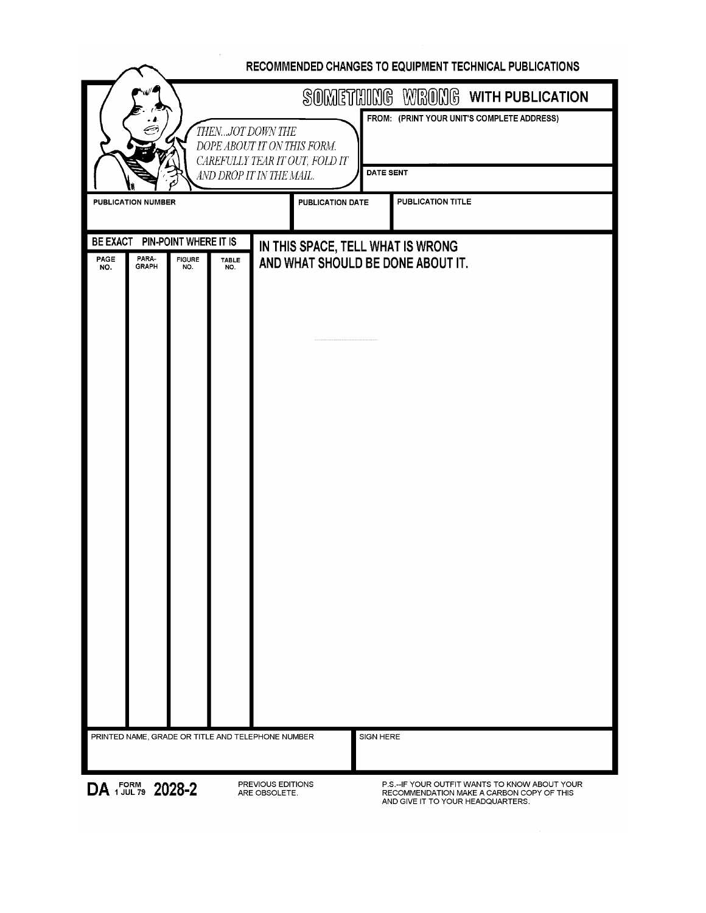## RECOMMENDED CHANGES TO EQUIPMENT TECHNICAL PUBLICATIONS

### SOMETHING WRONG WITH PUBLICATION

*THEN...JOT DOWN THE DOPE ABOUT IT ON THIS FORM. CAREFULLY TEAR IT OUT, FOLD IT AND DROP IT IN THE MAIL.*

FROM: (PRINT YOUR UNIT'S COMPLETE ADDRESS)

DATE SENT

| PUBLICATION NUMBER | PUBLICATION DATE | PUBLICATION TITLE |
|---|---|---|
| | | |

| BE EXACT PIN-POINT WHERE IT IS | | | | IN THIS SPACE, TELL WHAT IS WRONG AND WHAT SHOULD BE DONE ABOUT IT. |
|---|---|---|---|---|
| PAGE NO. | PARA-GRAPH | FIGURE NO. | TABLE NO. | |
| | | | | |

| PRINTED NAME, GRADE OR TITLE AND TELEPHONE NUMBER | SIGN HERE |
|---|---|
| | |

**DA FORM 1 JUL 79 2028-2**

PREVIOUS EDITIONS ARE OBSOLETE.

P.S.--IF YOUR OUTFIT WANTS TO KNOW ABOUT YOUR RECOMMENDATION MAKE A CARBON COPY OF THIS AND GIVE IT TO YOUR HEADQUARTERS.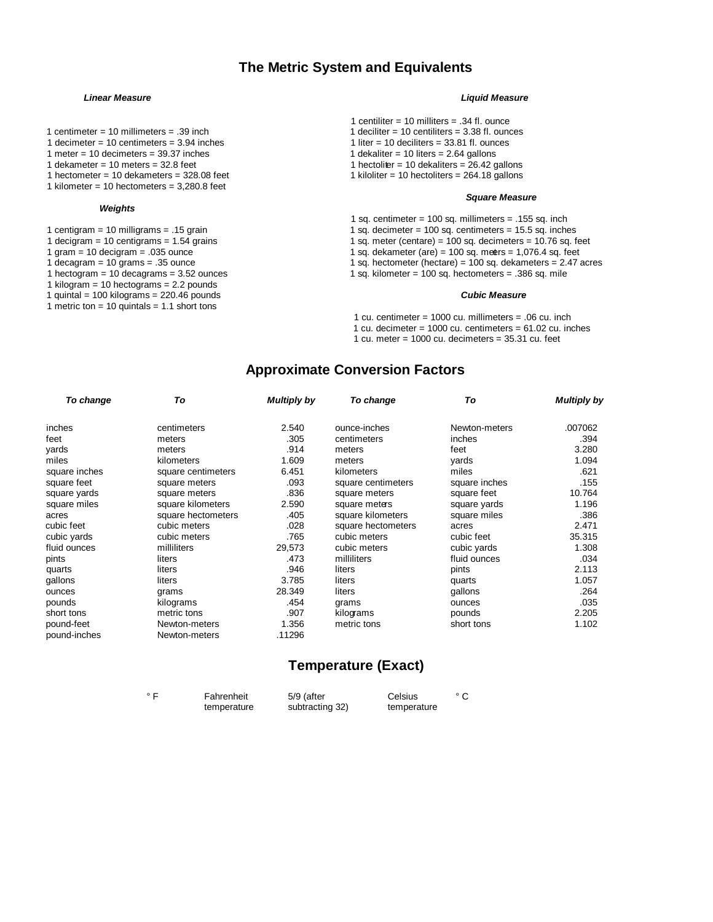## The Metric System and Equivalents

***Linear Measure***

1 centimeter = 10 millimeters = .39 inch
1 decimeter = 10 centimeters = 3.94 inches
1 meter = 10 decimeters = 39.37 inches
1 dekameter = 10 meters = 32.8 feet
1 hectometer = 10 dekameters = 328.08 feet
1 kilometer = 10 hectometers = 3,280.8 feet

***Weights***

1 centigram = 10 milligrams = .15 grain
1 decigram = 10 centigrams = 1.54 grains
1 gram = 10 decigram = .035 ounce
1 decagram = 10 grams = .35 ounce
1 hectogram = 10 decagrams = 3.52 ounces
1 kilogram = 10 hectograms = 2.2 pounds
1 quintal = 100 kilograms = 220.46 pounds
1 metric ton = 10 quintals = 1.1 short tons

***Liquid Measure***

1 centiliter = 10 milliters = .34 fl. ounce
1 deciliter = 10 centiliters = 3.38 fl. ounces
1 liter = 10 deciliters = 33.81 fl. ounces
1 dekaliter = 10 liters = 2.64 gallons
1 hectoliter = 10 dekaliters = 26.42 gallons
1 kiloliter = 10 hectoliters = 264.18 gallons

***Square Measure***

1 sq. centimeter = 100 sq. millimeters = .155 sq. inch
1 sq. decimeter = 100 sq. centimeters = 15.5 sq. inches
1 sq. meter (centare) = 100 sq. decimeters = 10.76 sq. feet
1 sq. dekameter (are) = 100 sq. meters = 1,076.4 sq. feet
1 sq. hectometer (hectare) = 100 sq. dekameters = 2.47 acres
1 sq. kilometer = 100 sq. hectometers = .386 sq. mile

***Cubic Measure***

1 cu. centimeter = 1000 cu. millimeters = .06 cu. inch
1 cu. decimeter = 1000 cu. centimeters = 61.02 cu. inches
1 cu. meter = 1000 cu. decimeters = 35.31 cu. feet

## Approximate Conversion Factors

| *To change* | *To* | *Multiply by* | *To change* | *To* | *Multiply by* |
|---|---|---|---|---|---|
| inches | centimeters | 2.540 | ounce-inches | Newton-meters | .007062 |
| feet | meters | .305 | centimeters | inches | .394 |
| yards | meters | .914 | meters | feet | 3.280 |
| miles | kilometers | 1.609 | meters | yards | 1.094 |
| square inches | square centimeters | 6.451 | kilometers | miles | .621 |
| square feet | square meters | .093 | square centimeters | square inches | .155 |
| square yards | square meters | .836 | square meters | square feet | 10.764 |
| square miles | square kilometers | 2.590 | square meters | square yards | 1.196 |
| acres | square hectometers | .405 | square kilometers | square miles | .386 |
| cubic feet | cubic meters | .028 | square hectometers | acres | 2.471 |
| cubic yards | cubic meters | .765 | cubic meters | cubic feet | 35.315 |
| fluid ounces | milliliters | 29,573 | cubic meters | cubic yards | 1.308 |
| pints | liters | .473 | milliliters | fluid ounces | .034 |
| quarts | liters | .946 | liters | pints | 2.113 |
| gallons | liters | 3.785 | liters | quarts | 1.057 |
| ounces | grams | 28.349 | liters | gallons | .264 |
| pounds | kilograms | .454 | grams | ounces | .035 |
| short tons | metric tons | .907 | kilograms | pounds | 2.205 |
| pound-feet | Newton-meters | 1.356 | metric tons | short tons | 1.102 |
| pound-inches | Newton-meters | .11296 | | | |

## Temperature (Exact)

| | | | | |
|---|---|---|---|---|
| ° F | Fahrenheit temperature | 5/9 (after subtracting 32) | Celsius temperature | ° C |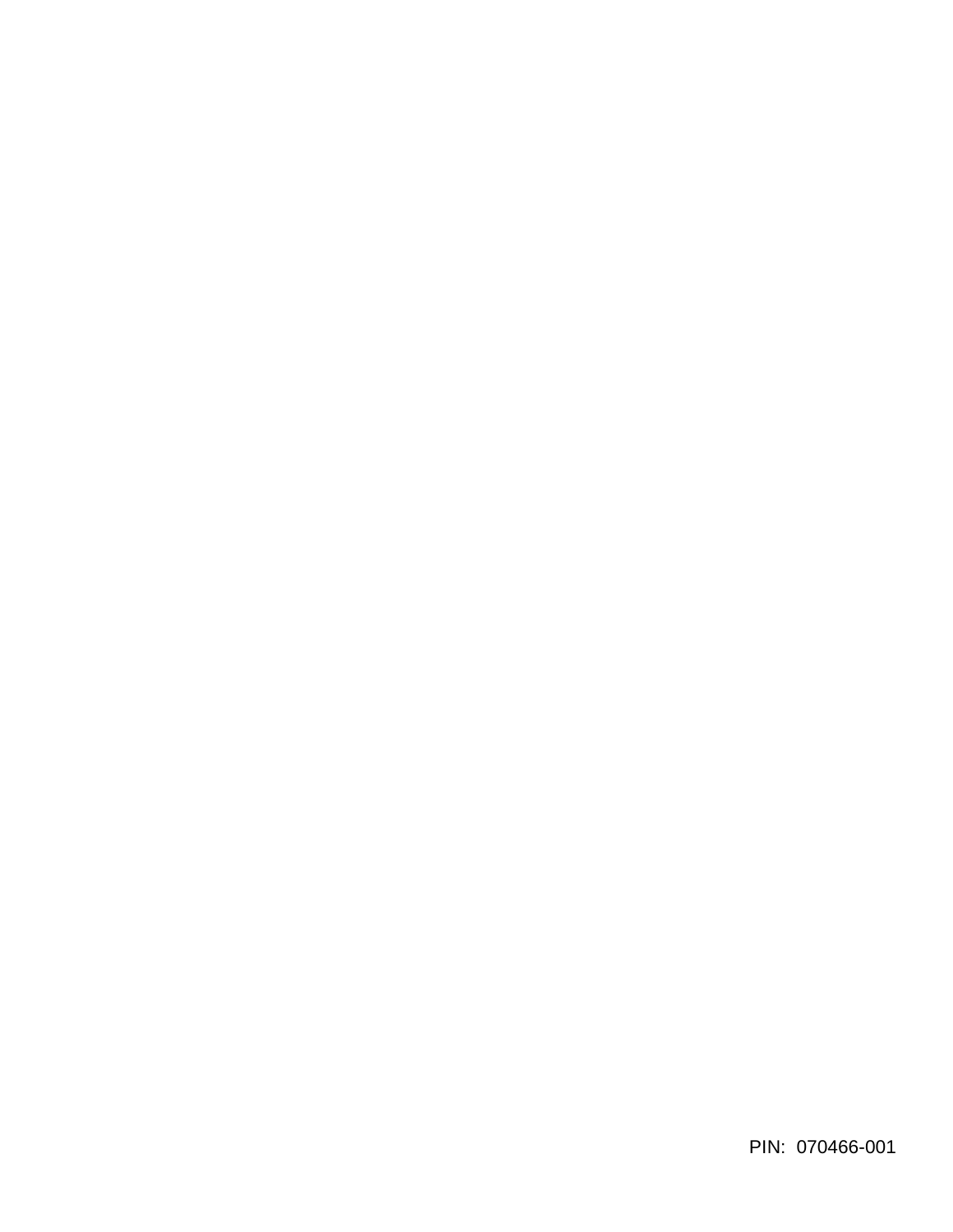PIN: 070466-001